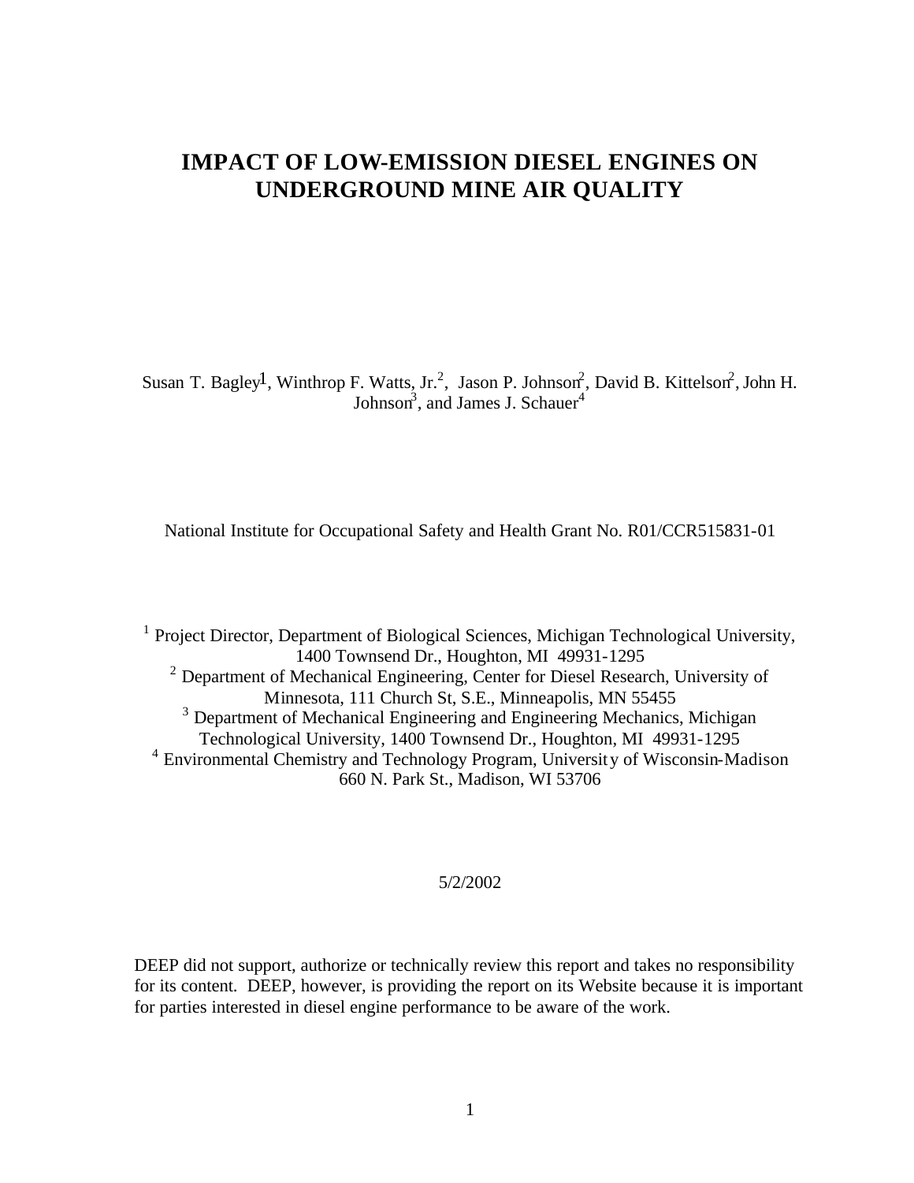# IMPACT OF LOW-EMISSION DIESEL ENGINES ON UNDERGROUND MINE AIR QUALITY

Susan T. Bagley[1], Winthrop F. Watts, Jr.[2], Jason P. Johnson[2], David B. Kittelson[2], John H. Johnson[3], and James J. Schauer[4]

National Institute for Occupational Safety and Health Grant No. R01/CCR515831-01

[1] Project Director, Department of Biological Sciences, Michigan Technological University, 1400 Townsend Dr., Houghton, MI 49931-1295
[2] Department of Mechanical Engineering, Center for Diesel Research, University of Minnesota, 111 Church St, S.E., Minneapolis, MN 55455
[3] Department of Mechanical Engineering and Engineering Mechanics, Michigan Technological University, 1400 Townsend Dr., Houghton, MI 49931-1295
[4] Environmental Chemistry and Technology Program, University of Wisconsin-Madison 660 N. Park St., Madison, WI 53706

5/2/2002

DEEP did not support, authorize or technically review this report and takes no responsibility for its content. DEEP, however, is providing the report on its Website because it is important for parties interested in diesel engine performance to be aware of the work.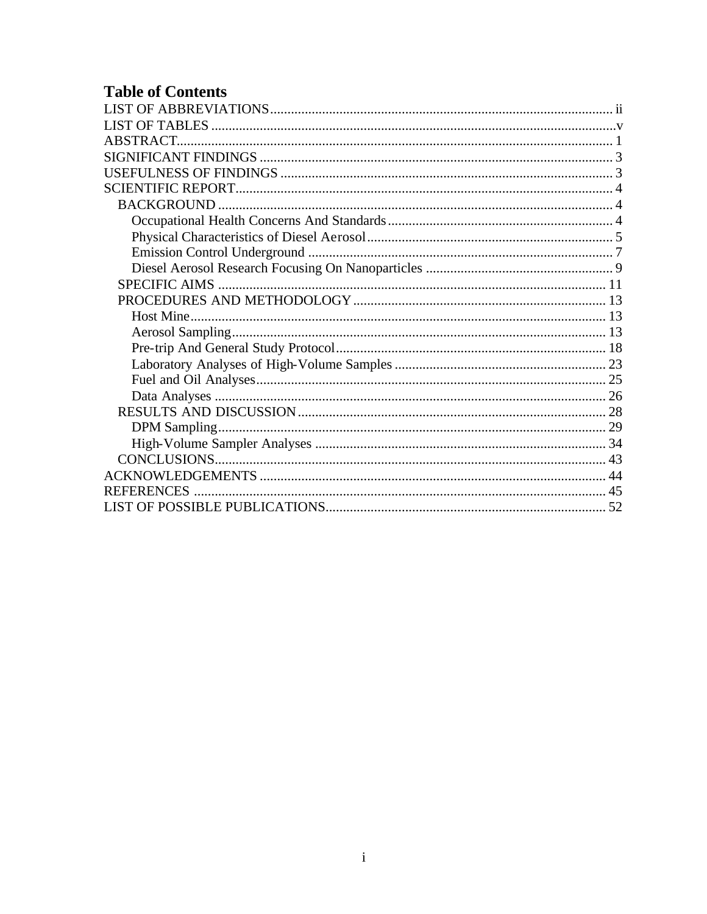# Table of Contents

LIST OF ABBREVIATIONS .......... ii
LIST OF TABLES .......... v
ABSTRACT .......... 1
SIGNIFICANT FINDINGS .......... 3
USEFULNESS OF FINDINGS .......... 3
SCIENTIFIC REPORT .......... 4
- BACKGROUND .......... 4
  - Occupational Health Concerns And Standards .......... 4
  - Physical Characteristics of Diesel Aerosol .......... 5
  - Emission Control Underground .......... 7
  - Diesel Aerosol Research Focusing On Nanoparticles .......... 9
- SPECIFIC AIMS .......... 11
- PROCEDURES AND METHODOLOGY .......... 13
  - Host Mine .......... 13
  - Aerosol Sampling .......... 13
  - Pre-trip And General Study Protocol .......... 18
  - Laboratory Analyses of High-Volume Samples .......... 23
  - Fuel and Oil Analyses .......... 25
  - Data Analyses .......... 26
- RESULTS AND DISCUSSION .......... 28
  - DPM Sampling .......... 29
  - High-Volume Sampler Analyses .......... 34
- CONCLUSIONS .......... 43

ACKNOWLEDGEMENTS .......... 44
REFERENCES .......... 45
LIST OF POSSIBLE PUBLICATIONS .......... 52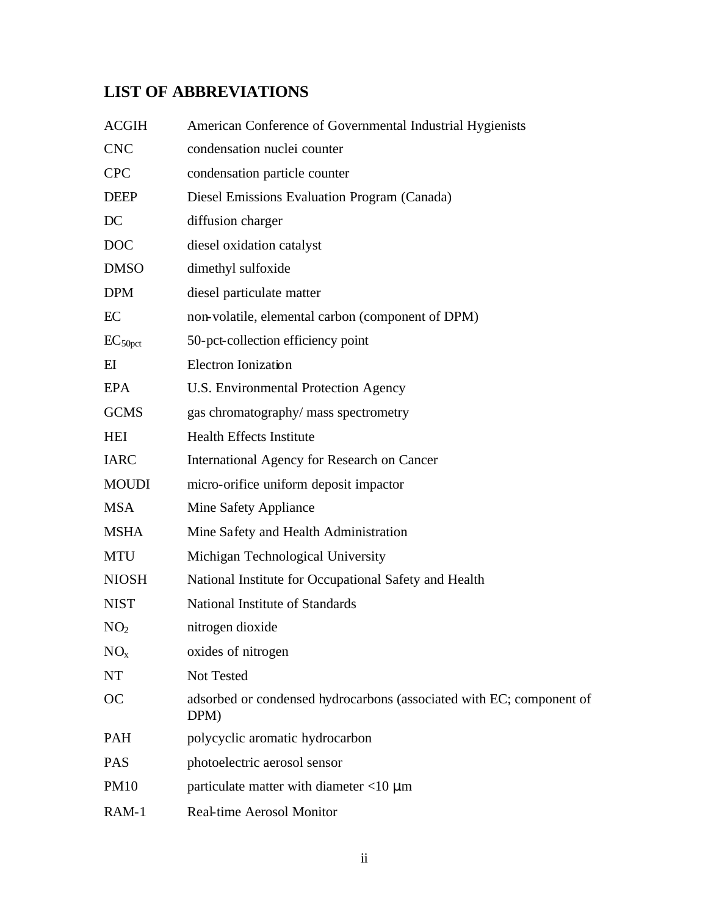## LIST OF ABBREVIATIONS

| | |
|---|---|
| ACGIH | American Conference of Governmental Industrial Hygienists |
| CNC | condensation nuclei counter |
| CPC | condensation particle counter |
| DEEP | Diesel Emissions Evaluation Program (Canada) |
| DC | diffusion charger |
| DOC | diesel oxidation catalyst |
| DMSO | dimethyl sulfoxide |
| DPM | diesel particulate matter |
| EC | non-volatile, elemental carbon (component of DPM) |
| $EC_{50pct}$ | 50-pct-collection efficiency point |
| EI | Electron Ionization |
| EPA | U.S. Environmental Protection Agency |
| GCMS | gas chromatography/ mass spectrometry |
| HEI | Health Effects Institute |
| IARC | International Agency for Research on Cancer |
| MOUDI | micro-orifice uniform deposit impactor |
| MSA | Mine Safety Appliance |
| MSHA | Mine Safety and Health Administration |
| MTU | Michigan Technological University |
| NIOSH | National Institute for Occupational Safety and Health |
| NIST | National Institute of Standards |
| $NO_2$ | nitrogen dioxide |
| $NO_x$ | oxides of nitrogen |
| NT | Not Tested |
| OC | adsorbed or condensed hydrocarbons (associated with EC; component of DPM) |
| PAH | polycyclic aromatic hydrocarbon |
| PAS | photoelectric aerosol sensor |
| PM10 | particulate matter with diameter <10 μm |
| RAM-1 | Real-time Aerosol Monitor |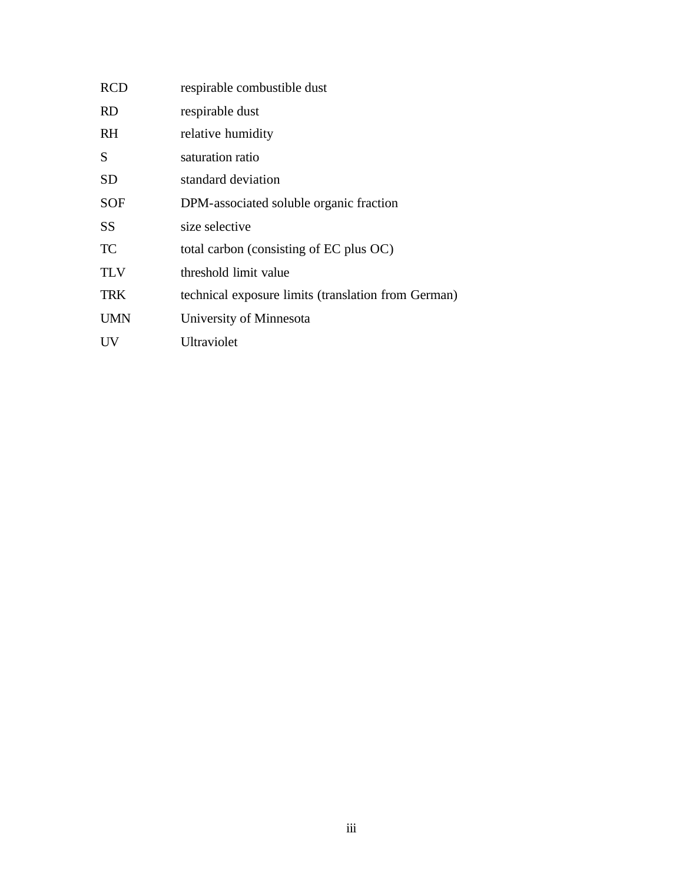| | |
|---|---|
| RCD | respirable combustible dust |
| RD | respirable dust |
| RH | relative humidity |
| S | saturation ratio |
| SD | standard deviation |
| SOF | DPM-associated soluble organic fraction |
| SS | size selective |
| TC | total carbon (consisting of EC plus OC) |
| TLV | threshold limit value |
| TRK | technical exposure limits (translation from German) |
| UMN | University of Minnesota |
| UV | Ultraviolet |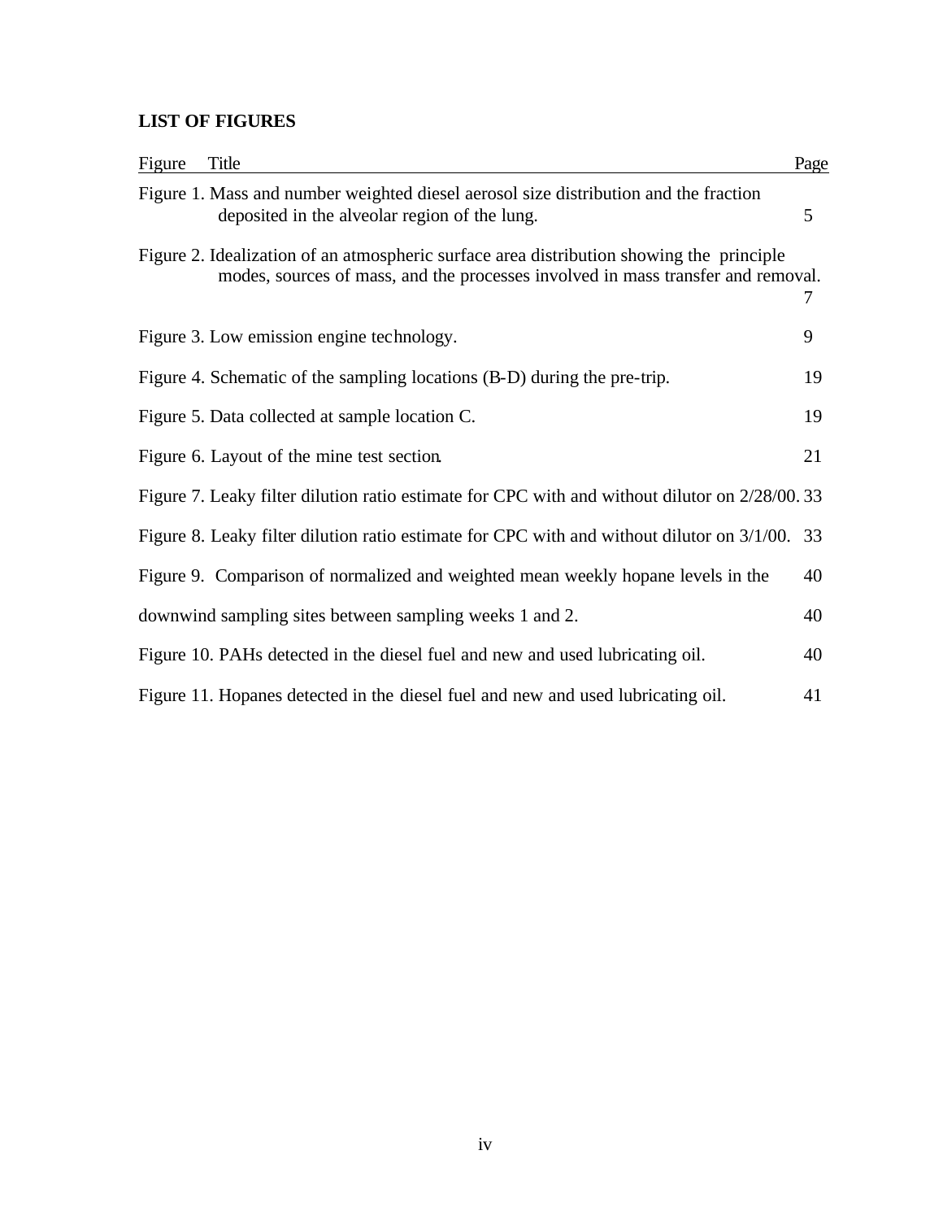**LIST OF FIGURES**

| Figure Title | Page |
|---|---|
| Figure 1. Mass and number weighted diesel aerosol size distribution and the fraction deposited in the alveolar region of the lung. | 5 |
| Figure 2. Idealization of an atmospheric surface area distribution showing the principle modes, sources of mass, and the processes involved in mass transfer and removal. | 7 |
| Figure 3. Low emission engine technology. | 9 |
| Figure 4. Schematic of the sampling locations (B-D) during the pre-trip. | 19 |
| Figure 5. Data collected at sample location C. | 19 |
| Figure 6. Layout of the mine test section. | 21 |
| Figure 7. Leaky filter dilution ratio estimate for CPC with and without dilutor on 2/28/00. | 33 |
| Figure 8. Leaky filter dilution ratio estimate for CPC with and without dilutor on 3/1/00. | 33 |
| Figure 9. Comparison of normalized and weighted mean weekly hopane levels in the | 40 |
| downwind sampling sites between sampling weeks 1 and 2. | 40 |
| Figure 10. PAHs detected in the diesel fuel and new and used lubricating oil. | 40 |
| Figure 11. Hopanes detected in the diesel fuel and new and used lubricating oil. | 41 |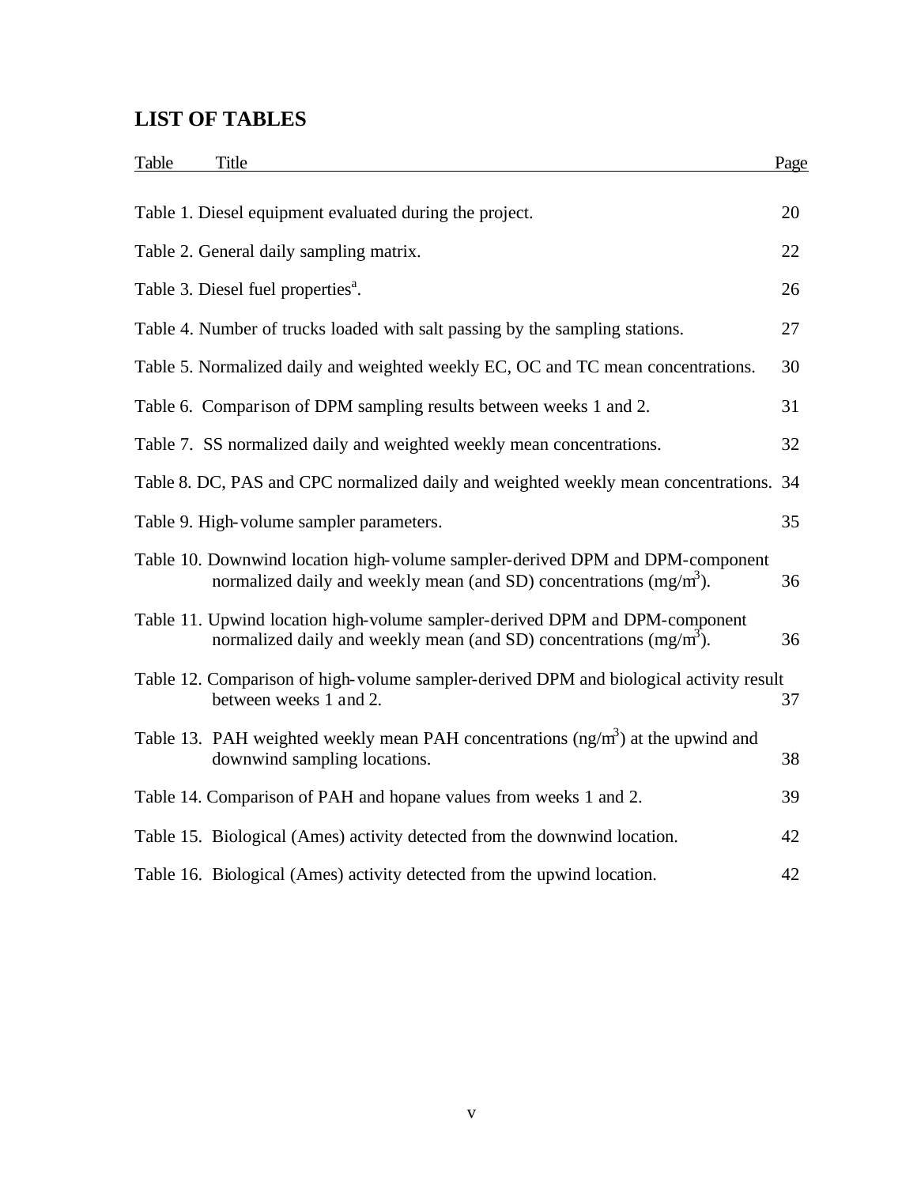## LIST OF TABLES

| Table | Title | Page |
|---|---|---|
| Table 1. | Diesel equipment evaluated during the project. | 20 |
| Table 2. | General daily sampling matrix. | 22 |
| Table 3. | Diesel fuel properties[a]. | 26 |
| Table 4. | Number of trucks loaded with salt passing by the sampling stations. | 27 |
| Table 5. | Normalized daily and weighted weekly EC, OC and TC mean concentrations. | 30 |
| Table 6. | Comparison of DPM sampling results between weeks 1 and 2. | 31 |
| Table 7. | SS normalized daily and weighted weekly mean concentrations. | 32 |
| Table 8. | DC, PAS and CPC normalized daily and weighted weekly mean concentrations. | 34 |
| Table 9. | High-volume sampler parameters. | 35 |
| Table 10. | Downwind location high-volume sampler-derived DPM and DPM-component normalized daily and weekly mean (and SD) concentrations ($mg/m^3$). | 36 |
| Table 11. | Upwind location high-volume sampler-derived DPM and DPM-component normalized daily and weekly mean (and SD) concentrations ($mg/m^3$). | 36 |
| Table 12. | Comparison of high-volume sampler-derived DPM and biological activity result between weeks 1 and 2. | 37 |
| Table 13. | PAH weighted weekly mean PAH concentrations ($ng/m^3$) at the upwind and downwind sampling locations. | 38 |
| Table 14. | Comparison of PAH and hopane values from weeks 1 and 2. | 39 |
| Table 15. | Biological (Ames) activity detected from the downwind location. | 42 |
| Table 16. | Biological (Ames) activity detected from the upwind location. | 42 |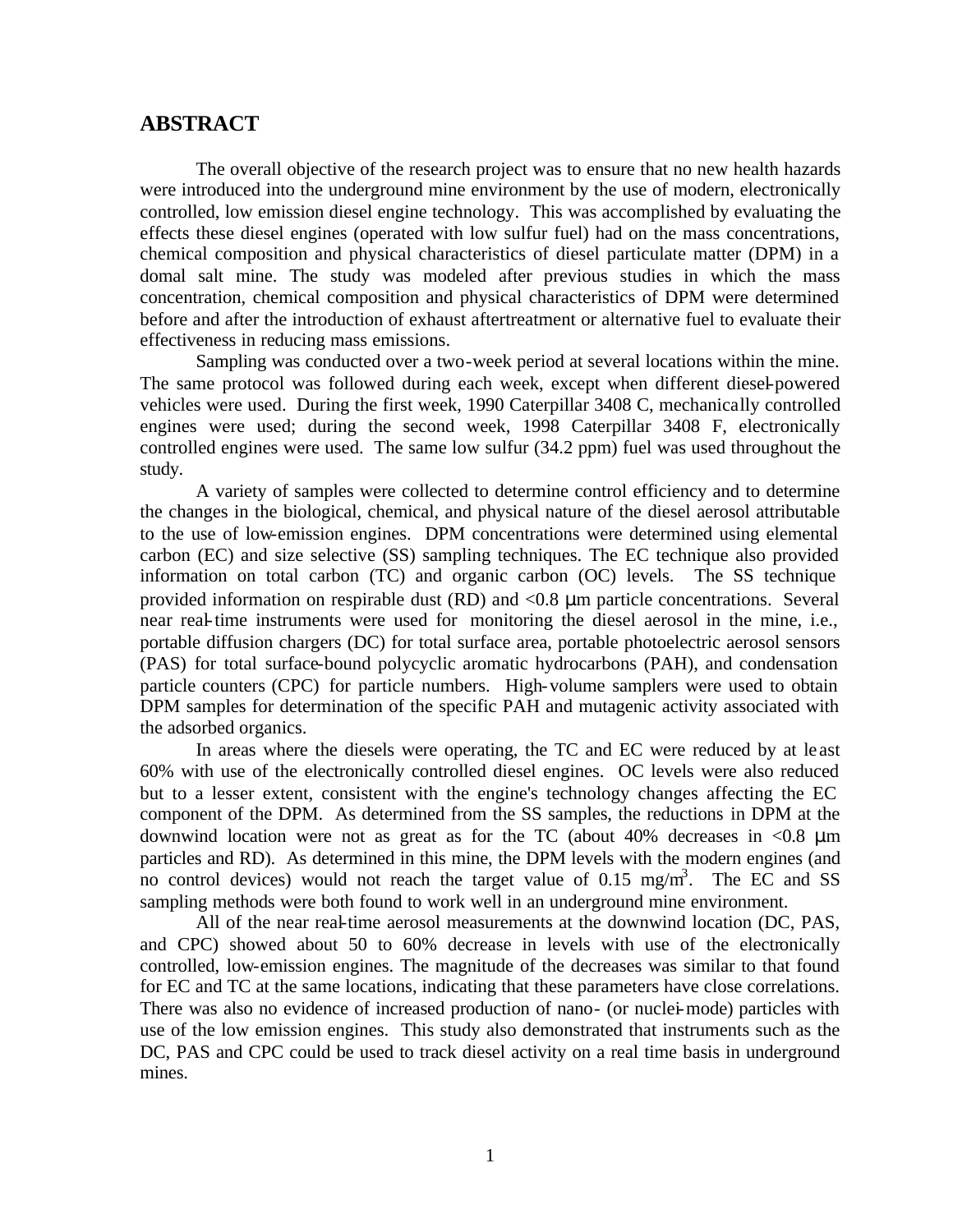## ABSTRACT

The overall objective of the research project was to ensure that no new health hazards were introduced into the underground mine environment by the use of modern, electronically controlled, low emission diesel engine technology. This was accomplished by evaluating the effects these diesel engines (operated with low sulfur fuel) had on the mass concentrations, chemical composition and physical characteristics of diesel particulate matter (DPM) in a domal salt mine. The study was modeled after previous studies in which the mass concentration, chemical composition and physical characteristics of DPM were determined before and after the introduction of exhaust aftertreatment or alternative fuel to evaluate their effectiveness in reducing mass emissions.

Sampling was conducted over a two-week period at several locations within the mine. The same protocol was followed during each week, except when different diesel-powered vehicles were used. During the first week, 1990 Caterpillar 3408 C, mechanically controlled engines were used; during the second week, 1998 Caterpillar 3408 F, electronically controlled engines were used. The same low sulfur (34.2 ppm) fuel was used throughout the study.

A variety of samples were collected to determine control efficiency and to determine the changes in the biological, chemical, and physical nature of the diesel aerosol attributable to the use of low-emission engines. DPM concentrations were determined using elemental carbon (EC) and size selective (SS) sampling techniques. The EC technique also provided information on total carbon (TC) and organic carbon (OC) levels. The SS technique provided information on respirable dust (RD) and <0.8 μm particle concentrations. Several near real-time instruments were used for monitoring the diesel aerosol in the mine, i.e., portable diffusion chargers (DC) for total surface area, portable photoelectric aerosol sensors (PAS) for total surface-bound polycyclic aromatic hydrocarbons (PAH), and condensation particle counters (CPC) for particle numbers. High-volume samplers were used to obtain DPM samples for determination of the specific PAH and mutagenic activity associated with the adsorbed organics.

In areas where the diesels were operating, the TC and EC were reduced by at least 60% with use of the electronically controlled diesel engines. OC levels were also reduced but to a lesser extent, consistent with the engine's technology changes affecting the EC component of the DPM. As determined from the SS samples, the reductions in DPM at the downwind location were not as great as for the TC (about 40% decreases in <0.8 μm particles and RD). As determined in this mine, the DPM levels with the modern engines (and no control devices) would not reach the target value of 0.15 mg/m$^3$. The EC and SS sampling methods were both found to work well in an underground mine environment.

All of the near real-time aerosol measurements at the downwind location (DC, PAS, and CPC) showed about 50 to 60% decrease in levels with use of the electronically controlled, low-emission engines. The magnitude of the decreases was similar to that found for EC and TC at the same locations, indicating that these parameters have close correlations. There was also no evidence of increased production of nano- (or nuclei-mode) particles with use of the low emission engines. This study also demonstrated that instruments such as the DC, PAS and CPC could be used to track diesel activity on a real time basis in underground mines.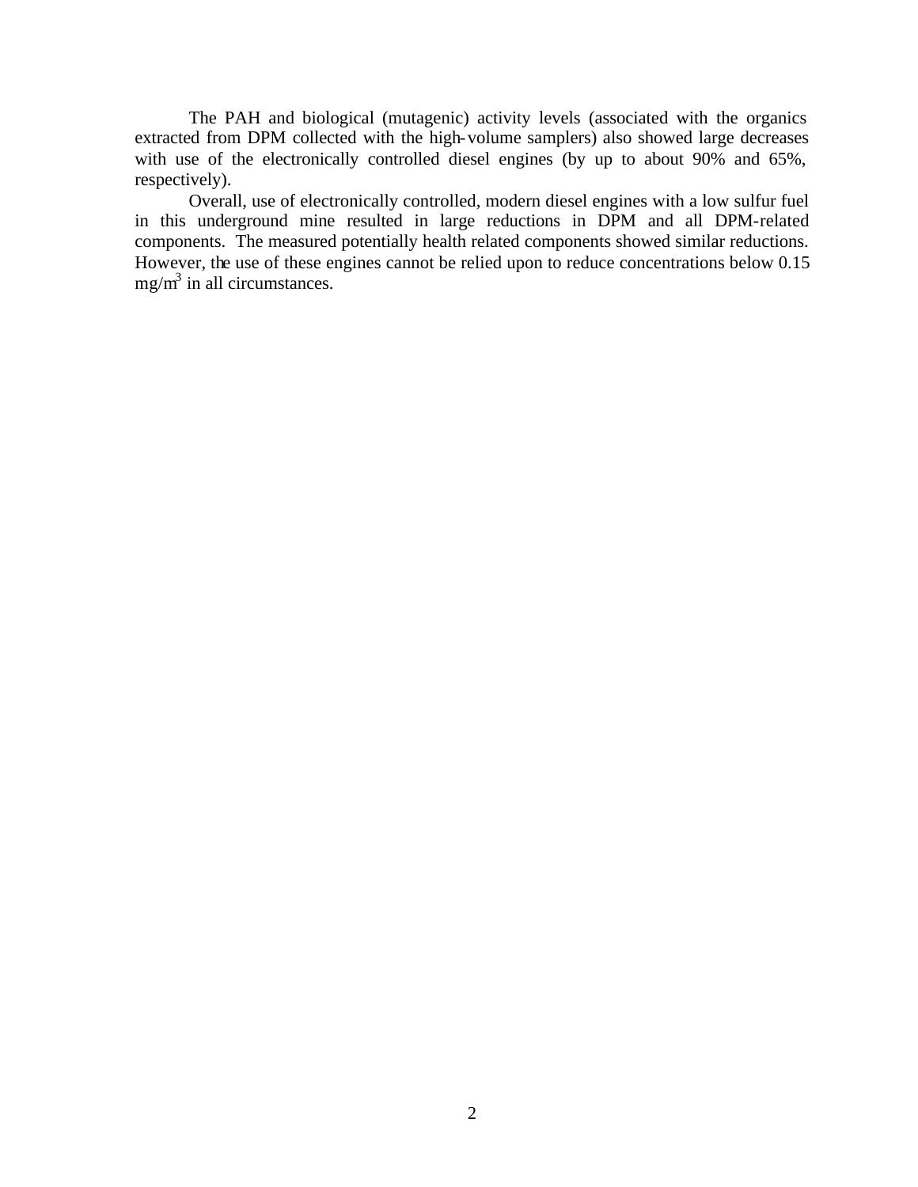The PAH and biological (mutagenic) activity levels (associated with the organics extracted from DPM collected with the high-volume samplers) also showed large decreases with use of the electronically controlled diesel engines (by up to about 90% and 65%, respectively).

Overall, use of electronically controlled, modern diesel engines with a low sulfur fuel in this underground mine resulted in large reductions in DPM and all DPM-related components. The measured potentially health related components showed similar reductions. However, the use of these engines cannot be relied upon to reduce concentrations below 0.15 $mg/m^3$ in all circumstances.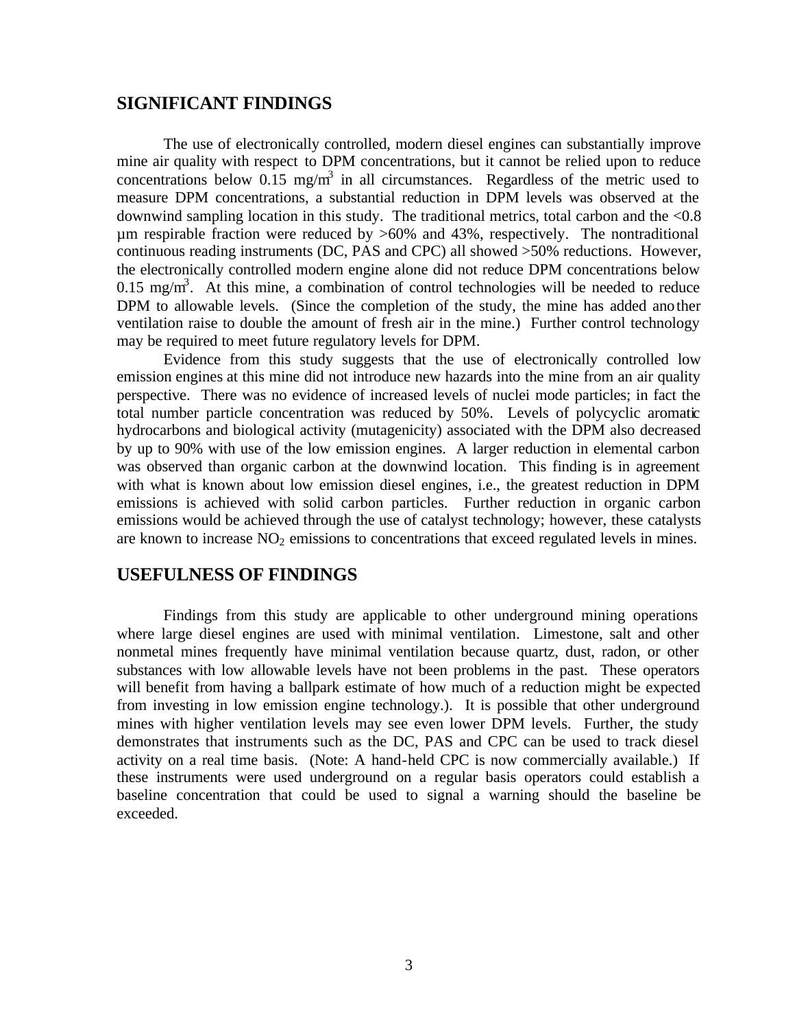## SIGNIFICANT FINDINGS

The use of electronically controlled, modern diesel engines can substantially improve mine air quality with respect to DPM concentrations, but it cannot be relied upon to reduce concentrations below 0.15 $mg/m^3$ in all circumstances. Regardless of the metric used to measure DPM concentrations, a substantial reduction in DPM levels was observed at the downwind sampling location in this study. The traditional metrics, total carbon and the <0.8 µm respirable fraction were reduced by >60% and 43%, respectively. The nontraditional continuous reading instruments (DC, PAS and CPC) all showed >50% reductions. However, the electronically controlled modern engine alone did not reduce DPM concentrations below 0.15 $mg/m^3$. At this mine, a combination of control technologies will be needed to reduce DPM to allowable levels. (Since the completion of the study, the mine has added another ventilation raise to double the amount of fresh air in the mine.) Further control technology may be required to meet future regulatory levels for DPM.

Evidence from this study suggests that the use of electronically controlled low emission engines at this mine did not introduce new hazards into the mine from an air quality perspective. There was no evidence of increased levels of nuclei mode particles; in fact the total number particle concentration was reduced by 50%. Levels of polycyclic aromatic hydrocarbons and biological activity (mutagenicity) associated with the DPM also decreased by up to 90% with use of the low emission engines. A larger reduction in elemental carbon was observed than organic carbon at the downwind location. This finding is in agreement with what is known about low emission diesel engines, i.e., the greatest reduction in DPM emissions is achieved with solid carbon particles. Further reduction in organic carbon emissions would be achieved through the use of catalyst technology; however, these catalysts are known to increase $NO_2$ emissions to concentrations that exceed regulated levels in mines.

## USEFULNESS OF FINDINGS

Findings from this study are applicable to other underground mining operations where large diesel engines are used with minimal ventilation. Limestone, salt and other nonmetal mines frequently have minimal ventilation because quartz, dust, radon, or other substances with low allowable levels have not been problems in the past. These operators will benefit from having a ballpark estimate of how much of a reduction might be expected from investing in low emission engine technology.). It is possible that other underground mines with higher ventilation levels may see even lower DPM levels. Further, the study demonstrates that instruments such as the DC, PAS and CPC can be used to track diesel activity on a real time basis. (Note: A hand-held CPC is now commercially available.) If these instruments were used underground on a regular basis operators could establish a baseline concentration that could be used to signal a warning should the baseline be exceeded.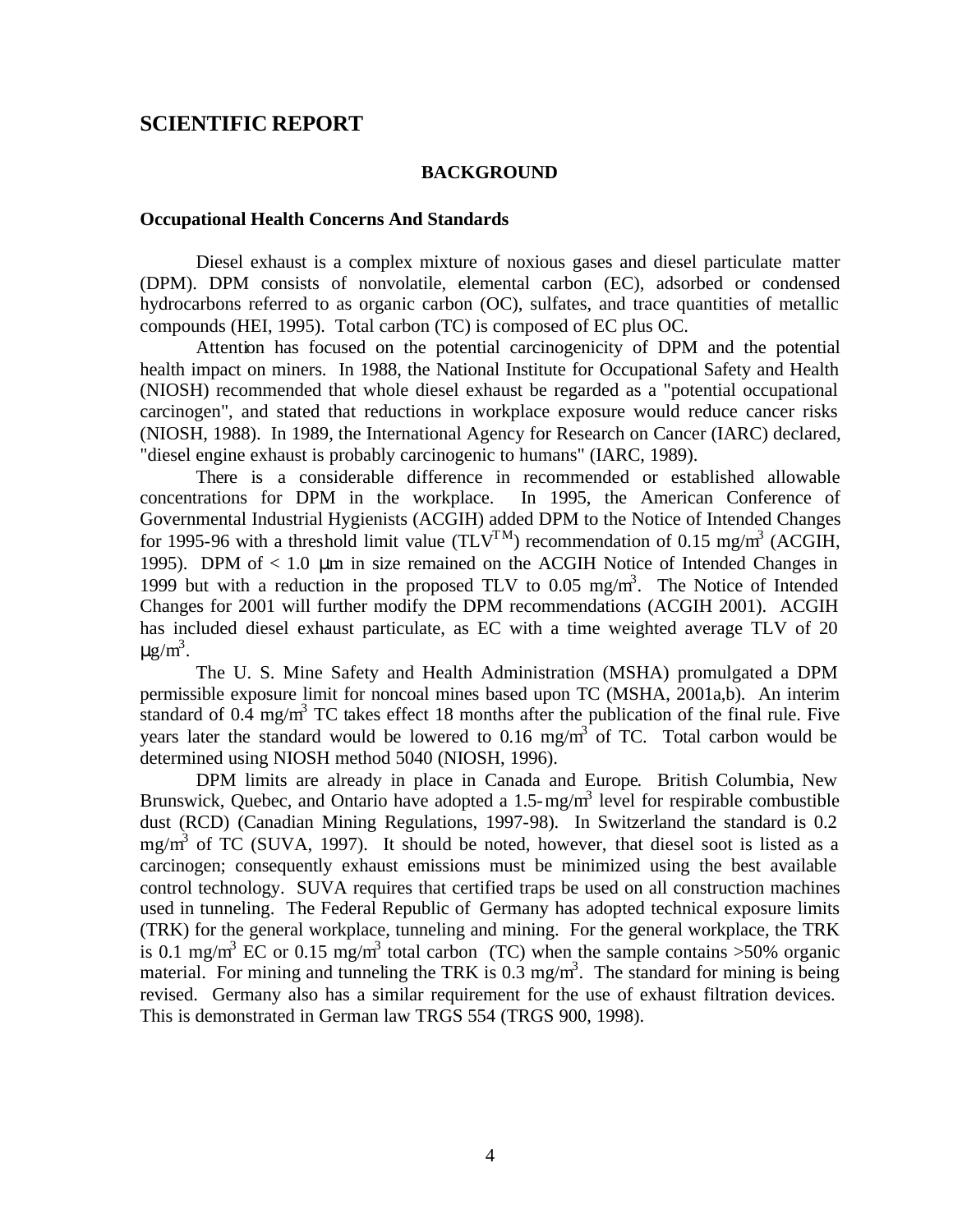# SCIENTIFIC REPORT

## BACKGROUND

### Occupational Health Concerns And Standards

Diesel exhaust is a complex mixture of noxious gases and diesel particulate matter (DPM). DPM consists of nonvolatile, elemental carbon (EC), adsorbed or condensed hydrocarbons referred to as organic carbon (OC), sulfates, and trace quantities of metallic compounds (HEI, 1995). Total carbon (TC) is composed of EC plus OC.

Attention has focused on the potential carcinogenicity of DPM and the potential health impact on miners. In 1988, the National Institute for Occupational Safety and Health (NIOSH) recommended that whole diesel exhaust be regarded as a "potential occupational carcinogen", and stated that reductions in workplace exposure would reduce cancer risks (NIOSH, 1988). In 1989, the International Agency for Research on Cancer (IARC) declared, "diesel engine exhaust is probably carcinogenic to humans" (IARC, 1989).

There is a considerable difference in recommended or established allowable concentrations for DPM in the workplace. In 1995, the American Conference of Governmental Industrial Hygienists (ACGIH) added DPM to the Notice of Intended Changes for 1995-96 with a threshold limit value (TLV$^{TM}$) recommendation of 0.15 mg/m$^3$ (ACGIH, 1995). DPM of < 1.0 µm in size remained on the ACGIH Notice of Intended Changes in 1999 but with a reduction in the proposed TLV to 0.05 mg/m$^3$. The Notice of Intended Changes for 2001 will further modify the DPM recommendations (ACGIH 2001). ACGIH has included diesel exhaust particulate, as EC with a time weighted average TLV of 20 µg/m$^3$.

The U. S. Mine Safety and Health Administration (MSHA) promulgated a DPM permissible exposure limit for noncoal mines based upon TC (MSHA, 2001a,b). An interim standard of 0.4 mg/m$^3$ TC takes effect 18 months after the publication of the final rule. Five years later the standard would be lowered to 0.16 mg/m$^3$ of TC. Total carbon would be determined using NIOSH method 5040 (NIOSH, 1996).

DPM limits are already in place in Canada and Europe. British Columbia, New Brunswick, Quebec, and Ontario have adopted a 1.5-mg/m$^3$ level for respirable combustible dust (RCD) (Canadian Mining Regulations, 1997-98). In Switzerland the standard is 0.2 mg/m$^3$ of TC (SUVA, 1997). It should be noted, however, that diesel soot is listed as a carcinogen; consequently exhaust emissions must be minimized using the best available control technology. SUVA requires that certified traps be used on all construction machines used in tunneling. The Federal Republic of Germany has adopted technical exposure limits (TRK) for the general workplace, tunneling and mining. For the general workplace, the TRK is 0.1 mg/m$^3$ EC or 0.15 mg/m$^3$ total carbon (TC) when the sample contains >50% organic material. For mining and tunneling the TRK is 0.3 mg/m$^3$. The standard for mining is being revised. Germany also has a similar requirement for the use of exhaust filtration devices. This is demonstrated in German law TRGS 554 (TRGS 900, 1998).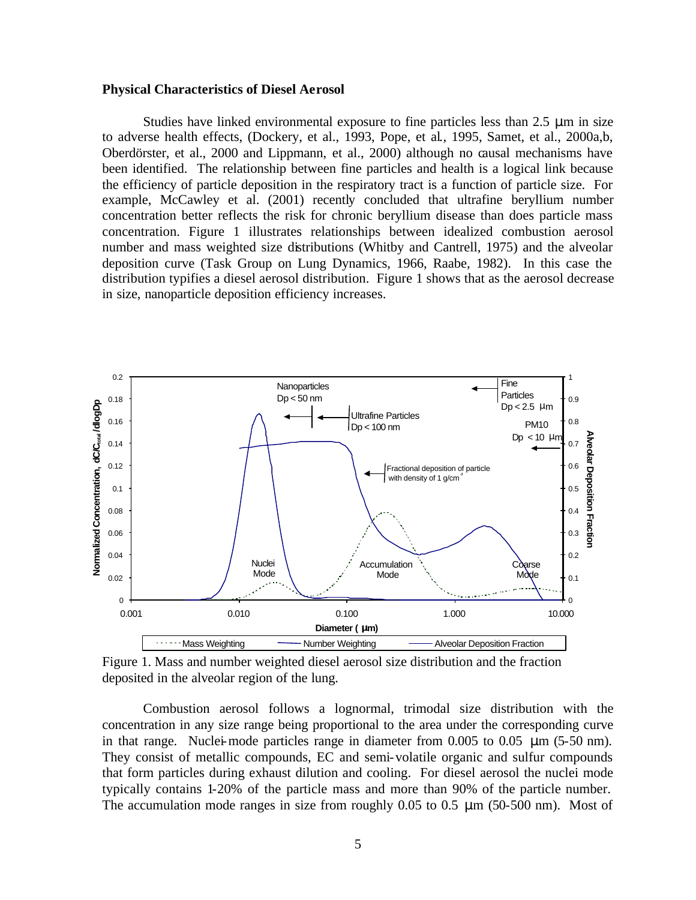**Physical Characteristics of Diesel Aerosol**

Studies have linked environmental exposure to fine particles less than 2.5 μm in size to adverse health effects, (Dockery, et al., 1993, Pope, et al., 1995, Samet, et al., 2000a,b, Oberdörster, et al., 2000 and Lippmann, et al., 2000) although no causal mechanisms have been identified. The relationship between fine particles and health is a logical link because the efficiency of particle deposition in the respiratory tract is a function of particle size. For example, McCawley et al. (2001) recently concluded that ultrafine beryllium number concentration better reflects the risk for chronic beryllium disease than does particle mass concentration. Figure 1 illustrates relationships between idealized combustion aerosol number and mass weighted size distributions (Whitby and Cantrell, 1975) and the alveolar deposition curve (Task Group on Lung Dynamics, 1966, Raabe, 1982). In this case the distribution typifies a diesel aerosol distribution. Figure 1 shows that as the aerosol decrease in size, nanoparticle deposition efficiency increases.

Figure 1. Mass and number weighted diesel aerosol size distribution and the fraction deposited in the alveolar region of the lung.

Combustion aerosol follows a lognormal, trimodal size distribution with the concentration in any size range being proportional to the area under the corresponding curve in that range. Nuclei-mode particles range in diameter from 0.005 to 0.05 μm (5-50 nm). They consist of metallic compounds, EC and semi-volatile organic and sulfur compounds that form particles during exhaust dilution and cooling. For diesel aerosol the nuclei mode typically contains 1-20% of the particle mass and more than 90% of the particle number. The accumulation mode ranges in size from roughly 0.05 to 0.5 μm (50-500 nm). Most of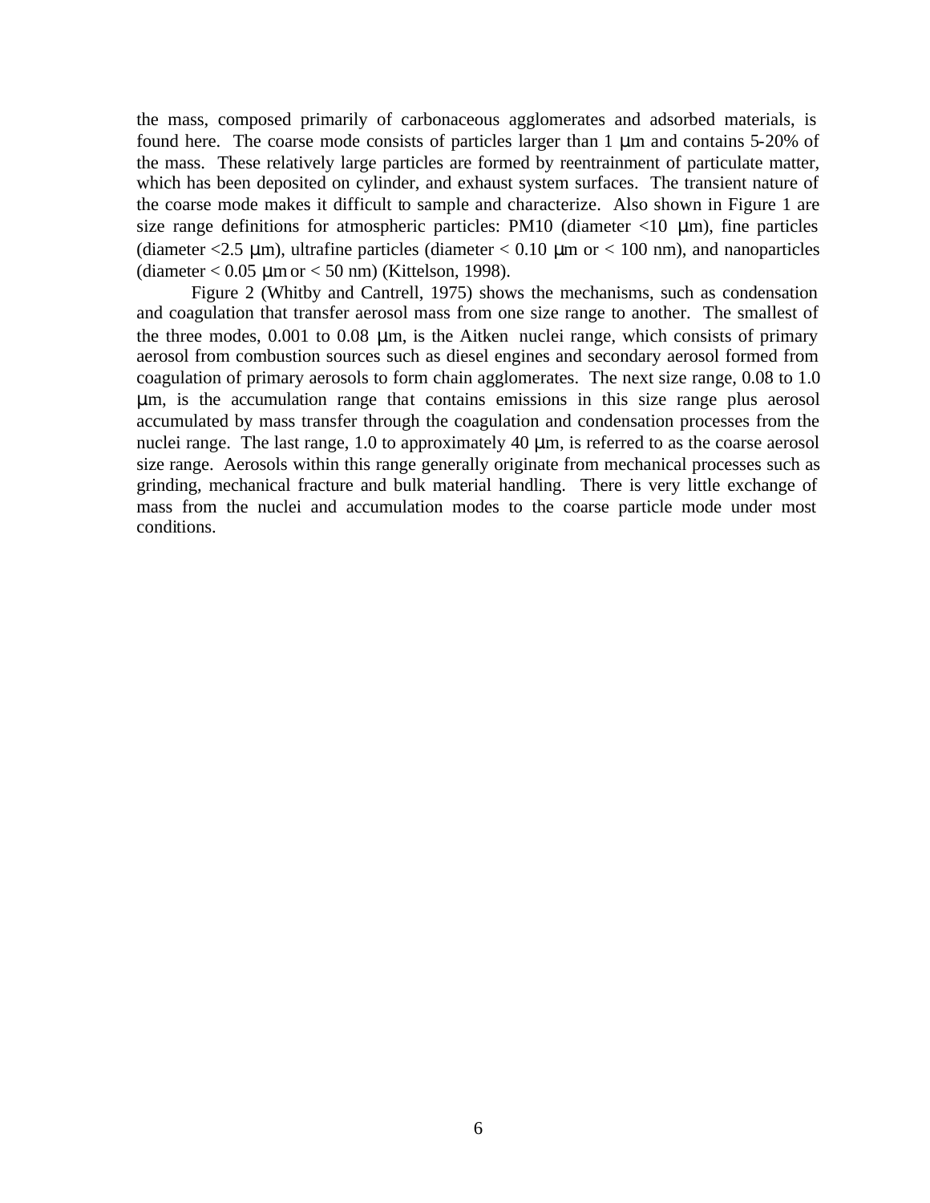the mass, composed primarily of carbonaceous agglomerates and adsorbed materials, is found here. The coarse mode consists of particles larger than 1 μm and contains 5-20% of the mass. These relatively large particles are formed by reentrainment of particulate matter, which has been deposited on cylinder, and exhaust system surfaces. The transient nature of the coarse mode makes it difficult to sample and characterize. Also shown in Figure 1 are size range definitions for atmospheric particles: PM10 (diameter <10 μm), fine particles (diameter <2.5 μm), ultrafine particles (diameter < 0.10 μm or < 100 nm), and nanoparticles (diameter < 0.05 μm or < 50 nm) (Kittelson, 1998).

Figure 2 (Whitby and Cantrell, 1975) shows the mechanisms, such as condensation and coagulation that transfer aerosol mass from one size range to another. The smallest of the three modes, 0.001 to 0.08 μm, is the Aitken nuclei range, which consists of primary aerosol from combustion sources such as diesel engines and secondary aerosol formed from coagulation of primary aerosols to form chain agglomerates. The next size range, 0.08 to 1.0 μm, is the accumulation range that contains emissions in this size range plus aerosol accumulated by mass transfer through the coagulation and condensation processes from the nuclei range. The last range, 1.0 to approximately 40 μm, is referred to as the coarse aerosol size range. Aerosols within this range generally originate from mechanical processes such as grinding, mechanical fracture and bulk material handling. There is very little exchange of mass from the nuclei and accumulation modes to the coarse particle mode under most conditions.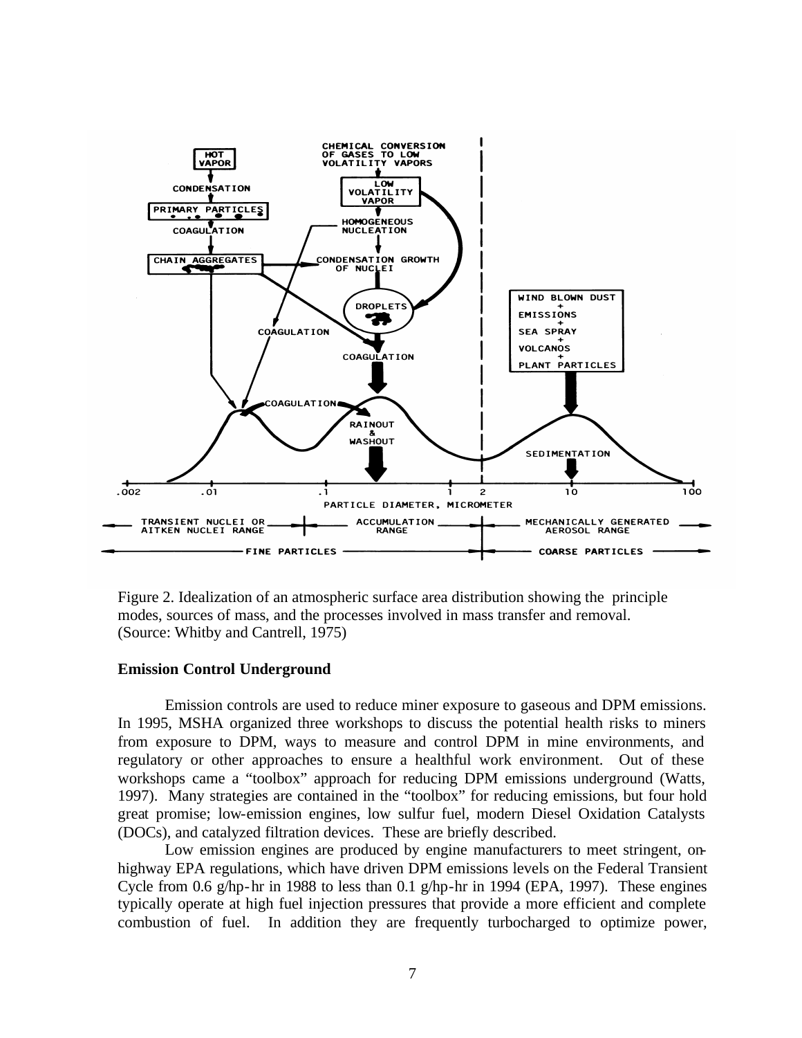Figure 2. Idealization of an atmospheric surface area distribution showing the principle modes, sources of mass, and the processes involved in mass transfer and removal. (Source: Whitby and Cantrell, 1975)

**Emission Control Underground**

Emission controls are used to reduce miner exposure to gaseous and DPM emissions. In 1995, MSHA organized three workshops to discuss the potential health risks to miners from exposure to DPM, ways to measure and control DPM in mine environments, and regulatory or other approaches to ensure a healthful work environment. Out of these workshops came a "toolbox" approach for reducing DPM emissions underground (Watts, 1997). Many strategies are contained in the "toolbox" for reducing emissions, but four hold great promise; low-emission engines, low sulfur fuel, modern Diesel Oxidation Catalysts (DOCs), and catalyzed filtration devices. These are briefly described.

Low emission engines are produced by engine manufacturers to meet stringent, on-highway EPA regulations, which have driven DPM emissions levels on the Federal Transient Cycle from 0.6 g/hp-hr in 1988 to less than 0.1 g/hp-hr in 1994 (EPA, 1997). These engines typically operate at high fuel injection pressures that provide a more efficient and complete combustion of fuel. In addition they are frequently turbocharged to optimize power,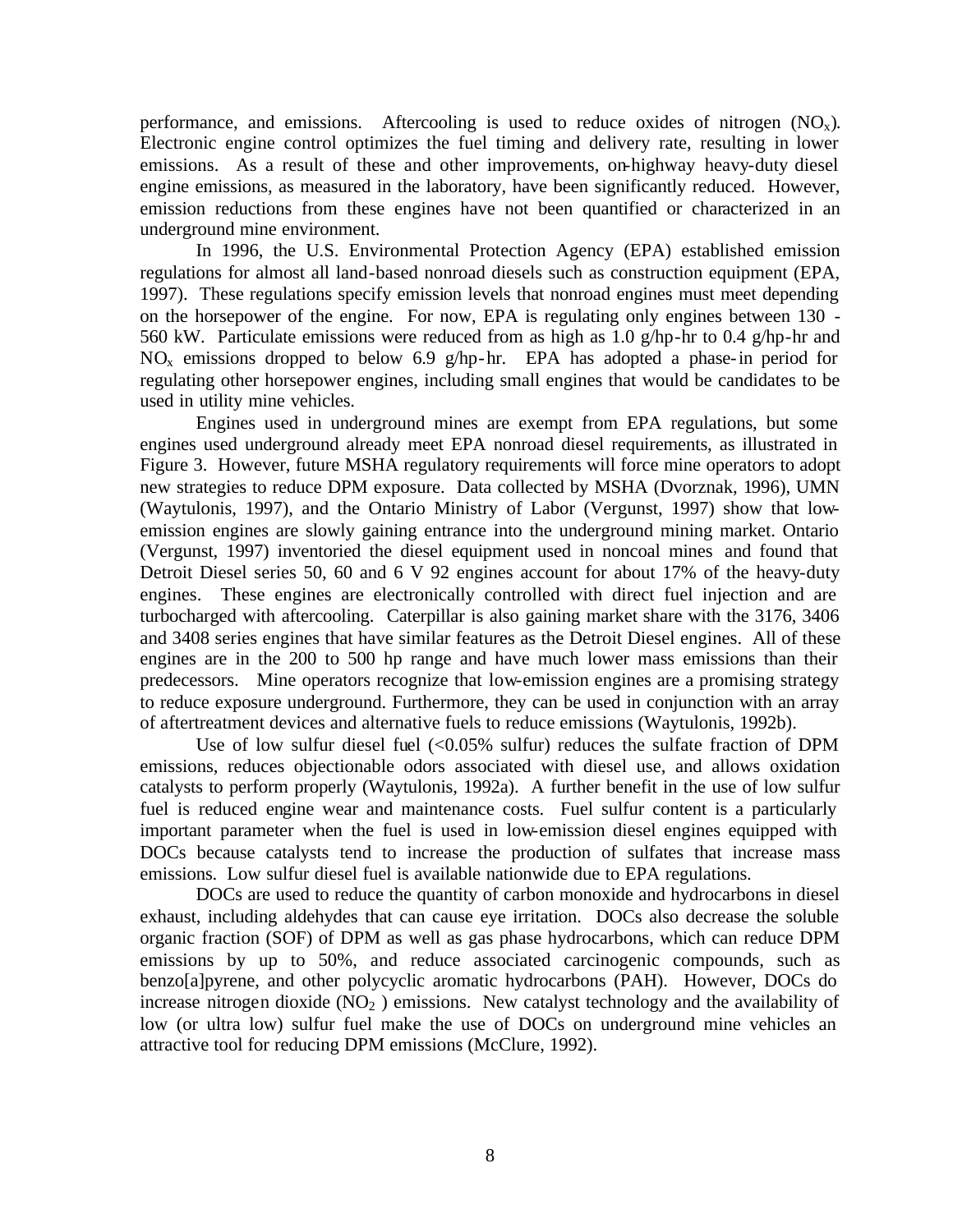performance, and emissions. Aftercooling is used to reduce oxides of nitrogen ($NO_x$). Electronic engine control optimizes the fuel timing and delivery rate, resulting in lower emissions. As a result of these and other improvements, on-highway heavy-duty diesel engine emissions, as measured in the laboratory, have been significantly reduced. However, emission reductions from these engines have not been quantified or characterized in an underground mine environment.

In 1996, the U.S. Environmental Protection Agency (EPA) established emission regulations for almost all land-based nonroad diesels such as construction equipment (EPA, 1997). These regulations specify emission levels that nonroad engines must meet depending on the horsepower of the engine. For now, EPA is regulating only engines between 130 - 560 kW. Particulate emissions were reduced from as high as 1.0 g/hp-hr to 0.4 g/hp-hr and $NO_x$ emissions dropped to below 6.9 g/hp-hr. EPA has adopted a phase-in period for regulating other horsepower engines, including small engines that would be candidates to be used in utility mine vehicles.

Engines used in underground mines are exempt from EPA regulations, but some engines used underground already meet EPA nonroad diesel requirements, as illustrated in Figure 3. However, future MSHA regulatory requirements will force mine operators to adopt new strategies to reduce DPM exposure. Data collected by MSHA (Dvorznak, 1996), UMN (Waytulonis, 1997), and the Ontario Ministry of Labor (Vergunst, 1997) show that low-emission engines are slowly gaining entrance into the underground mining market. Ontario (Vergunst, 1997) inventoried the diesel equipment used in noncoal mines and found that Detroit Diesel series 50, 60 and 6 V 92 engines account for about 17% of the heavy-duty engines. These engines are electronically controlled with direct fuel injection and are turbocharged with aftercooling. Caterpillar is also gaining market share with the 3176, 3406 and 3408 series engines that have similar features as the Detroit Diesel engines. All of these engines are in the 200 to 500 hp range and have much lower mass emissions than their predecessors. Mine operators recognize that low-emission engines are a promising strategy to reduce exposure underground. Furthermore, they can be used in conjunction with an array of aftertreatment devices and alternative fuels to reduce emissions (Waytulonis, 1992b).

Use of low sulfur diesel fuel (<0.05% sulfur) reduces the sulfate fraction of DPM emissions, reduces objectionable odors associated with diesel use, and allows oxidation catalysts to perform properly (Waytulonis, 1992a). A further benefit in the use of low sulfur fuel is reduced engine wear and maintenance costs. Fuel sulfur content is a particularly important parameter when the fuel is used in low-emission diesel engines equipped with DOCs because catalysts tend to increase the production of sulfates that increase mass emissions. Low sulfur diesel fuel is available nationwide due to EPA regulations.

DOCs are used to reduce the quantity of carbon monoxide and hydrocarbons in diesel exhaust, including aldehydes that can cause eye irritation. DOCs also decrease the soluble organic fraction (SOF) of DPM as well as gas phase hydrocarbons, which can reduce DPM emissions by up to 50%, and reduce associated carcinogenic compounds, such as benzo[a]pyrene, and other polycyclic aromatic hydrocarbons (PAH). However, DOCs do increase nitrogen dioxide ($NO_2$) emissions. New catalyst technology and the availability of low (or ultra low) sulfur fuel make the use of DOCs on underground mine vehicles an attractive tool for reducing DPM emissions (McClure, 1992).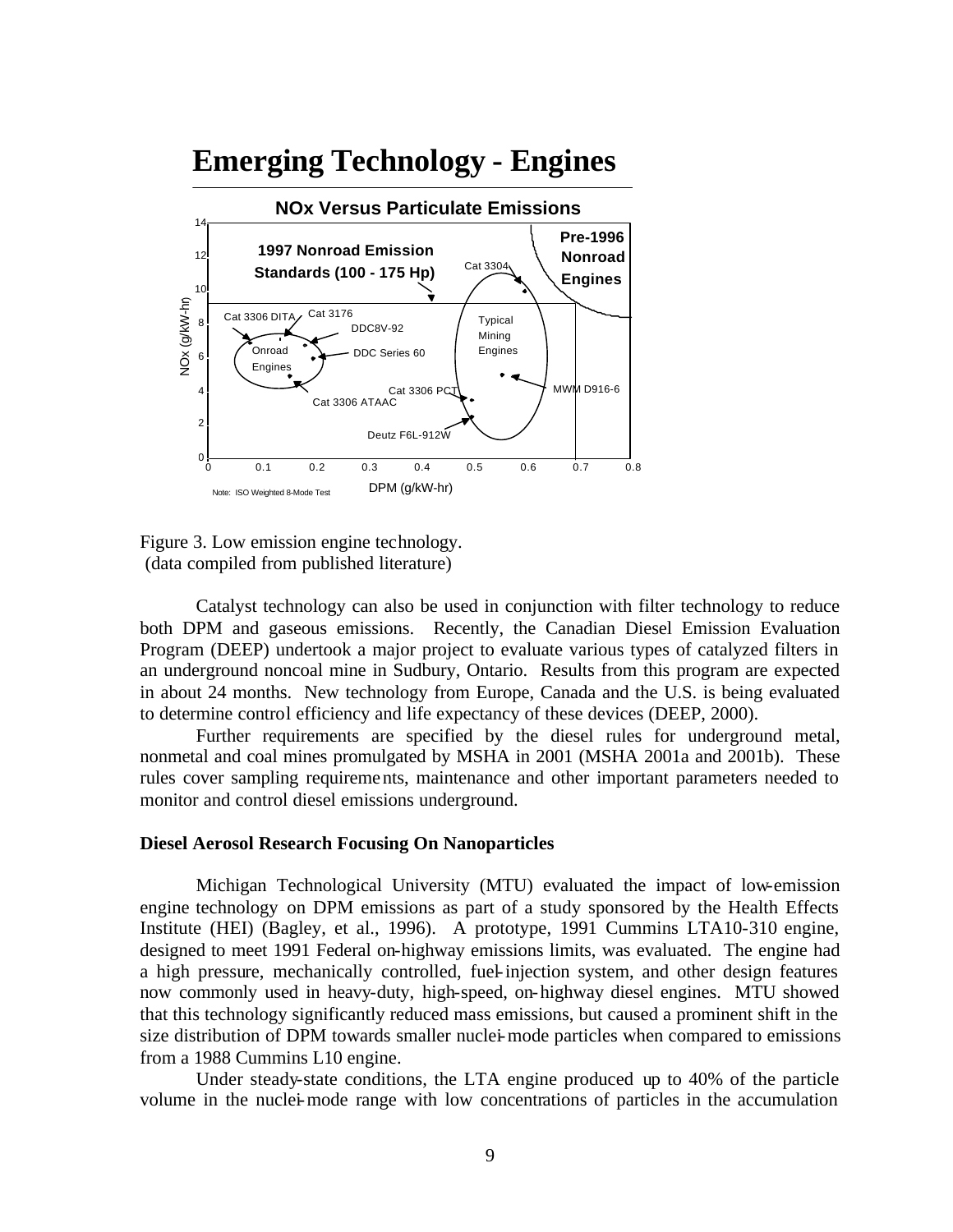Figure 3. Low emission engine technology.
(data compiled from published literature)

Catalyst technology can also be used in conjunction with filter technology to reduce both DPM and gaseous emissions. Recently, the Canadian Diesel Emission Evaluation Program (DEEP) undertook a major project to evaluate various types of catalyzed filters in an underground noncoal mine in Sudbury, Ontario. Results from this program are expected in about 24 months. New technology from Europe, Canada and the U.S. is being evaluated to determine control efficiency and life expectancy of these devices (DEEP, 2000).

Further requirements are specified by the diesel rules for underground metal, nonmetal and coal mines promulgated by MSHA in 2001 (MSHA 2001a and 2001b). These rules cover sampling requirements, maintenance and other important parameters needed to monitor and control diesel emissions underground.

### Diesel Aerosol Research Focusing On Nanoparticles

Michigan Technological University (MTU) evaluated the impact of low-emission engine technology on DPM emissions as part of a study sponsored by the Health Effects Institute (HEI) (Bagley, et al., 1996). A prototype, 1991 Cummins LTA10-310 engine, designed to meet 1991 Federal on-highway emissions limits, was evaluated. The engine had a high pressure, mechanically controlled, fuel-injection system, and other design features now commonly used in heavy-duty, high-speed, on-highway diesel engines. MTU showed that this technology significantly reduced mass emissions, but caused a prominent shift in the size distribution of DPM towards smaller nuclei-mode particles when compared to emissions from a 1988 Cummins L10 engine.

Under steady-state conditions, the LTA engine produced up to 40% of the particle volume in the nuclei-mode range with low concentrations of particles in the accumulation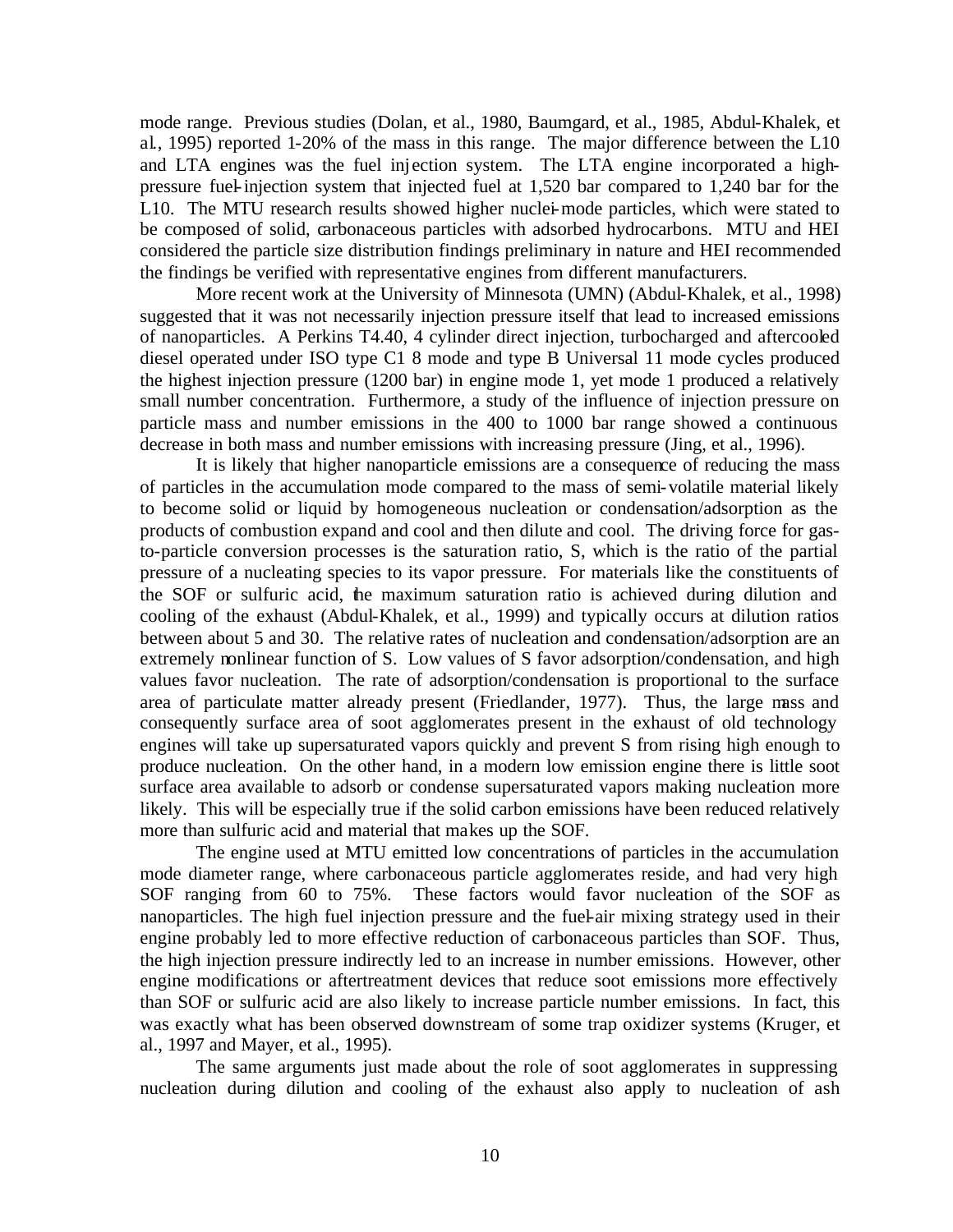mode range. Previous studies (Dolan, et al., 1980, Baumgard, et al., 1985, Abdul-Khalek, et al., 1995) reported 1-20% of the mass in this range. The major difference between the L10 and LTA engines was the fuel injection system. The LTA engine incorporated a high-pressure fuel-injection system that injected fuel at 1,520 bar compared to 1,240 bar for the L10. The MTU research results showed higher nuclei-mode particles, which were stated to be composed of solid, carbonaceous particles with adsorbed hydrocarbons. MTU and HEI considered the particle size distribution findings preliminary in nature and HEI recommended the findings be verified with representative engines from different manufacturers.

More recent work at the University of Minnesota (UMN) (Abdul-Khalek, et al., 1998) suggested that it was not necessarily injection pressure itself that lead to increased emissions of nanoparticles. A Perkins T4.40, 4 cylinder direct injection, turbocharged and aftercooled diesel operated under ISO type C1 8 mode and type B Universal 11 mode cycles produced the highest injection pressure (1200 bar) in engine mode 1, yet mode 1 produced a relatively small number concentration. Furthermore, a study of the influence of injection pressure on particle mass and number emissions in the 400 to 1000 bar range showed a continuous decrease in both mass and number emissions with increasing pressure (Jing, et al., 1996).

It is likely that higher nanoparticle emissions are a consequence of reducing the mass of particles in the accumulation mode compared to the mass of semi-volatile material likely to become solid or liquid by homogeneous nucleation or condensation/adsorption as the products of combustion expand and cool and then dilute and cool. The driving force for gas-to-particle conversion processes is the saturation ratio, S, which is the ratio of the partial pressure of a nucleating species to its vapor pressure. For materials like the constituents of the SOF or sulfuric acid, the maximum saturation ratio is achieved during dilution and cooling of the exhaust (Abdul-Khalek, et al., 1999) and typically occurs at dilution ratios between about 5 and 30. The relative rates of nucleation and condensation/adsorption are an extremely nonlinear function of S. Low values of S favor adsorption/condensation, and high values favor nucleation. The rate of adsorption/condensation is proportional to the surface area of particulate matter already present (Friedlander, 1977). Thus, the large mass and consequently surface area of soot agglomerates present in the exhaust of old technology engines will take up supersaturated vapors quickly and prevent S from rising high enough to produce nucleation. On the other hand, in a modern low emission engine there is little soot surface area available to adsorb or condense supersaturated vapors making nucleation more likely. This will be especially true if the solid carbon emissions have been reduced relatively more than sulfuric acid and material that makes up the SOF.

The engine used at MTU emitted low concentrations of particles in the accumulation mode diameter range, where carbonaceous particle agglomerates reside, and had very high SOF ranging from 60 to 75%. These factors would favor nucleation of the SOF as nanoparticles. The high fuel injection pressure and the fuel-air mixing strategy used in their engine probably led to more effective reduction of carbonaceous particles than SOF. Thus, the high injection pressure indirectly led to an increase in number emissions. However, other engine modifications or aftertreatment devices that reduce soot emissions more effectively than SOF or sulfuric acid are also likely to increase particle number emissions. In fact, this was exactly what has been observed downstream of some trap oxidizer systems (Kruger, et al., 1997 and Mayer, et al., 1995).

The same arguments just made about the role of soot agglomerates in suppressing nucleation during dilution and cooling of the exhaust also apply to nucleation of ash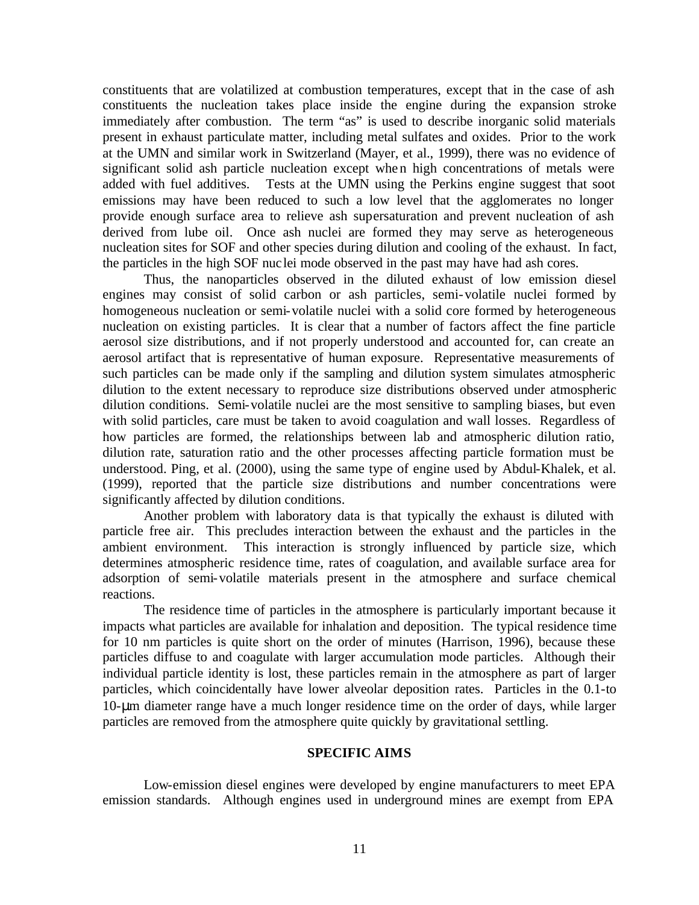constituents that are volatilized at combustion temperatures, except that in the case of ash constituents the nucleation takes place inside the engine during the expansion stroke immediately after combustion. The term "as" is used to describe inorganic solid materials present in exhaust particulate matter, including metal sulfates and oxides. Prior to the work at the UMN and similar work in Switzerland (Mayer, et al., 1999), there was no evidence of significant solid ash particle nucleation except when high concentrations of metals were added with fuel additives. Tests at the UMN using the Perkins engine suggest that soot emissions may have been reduced to such a low level that the agglomerates no longer provide enough surface area to relieve ash supersaturation and prevent nucleation of ash derived from lube oil. Once ash nuclei are formed they may serve as heterogeneous nucleation sites for SOF and other species during dilution and cooling of the exhaust. In fact, the particles in the high SOF nuclei mode observed in the past may have had ash cores.

Thus, the nanoparticles observed in the diluted exhaust of low emission diesel engines may consist of solid carbon or ash particles, semi-volatile nuclei formed by homogeneous nucleation or semi-volatile nuclei with a solid core formed by heterogeneous nucleation on existing particles. It is clear that a number of factors affect the fine particle aerosol size distributions, and if not properly understood and accounted for, can create an aerosol artifact that is representative of human exposure. Representative measurements of such particles can be made only if the sampling and dilution system simulates atmospheric dilution to the extent necessary to reproduce size distributions observed under atmospheric dilution conditions. Semi-volatile nuclei are the most sensitive to sampling biases, but even with solid particles, care must be taken to avoid coagulation and wall losses. Regardless of how particles are formed, the relationships between lab and atmospheric dilution ratio, dilution rate, saturation ratio and the other processes affecting particle formation must be understood. Ping, et al. (2000), using the same type of engine used by Abdul-Khalek, et al. (1999), reported that the particle size distributions and number concentrations were significantly affected by dilution conditions.

Another problem with laboratory data is that typically the exhaust is diluted with particle free air. This precludes interaction between the exhaust and the particles in the ambient environment. This interaction is strongly influenced by particle size, which determines atmospheric residence time, rates of coagulation, and available surface area for adsorption of semi-volatile materials present in the atmosphere and surface chemical reactions.

The residence time of particles in the atmosphere is particularly important because it impacts what particles are available for inhalation and deposition. The typical residence time for 10 nm particles is quite short on the order of minutes (Harrison, 1996), because these particles diffuse to and coagulate with larger accumulation mode particles. Although their individual particle identity is lost, these particles remain in the atmosphere as part of larger particles, which coincidentally have lower alveolar deposition rates. Particles in the 0.1-to 10-μm diameter range have a much longer residence time on the order of days, while larger particles are removed from the atmosphere quite quickly by gravitational settling.

## SPECIFIC AIMS

Low-emission diesel engines were developed by engine manufacturers to meet EPA emission standards. Although engines used in underground mines are exempt from EPA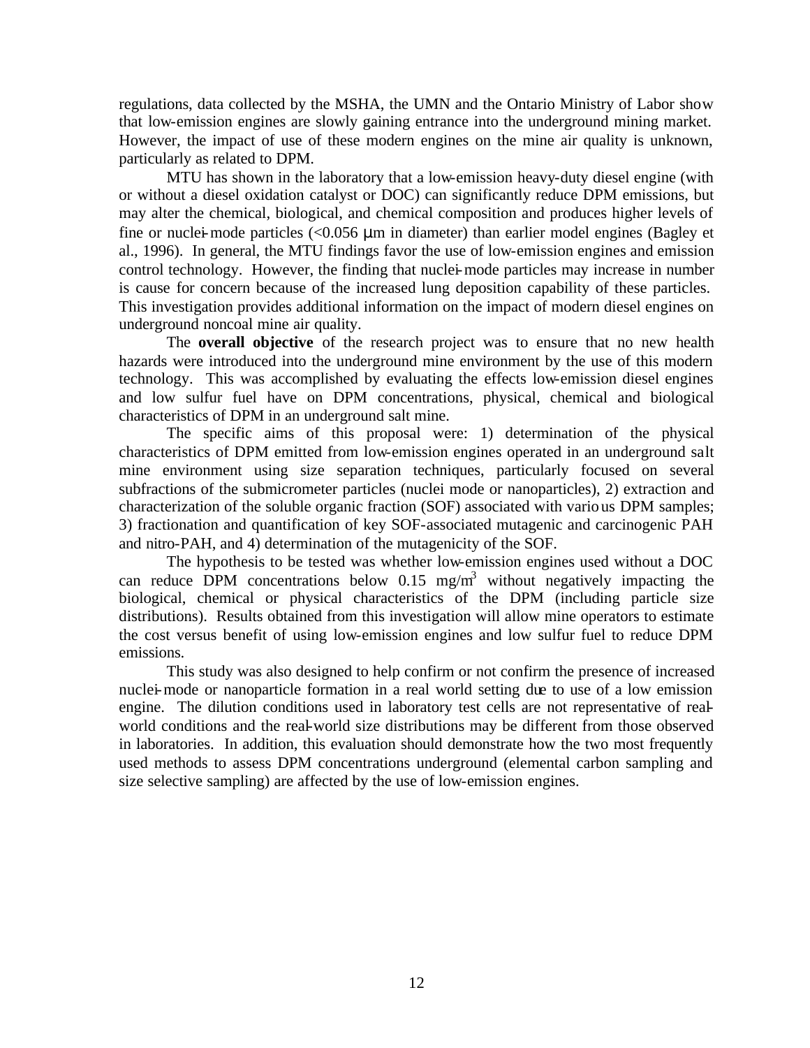regulations, data collected by the MSHA, the UMN and the Ontario Ministry of Labor show that low-emission engines are slowly gaining entrance into the underground mining market. However, the impact of use of these modern engines on the mine air quality is unknown, particularly as related to DPM.

MTU has shown in the laboratory that a low-emission heavy-duty diesel engine (with or without a diesel oxidation catalyst or DOC) can significantly reduce DPM emissions, but may alter the chemical, biological, and chemical composition and produces higher levels of fine or nuclei-mode particles (<0.056 μm in diameter) than earlier model engines (Bagley et al., 1996). In general, the MTU findings favor the use of low-emission engines and emission control technology. However, the finding that nuclei-mode particles may increase in number is cause for concern because of the increased lung deposition capability of these particles. This investigation provides additional information on the impact of modern diesel engines on underground noncoal mine air quality.

The **overall objective** of the research project was to ensure that no new health hazards were introduced into the underground mine environment by the use of this modern technology. This was accomplished by evaluating the effects low-emission diesel engines and low sulfur fuel have on DPM concentrations, physical, chemical and biological characteristics of DPM in an underground salt mine.

The specific aims of this proposal were: 1) determination of the physical characteristics of DPM emitted from low-emission engines operated in an underground salt mine environment using size separation techniques, particularly focused on several subfractions of the submicrometer particles (nuclei mode or nanoparticles), 2) extraction and characterization of the soluble organic fraction (SOF) associated with various DPM samples; 3) fractionation and quantification of key SOF-associated mutagenic and carcinogenic PAH and nitro-PAH, and 4) determination of the mutagenicity of the SOF.

The hypothesis to be tested was whether low-emission engines used without a DOC can reduce DPM concentrations below 0.15 mg/m$^3$ without negatively impacting the biological, chemical or physical characteristics of the DPM (including particle size distributions). Results obtained from this investigation will allow mine operators to estimate the cost versus benefit of using low-emission engines and low sulfur fuel to reduce DPM emissions.

This study was also designed to help confirm or not confirm the presence of increased nuclei-mode or nanoparticle formation in a real world setting due to use of a low emission engine. The dilution conditions used in laboratory test cells are not representative of real-world conditions and the real-world size distributions may be different from those observed in laboratories. In addition, this evaluation should demonstrate how the two most frequently used methods to assess DPM concentrations underground (elemental carbon sampling and size selective sampling) are affected by the use of low-emission engines.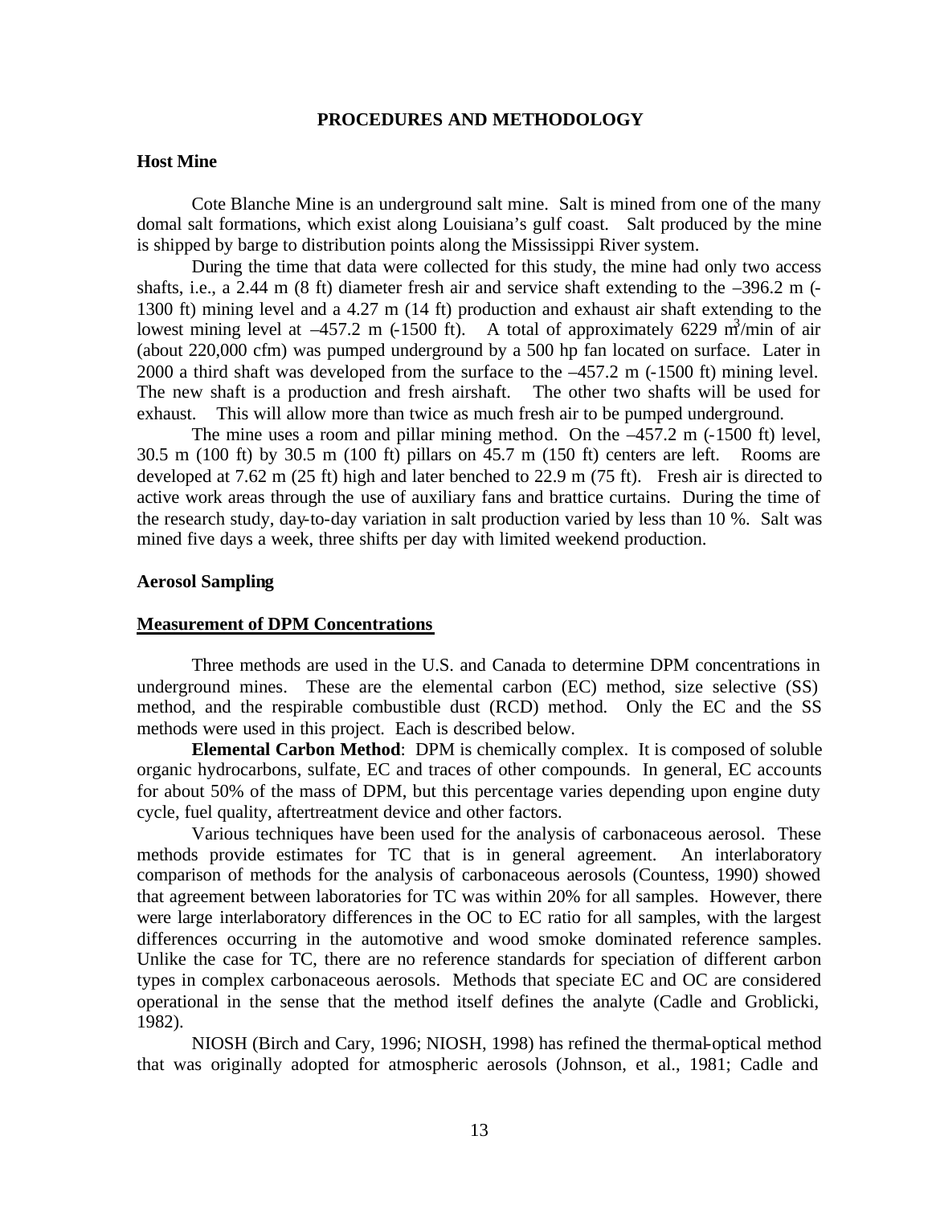# PROCEDURES AND METHODOLOGY

## Host Mine

Cote Blanche Mine is an underground salt mine. Salt is mined from one of the many domal salt formations, which exist along Louisiana's gulf coast. Salt produced by the mine is shipped by barge to distribution points along the Mississippi River system.

During the time that data were collected for this study, the mine had only two access shafts, i.e., a 2.44 m (8 ft) diameter fresh air and service shaft extending to the –396.2 m (-1300 ft) mining level and a 4.27 m (14 ft) production and exhaust air shaft extending to the lowest mining level at –457.2 m (-1500 ft). A total of approximately 6229 $m^3$/min of air (about 220,000 cfm) was pumped underground by a 500 hp fan located on surface. Later in 2000 a third shaft was developed from the surface to the –457.2 m (-1500 ft) mining level. The new shaft is a production and fresh airshaft. The other two shafts will be used for exhaust. This will allow more than twice as much fresh air to be pumped underground.

The mine uses a room and pillar mining method. On the –457.2 m (-1500 ft) level, 30.5 m (100 ft) by 30.5 m (100 ft) pillars on 45.7 m (150 ft) centers are left. Rooms are developed at 7.62 m (25 ft) high and later benched to 22.9 m (75 ft). Fresh air is directed to active work areas through the use of auxiliary fans and brattice curtains. During the time of the research study, day-to-day variation in salt production varied by less than 10 %. Salt was mined five days a week, three shifts per day with limited weekend production.

## Aerosol Sampling

### Measurement of DPM Concentrations

Three methods are used in the U.S. and Canada to determine DPM concentrations in underground mines. These are the elemental carbon (EC) method, size selective (SS) method, and the respirable combustible dust (RCD) method. Only the EC and the SS methods were used in this project. Each is described below.

**Elemental Carbon Method**: DPM is chemically complex. It is composed of soluble organic hydrocarbons, sulfate, EC and traces of other compounds. In general, EC accounts for about 50% of the mass of DPM, but this percentage varies depending upon engine duty cycle, fuel quality, aftertreatment device and other factors.

Various techniques have been used for the analysis of carbonaceous aerosol. These methods provide estimates for TC that is in general agreement. An interlaboratory comparison of methods for the analysis of carbonaceous aerosols (Countess, 1990) showed that agreement between laboratories for TC was within 20% for all samples. However, there were large interlaboratory differences in the OC to EC ratio for all samples, with the largest differences occurring in the automotive and wood smoke dominated reference samples. Unlike the case for TC, there are no reference standards for speciation of different carbon types in complex carbonaceous aerosols. Methods that speciate EC and OC are considered operational in the sense that the method itself defines the analyte (Cadle and Groblicki, 1982).

NIOSH (Birch and Cary, 1996; NIOSH, 1998) has refined the thermal-optical method that was originally adopted for atmospheric aerosols (Johnson, et al., 1981; Cadle and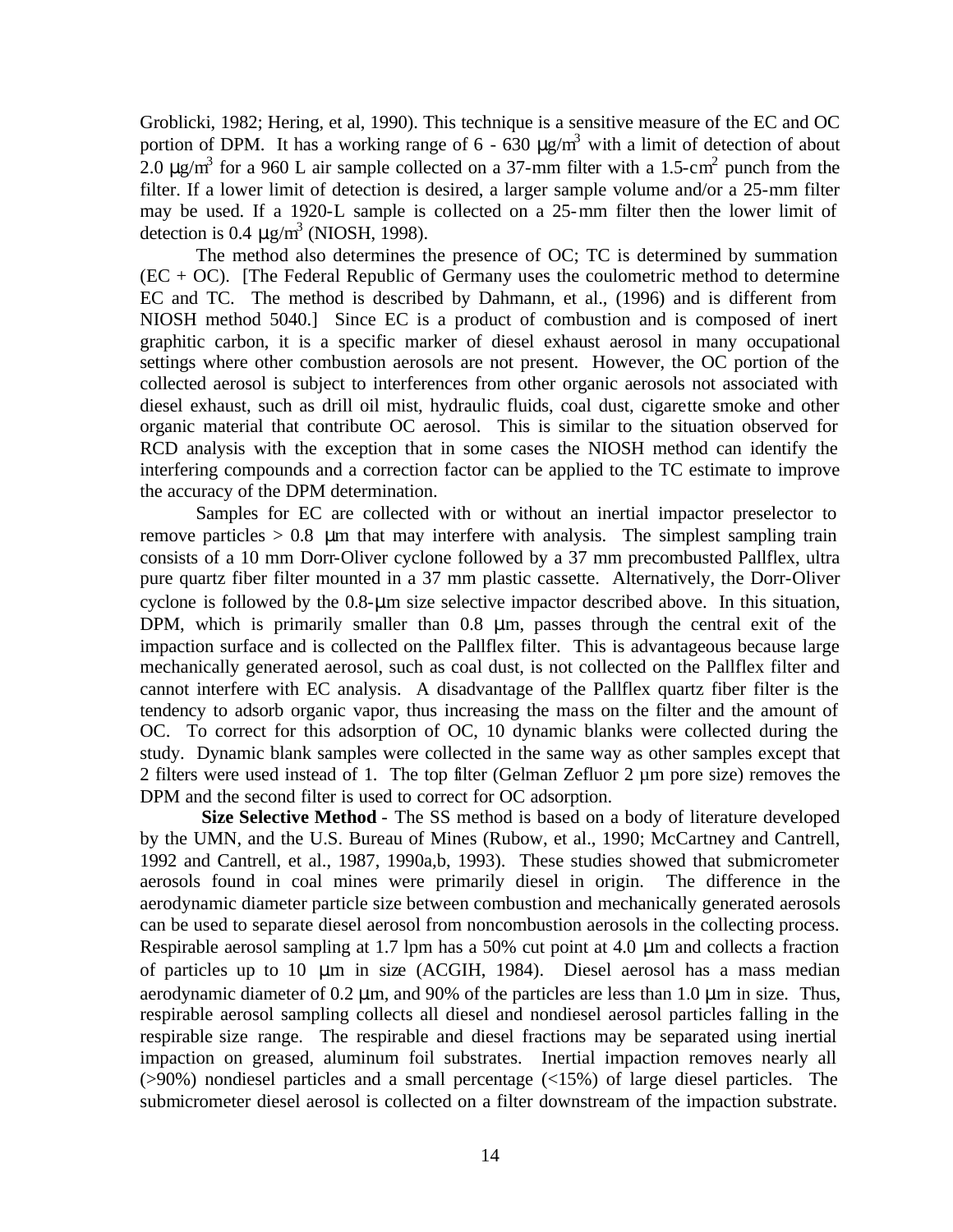Groblicki, 1982; Hering, et al, 1990). This technique is a sensitive measure of the EC and OC portion of DPM. It has a working range of 6 - 630 $\mu g/m^3$ with a limit of detection of about 2.0 $\mu g/m^3$ for a 960 L air sample collected on a 37-mm filter with a 1.5-$cm^2$ punch from the filter. If a lower limit of detection is desired, a larger sample volume and/or a 25-mm filter may be used. If a 1920-L sample is collected on a 25-mm filter then the lower limit of detection is 0.4 $\mu g/m^3$ (NIOSH, 1998).

The method also determines the presence of OC; TC is determined by summation (EC + OC). [The Federal Republic of Germany uses the coulometric method to determine EC and TC. The method is described by Dahmann, et al., (1996) and is different from NIOSH method 5040.] Since EC is a product of combustion and is composed of inert graphitic carbon, it is a specific marker of diesel exhaust aerosol in many occupational settings where other combustion aerosols are not present. However, the OC portion of the collected aerosol is subject to interferences from other organic aerosols not associated with diesel exhaust, such as drill oil mist, hydraulic fluids, coal dust, cigarette smoke and other organic material that contribute OC aerosol. This is similar to the situation observed for RCD analysis with the exception that in some cases the NIOSH method can identify the interfering compounds and a correction factor can be applied to the TC estimate to improve the accuracy of the DPM determination.

Samples for EC are collected with or without an inertial impactor preselector to remove particles > 0.8 µm that may interfere with analysis. The simplest sampling train consists of a 10 mm Dorr-Oliver cyclone followed by a 37 mm precombusted Pallflex, ultra pure quartz fiber filter mounted in a 37 mm plastic cassette. Alternatively, the Dorr-Oliver cyclone is followed by the 0.8-µm size selective impactor described above. In this situation, DPM, which is primarily smaller than 0.8 µm, passes through the central exit of the impaction surface and is collected on the Pallflex filter. This is advantageous because large mechanically generated aerosol, such as coal dust, is not collected on the Pallflex filter and cannot interfere with EC analysis. A disadvantage of the Pallflex quartz fiber filter is the tendency to adsorb organic vapor, thus increasing the mass on the filter and the amount of OC. To correct for this adsorption of OC, 10 dynamic blanks were collected during the study. Dynamic blank samples were collected in the same way as other samples except that 2 filters were used instead of 1. The top filter (Gelman Zefluor 2 µm pore size) removes the DPM and the second filter is used to correct for OC adsorption.

**Size Selective Method** - The SS method is based on a body of literature developed by the UMN, and the U.S. Bureau of Mines (Rubow, et al., 1990; McCartney and Cantrell, 1992 and Cantrell, et al., 1987, 1990a,b, 1993). These studies showed that submicrometer aerosols found in coal mines were primarily diesel in origin. The difference in the aerodynamic diameter particle size between combustion and mechanically generated aerosols can be used to separate diesel aerosol from noncombustion aerosols in the collecting process. Respirable aerosol sampling at 1.7 lpm has a 50% cut point at 4.0 µm and collects a fraction of particles up to 10 µm in size (ACGIH, 1984). Diesel aerosol has a mass median aerodynamic diameter of 0.2 µm, and 90% of the particles are less than 1.0 µm in size. Thus, respirable aerosol sampling collects all diesel and nondiesel aerosol particles falling in the respirable size range. The respirable and diesel fractions may be separated using inertial impaction on greased, aluminum foil substrates. Inertial impaction removes nearly all (>90%) nondiesel particles and a small percentage (<15%) of large diesel particles. The submicrometer diesel aerosol is collected on a filter downstream of the impaction substrate.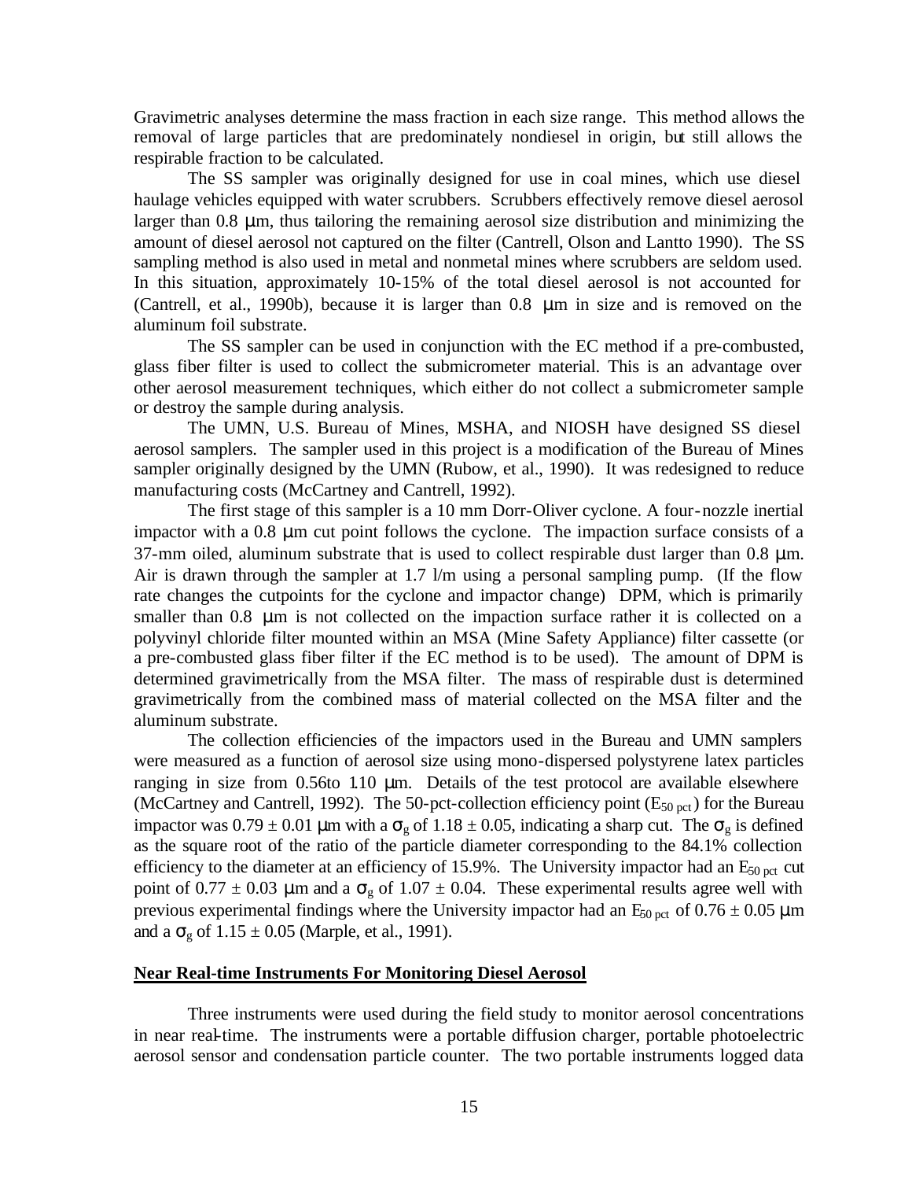Gravimetric analyses determine the mass fraction in each size range. This method allows the removal of large particles that are predominately nondiesel in origin, but still allows the respirable fraction to be calculated.

The SS sampler was originally designed for use in coal mines, which use diesel haulage vehicles equipped with water scrubbers. Scrubbers effectively remove diesel aerosol larger than 0.8 μm, thus tailoring the remaining aerosol size distribution and minimizing the amount of diesel aerosol not captured on the filter (Cantrell, Olson and Lantto 1990). The SS sampling method is also used in metal and nonmetal mines where scrubbers are seldom used. In this situation, approximately 10-15% of the total diesel aerosol is not accounted for (Cantrell, et al., 1990b), because it is larger than 0.8 μm in size and is removed on the aluminum foil substrate.

The SS sampler can be used in conjunction with the EC method if a pre-combusted, glass fiber filter is used to collect the submicrometer material. This is an advantage over other aerosol measurement techniques, which either do not collect a submicrometer sample or destroy the sample during analysis.

The UMN, U.S. Bureau of Mines, MSHA, and NIOSH have designed SS diesel aerosol samplers. The sampler used in this project is a modification of the Bureau of Mines sampler originally designed by the UMN (Rubow, et al., 1990). It was redesigned to reduce manufacturing costs (McCartney and Cantrell, 1992).

The first stage of this sampler is a 10 mm Dorr-Oliver cyclone. A four-nozzle inertial impactor with a 0.8 μm cut point follows the cyclone. The impaction surface consists of a 37-mm oiled, aluminum substrate that is used to collect respirable dust larger than 0.8 μm. Air is drawn through the sampler at 1.7 l/m using a personal sampling pump. (If the flow rate changes the cutpoints for the cyclone and impactor change) DPM, which is primarily smaller than 0.8 μm is not collected on the impaction surface rather it is collected on a polyvinyl chloride filter mounted within an MSA (Mine Safety Appliance) filter cassette (or a pre-combusted glass fiber filter if the EC method is to be used). The amount of DPM is determined gravimetrically from the MSA filter. The mass of respirable dust is determined gravimetrically from the combined mass of material collected on the MSA filter and the aluminum substrate.

The collection efficiencies of the impactors used in the Bureau and UMN samplers were measured as a function of aerosol size using mono-dispersed polystyrene latex particles ranging in size from 0.56to 1.10 μm. Details of the test protocol are available elsewhere (McCartney and Cantrell, 1992). The 50-pct-collection efficiency point ($E_{50\ pct}$) for the Bureau impactor was 0.79 ± 0.01 μm with a $\sigma_g$ of 1.18 ± 0.05, indicating a sharp cut. The $\sigma_g$ is defined as the square root of the ratio of the particle diameter corresponding to the 84.1% collection efficiency to the diameter at an efficiency of 15.9%. The University impactor had an $E_{50\ pct}$ cut point of 0.77 ± 0.03 μm and a $\sigma_g$ of 1.07 ± 0.04. These experimental results agree well with previous experimental findings where the University impactor had an $E_{50\ pct}$ of 0.76 ± 0.05 μm and a $\sigma_g$ of 1.15 ± 0.05 (Marple, et al., 1991).

## Near Real-time Instruments For Monitoring Diesel Aerosol

Three instruments were used during the field study to monitor aerosol concentrations in near real-time. The instruments were a portable diffusion charger, portable photoelectric aerosol sensor and condensation particle counter. The two portable instruments logged data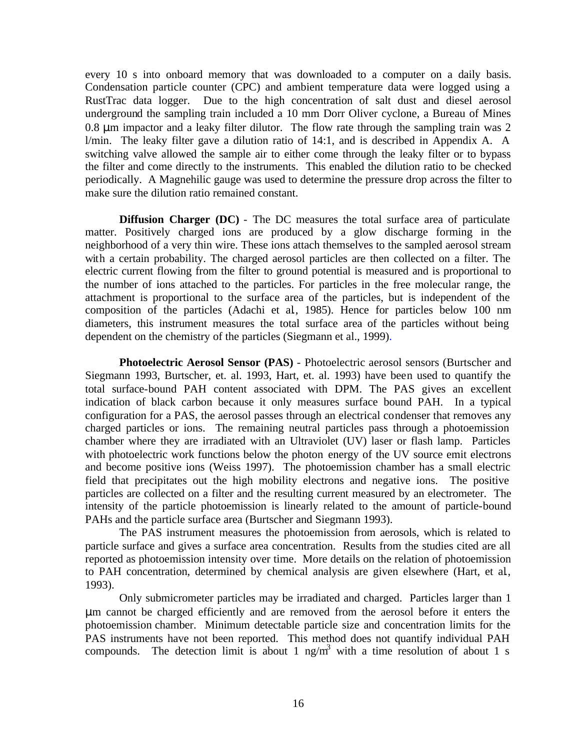every 10 s into onboard memory that was downloaded to a computer on a daily basis. Condensation particle counter (CPC) and ambient temperature data were logged using a RustTrac data logger. Due to the high concentration of salt dust and diesel aerosol underground the sampling train included a 10 mm Dorr Oliver cyclone, a Bureau of Mines 0.8 µm impactor and a leaky filter dilutor. The flow rate through the sampling train was 2 l/min. The leaky filter gave a dilution ratio of 14:1, and is described in Appendix A. A switching valve allowed the sample air to either come through the leaky filter or to bypass the filter and come directly to the instruments. This enabled the dilution ratio to be checked periodically. A Magnehilic gauge was used to determine the pressure drop across the filter to make sure the dilution ratio remained constant.

**Diffusion Charger (DC)** - The DC measures the total surface area of particulate matter. Positively charged ions are produced by a glow discharge forming in the neighborhood of a very thin wire. These ions attach themselves to the sampled aerosol stream with a certain probability. The charged aerosol particles are then collected on a filter. The electric current flowing from the filter to ground potential is measured and is proportional to the number of ions attached to the particles. For particles in the free molecular range, the attachment is proportional to the surface area of the particles, but is independent of the composition of the particles (Adachi et al., 1985). Hence for particles below 100 nm diameters, this instrument measures the total surface area of the particles without being dependent on the chemistry of the particles (Siegmann et al., 1999).

**Photoelectric Aerosol Sensor (PAS)** - Photoelectric aerosol sensors (Burtscher and Siegmann 1993, Burtscher, et. al. 1993, Hart, et. al. 1993) have been used to quantify the total surface-bound PAH content associated with DPM. The PAS gives an excellent indication of black carbon because it only measures surface bound PAH. In a typical configuration for a PAS, the aerosol passes through an electrical condenser that removes any charged particles or ions. The remaining neutral particles pass through a photoemission chamber where they are irradiated with an Ultraviolet (UV) laser or flash lamp. Particles with photoelectric work functions below the photon energy of the UV source emit electrons and become positive ions (Weiss 1997). The photoemission chamber has a small electric field that precipitates out the high mobility electrons and negative ions. The positive particles are collected on a filter and the resulting current measured by an electrometer. The intensity of the particle photoemission is linearly related to the amount of particle-bound PAHs and the particle surface area (Burtscher and Siegmann 1993).

The PAS instrument measures the photoemission from aerosols, which is related to particle surface and gives a surface area concentration. Results from the studies cited are all reported as photoemission intensity over time. More details on the relation of photoemission to PAH concentration, determined by chemical analysis are given elsewhere (Hart, et al., 1993).

Only submicrometer particles may be irradiated and charged. Particles larger than 1 µm cannot be charged efficiently and are removed from the aerosol before it enters the photoemission chamber. Minimum detectable particle size and concentration limits for the PAS instruments have not been reported. This method does not quantify individual PAH compounds. The detection limit is about 1 ng/m$^3$ with a time resolution of about 1 s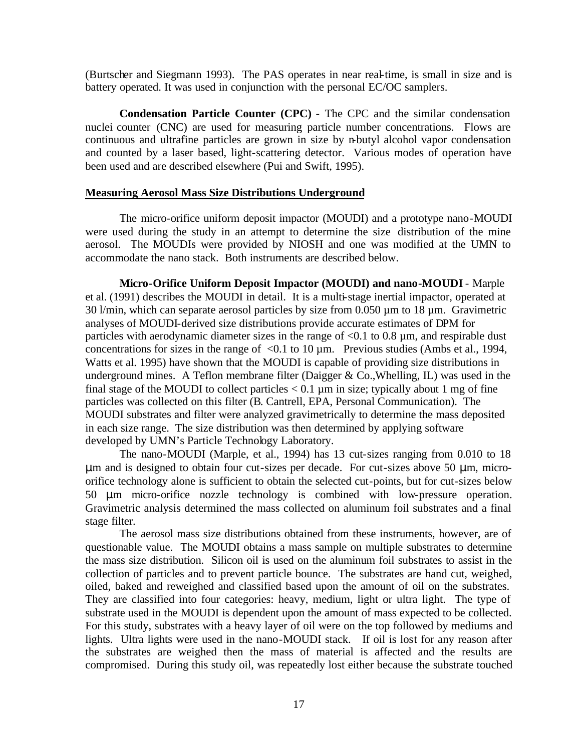(Burtscher and Siegmann 1993). The PAS operates in near real-time, is small in size and is battery operated. It was used in conjunction with the personal EC/OC samplers.

**Condensation Particle Counter (CPC)** - The CPC and the similar condensation nuclei counter (CNC) are used for measuring particle number concentrations. Flows are continuous and ultrafine particles are grown in size by n-butyl alcohol vapor condensation and counted by a laser based, light-scattering detector. Various modes of operation have been used and are described elsewhere (Pui and Swift, 1995).

**Measuring Aerosol Mass Size Distributions Underground**

The micro-orifice uniform deposit impactor (MOUDI) and a prototype nano-MOUDI were used during the study in an attempt to determine the size distribution of the mine aerosol. The MOUDIs were provided by NIOSH and one was modified at the UMN to accommodate the nano stack. Both instruments are described below.

**Micro-Orifice Uniform Deposit Impactor (MOUDI) and nano-MOUDI** - Marple et al. (1991) describes the MOUDI in detail. It is a multi-stage inertial impactor, operated at 30 l/min, which can separate aerosol particles by size from 0.050 µm to 18 µm. Gravimetric analyses of MOUDI-derived size distributions provide accurate estimates of DPM for particles with aerodynamic diameter sizes in the range of <0.1 to 0.8 µm, and respirable dust concentrations for sizes in the range of <0.1 to 10 µm. Previous studies (Ambs et al., 1994, Watts et al. 1995) have shown that the MOUDI is capable of providing size distributions in underground mines. A Teflon membrane filter (Daigger & Co.,Whelling, IL) was used in the final stage of the MOUDI to collect particles < 0.1 µm in size; typically about 1 mg of fine particles was collected on this filter (B. Cantrell, EPA, Personal Communication). The MOUDI substrates and filter were analyzed gravimetrically to determine the mass deposited in each size range. The size distribution was then determined by applying software developed by UMN's Particle Technology Laboratory.

The nano-MOUDI (Marple, et al., 1994) has 13 cut-sizes ranging from 0.010 to 18 µm and is designed to obtain four cut-sizes per decade. For cut-sizes above 50 µm, micro-orifice technology alone is sufficient to obtain the selected cut-points, but for cut-sizes below 50 µm micro-orifice nozzle technology is combined with low-pressure operation. Gravimetric analysis determined the mass collected on aluminum foil substrates and a final stage filter.

The aerosol mass size distributions obtained from these instruments, however, are of questionable value. The MOUDI obtains a mass sample on multiple substrates to determine the mass size distribution. Silicon oil is used on the aluminum foil substrates to assist in the collection of particles and to prevent particle bounce. The substrates are hand cut, weighed, oiled, baked and reweighed and classified based upon the amount of oil on the substrates. They are classified into four categories: heavy, medium, light or ultra light. The type of substrate used in the MOUDI is dependent upon the amount of mass expected to be collected. For this study, substrates with a heavy layer of oil were on the top followed by mediums and lights. Ultra lights were used in the nano-MOUDI stack. If oil is lost for any reason after the substrates are weighed then the mass of material is affected and the results are compromised. During this study oil, was repeatedly lost either because the substrate touched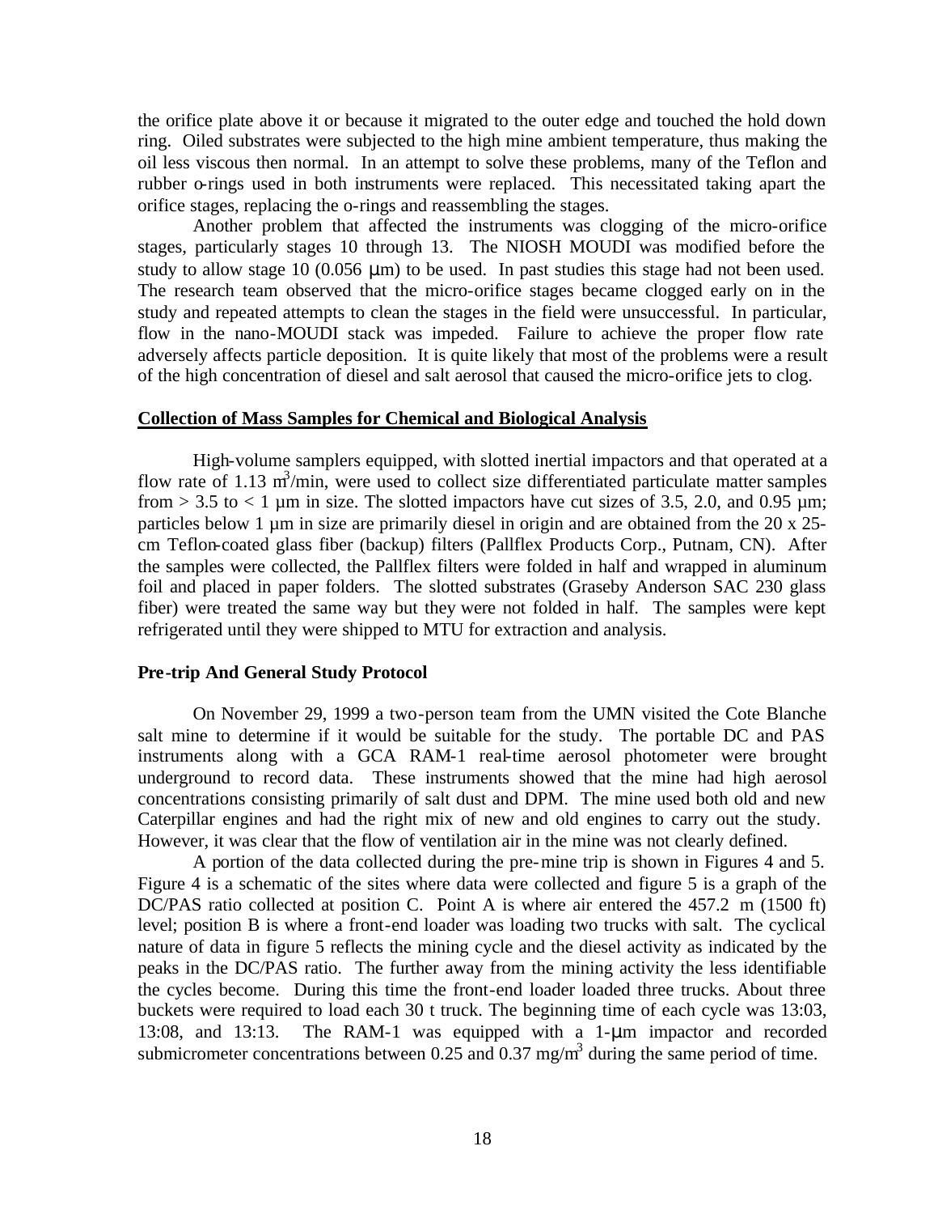the orifice plate above it or because it migrated to the outer edge and touched the hold down ring. Oiled substrates were subjected to the high mine ambient temperature, thus making the oil less viscous then normal. In an attempt to solve these problems, many of the Teflon and rubber o-rings used in both instruments were replaced. This necessitated taking apart the orifice stages, replacing the o-rings and reassembling the stages.

Another problem that affected the instruments was clogging of the micro-orifice stages, particularly stages 10 through 13. The NIOSH MOUDI was modified before the study to allow stage 10 (0.056 μm) to be used. In past studies this stage had not been used. The research team observed that the micro-orifice stages became clogged early on in the study and repeated attempts to clean the stages in the field were unsuccessful. In particular, flow in the nano-MOUDI stack was impeded. Failure to achieve the proper flow rate adversely affects particle deposition. It is quite likely that most of the problems were a result of the high concentration of diesel and salt aerosol that caused the micro-orifice jets to clog.

**Collection of Mass Samples for Chemical and Biological Analysis**

High-volume samplers equipped, with slotted inertial impactors and that operated at a flow rate of 1.13 $m^3$/min, were used to collect size differentiated particulate matter samples from > 3.5 to < 1 µm in size. The slotted impactors have cut sizes of 3.5, 2.0, and 0.95 µm; particles below 1 µm in size are primarily diesel in origin and are obtained from the 20 x 25-cm Teflon-coated glass fiber (backup) filters (Pallflex Products Corp., Putnam, CN). After the samples were collected, the Pallflex filters were folded in half and wrapped in aluminum foil and placed in paper folders. The slotted substrates (Graseby Anderson SAC 230 glass fiber) were treated the same way but they were not folded in half. The samples were kept refrigerated until they were shipped to MTU for extraction and analysis.

**Pre-trip And General Study Protocol**

On November 29, 1999 a two-person team from the UMN visited the Cote Blanche salt mine to determine if it would be suitable for the study. The portable DC and PAS instruments along with a GCA RAM-1 real-time aerosol photometer were brought underground to record data. These instruments showed that the mine had high aerosol concentrations consisting primarily of salt dust and DPM. The mine used both old and new Caterpillar engines and had the right mix of new and old engines to carry out the study. However, it was clear that the flow of ventilation air in the mine was not clearly defined.

A portion of the data collected during the pre-mine trip is shown in Figures 4 and 5. Figure 4 is a schematic of the sites where data were collected and figure 5 is a graph of the DC/PAS ratio collected at position C. Point A is where air entered the 457.2 m (1500 ft) level; position B is where a front-end loader was loading two trucks with salt. The cyclical nature of data in figure 5 reflects the mining cycle and the diesel activity as indicated by the peaks in the DC/PAS ratio. The further away from the mining activity the less identifiable the cycles become. During this time the front-end loader loaded three trucks. About three buckets were required to load each 30 t truck. The beginning time of each cycle was 13:03, 13:08, and 13:13. The RAM-1 was equipped with a 1-μm impactor and recorded submicrometer concentrations between 0.25 and 0.37 mg/$m^3$ during the same period of time.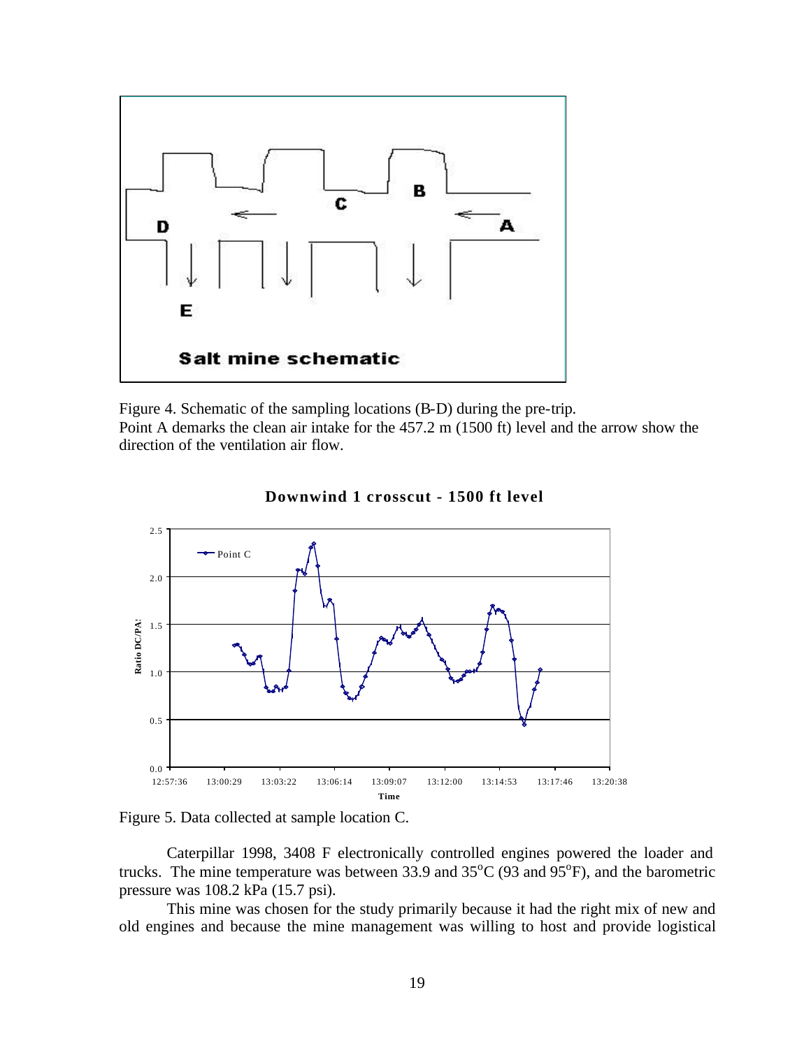Figure 4. Schematic of the sampling locations (B-D) during the pre-trip.
Point A demarks the clean air intake for the 457.2 m (1500 ft) level and the arrow show the direction of the ventilation air flow.

Figure 5. Data collected at sample location C.

Caterpillar 1998, 3408 F electronically controlled engines powered the loader and trucks. The mine temperature was between 33.9 and 35°C (93 and 95°F), and the barometric pressure was 108.2 kPa (15.7 psi).

This mine was chosen for the study primarily because it had the right mix of new and old engines and because the mine management was willing to host and provide logistical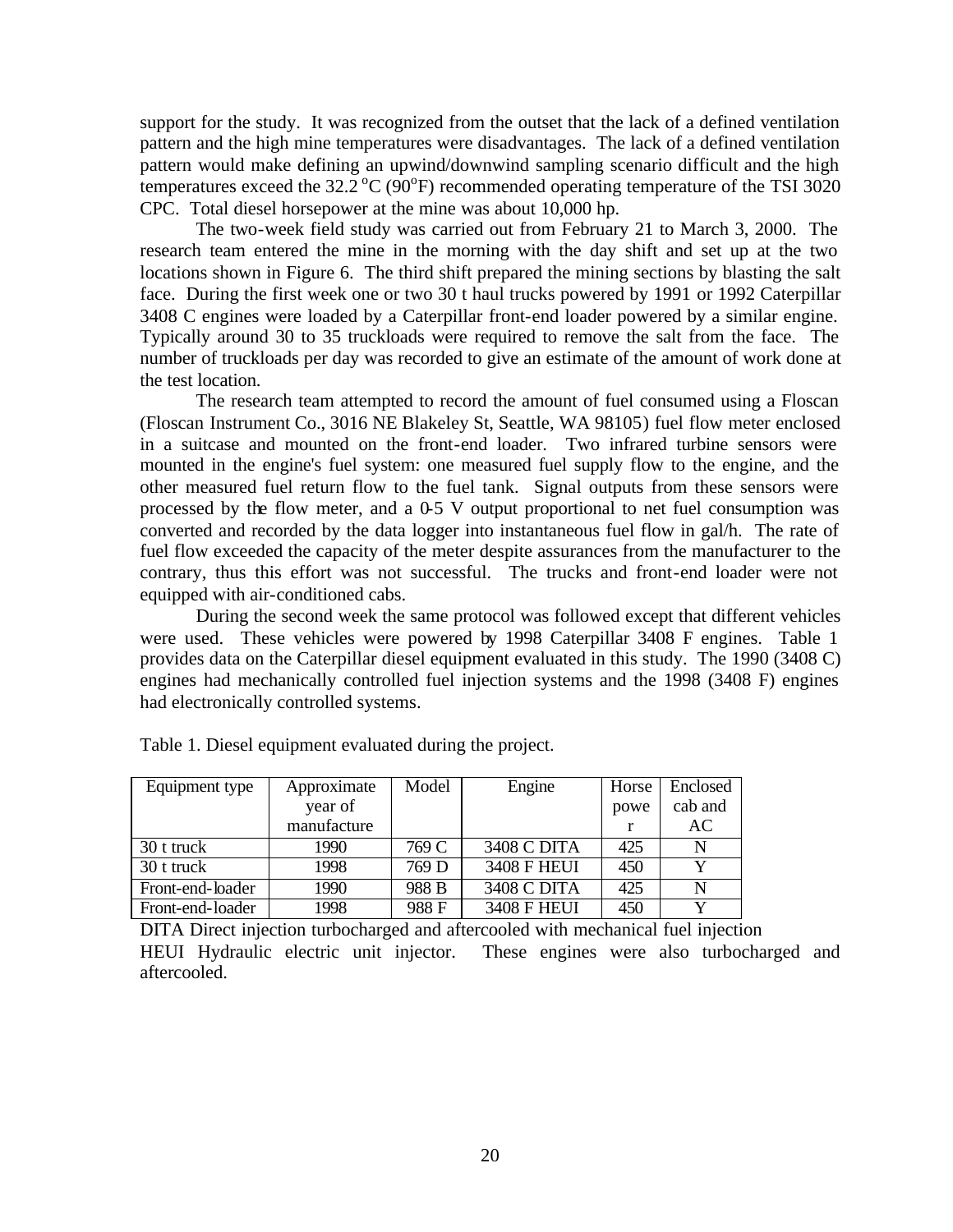support for the study. It was recognized from the outset that the lack of a defined ventilation pattern and the high mine temperatures were disadvantages. The lack of a defined ventilation pattern would make defining an upwind/downwind sampling scenario difficult and the high temperatures exceed the 32.2 $^{o}$C (90$^{o}$F) recommended operating temperature of the TSI 3020 CPC. Total diesel horsepower at the mine was about 10,000 hp.

The two-week field study was carried out from February 21 to March 3, 2000. The research team entered the mine in the morning with the day shift and set up at the two locations shown in Figure 6. The third shift prepared the mining sections by blasting the salt face. During the first week one or two 30 t haul trucks powered by 1991 or 1992 Caterpillar 3408 C engines were loaded by a Caterpillar front-end loader powered by a similar engine. Typically around 30 to 35 truckloads were required to remove the salt from the face. The number of truckloads per day was recorded to give an estimate of the amount of work done at the test location.

The research team attempted to record the amount of fuel consumed using a Floscan (Floscan Instrument Co., 3016 NE Blakeley St, Seattle, WA 98105) fuel flow meter enclosed in a suitcase and mounted on the front-end loader. Two infrared turbine sensors were mounted in the engine's fuel system: one measured fuel supply flow to the engine, and the other measured fuel return flow to the fuel tank. Signal outputs from these sensors were processed by the flow meter, and a 0-5 V output proportional to net fuel consumption was converted and recorded by the data logger into instantaneous fuel flow in gal/h. The rate of fuel flow exceeded the capacity of the meter despite assurances from the manufacturer to the contrary, thus this effort was not successful. The trucks and front-end loader were not equipped with air-conditioned cabs.

During the second week the same protocol was followed except that different vehicles were used. These vehicles were powered by 1998 Caterpillar 3408 F engines. Table 1 provides data on the Caterpillar diesel equipment evaluated in this study. The 1990 (3408 C) engines had mechanically controlled fuel injection systems and the 1998 (3408 F) engines had electronically controlled systems.

Table 1. Diesel equipment evaluated during the project.

| Equipment type | Approximate year of manufacture | Model | Engine | Horsepower | Enclosed cab and AC |
|---|---|---|---|---|---|
| 30 t truck | 1990 | 769 C | 3408 C DITA | 425 | N |
| 30 t truck | 1998 | 769 D | 3408 F HEUI | 450 | Y |
| Front-end-loader | 1990 | 988 B | 3408 C DITA | 425 | N |
| Front-end-loader | 1998 | 988 F | 3408 F HEUI | 450 | Y |

DITA Direct injection turbocharged and aftercooled with mechanical fuel injection
HEUI Hydraulic electric unit injector. These engines were also turbocharged and aftercooled.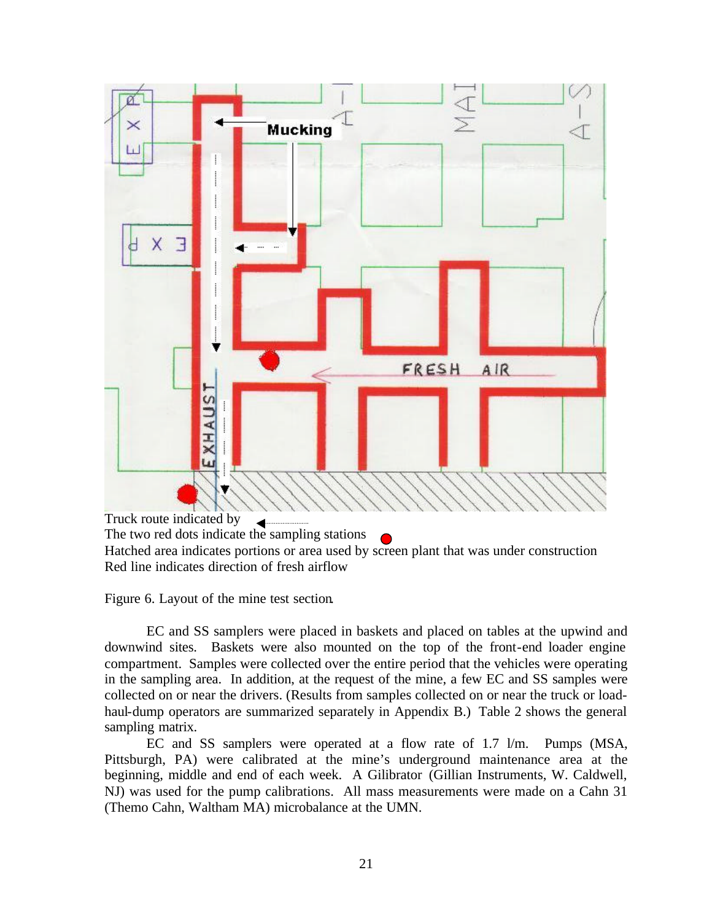Truck route indicated by

The two red dots indicate the sampling stations

Hatched area indicates portions or area used by screen plant that was under construction

Red line indicates direction of fresh airflow

Figure 6. Layout of the mine test section.

EC and SS samplers were placed in baskets and placed on tables at the upwind and downwind sites. Baskets were also mounted on the top of the front-end loader engine compartment. Samples were collected over the entire period that the vehicles were operating in the sampling area. In addition, at the request of the mine, a few EC and SS samples were collected on or near the drivers. (Results from samples collected on or near the truck or load-haul-dump operators are summarized separately in Appendix B.) Table 2 shows the general sampling matrix.

EC and SS samplers were operated at a flow rate of 1.7 l/m. Pumps (MSA, Pittsburgh, PA) were calibrated at the mine's underground maintenance area at the beginning, middle and end of each week. A Gilibrator (Gillian Instruments, W. Caldwell, NJ) was used for the pump calibrations. All mass measurements were made on a Cahn 31 (Themo Cahn, Waltham MA) microbalance at the UMN.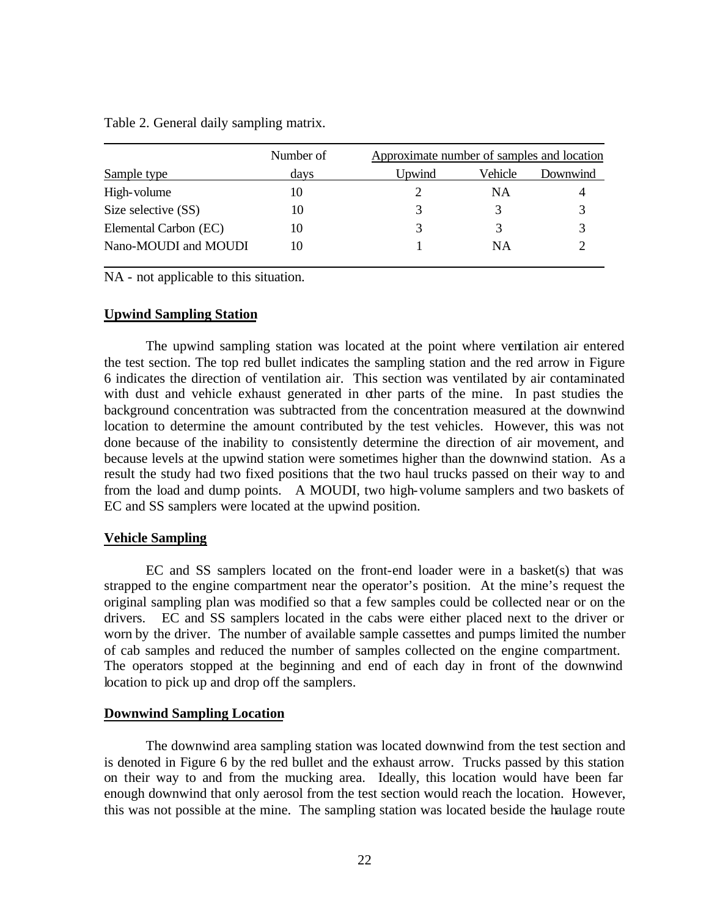Table 2. General daily sampling matrix.

| Sample type | Number of days | Approximate number of samples and location | | |
|---|---|---|---|---|
| | | Upwind | Vehicle | Downwind |
| High-volume | 10 | 2 | NA | 4 |
| Size selective (SS) | 10 | 3 | 3 | 3 |
| Elemental Carbon (EC) | 10 | 3 | 3 | 3 |
| Nano-MOUDI and MOUDI | 10 | 1 | NA | 2 |

NA - not applicable to this situation.

**Upwind Sampling Station**

The upwind sampling station was located at the point where ventilation air entered the test section. The top red bullet indicates the sampling station and the red arrow in Figure 6 indicates the direction of ventilation air. This section was ventilated by air contaminated with dust and vehicle exhaust generated in other parts of the mine. In past studies the background concentration was subtracted from the concentration measured at the downwind location to determine the amount contributed by the test vehicles. However, this was not done because of the inability to consistently determine the direction of air movement, and because levels at the upwind station were sometimes higher than the downwind station. As a result the study had two fixed positions that the two haul trucks passed on their way to and from the load and dump points. A MOUDI, two high-volume samplers and two baskets of EC and SS samplers were located at the upwind position.

**Vehicle Sampling**

EC and SS samplers located on the front-end loader were in a basket(s) that was strapped to the engine compartment near the operator's position. At the mine's request the original sampling plan was modified so that a few samples could be collected near or on the drivers. EC and SS samplers located in the cabs were either placed next to the driver or worn by the driver. The number of available sample cassettes and pumps limited the number of cab samples and reduced the number of samples collected on the engine compartment. The operators stopped at the beginning and end of each day in front of the downwind location to pick up and drop off the samplers.

**Downwind Sampling Location**

The downwind area sampling station was located downwind from the test section and is denoted in Figure 6 by the red bullet and the exhaust arrow. Trucks passed by this station on their way to and from the mucking area. Ideally, this location would have been far enough downwind that only aerosol from the test section would reach the location. However, this was not possible at the mine. The sampling station was located beside the haulage route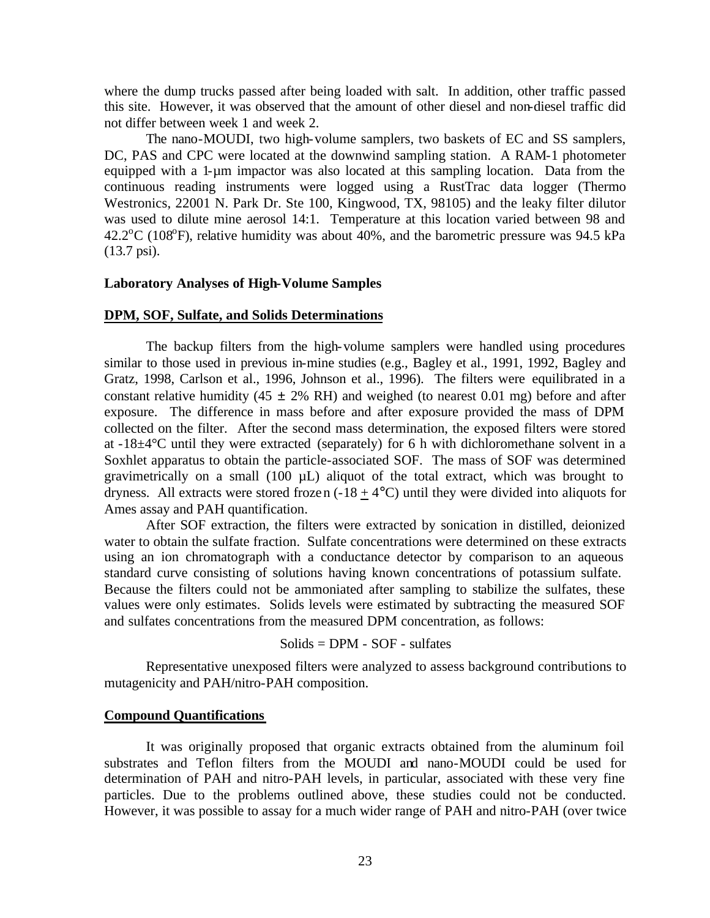where the dump trucks passed after being loaded with salt. In addition, other traffic passed this site. However, it was observed that the amount of other diesel and non-diesel traffic did not differ between week 1 and week 2.

The nano-MOUDI, two high-volume samplers, two baskets of EC and SS samplers, DC, PAS and CPC were located at the downwind sampling station. A RAM-1 photometer equipped with a 1-µm impactor was also located at this sampling location. Data from the continuous reading instruments were logged using a RustTrac data logger (Thermo Westronics, 22001 N. Park Dr. Ste 100, Kingwood, TX, 98105) and the leaky filter dilutor was used to dilute mine aerosol 14:1. Temperature at this location varied between 98 and 42.2°C (108°F), relative humidity was about 40%, and the barometric pressure was 94.5 kPa (13.7 psi).

**Laboratory Analyses of High-Volume Samples**

**DPM, SOF, Sulfate, and Solids Determinations**

The backup filters from the high-volume samplers were handled using procedures similar to those used in previous in-mine studies (e.g., Bagley et al., 1991, 1992, Bagley and Gratz, 1998, Carlson et al., 1996, Johnson et al., 1996). The filters were equilibrated in a constant relative humidity (45 ± 2% RH) and weighed (to nearest 0.01 mg) before and after exposure. The difference in mass before and after exposure provided the mass of DPM collected on the filter. After the second mass determination, the exposed filters were stored at -18±4°C until they were extracted (separately) for 6 h with dichloromethane solvent in a Soxhlet apparatus to obtain the particle-associated SOF. The mass of SOF was determined gravimetrically on a small (100 µL) aliquot of the total extract, which was brought to dryness. All extracts were stored frozen (-18 ± 4°C) until they were divided into aliquots for Ames assay and PAH quantification.

After SOF extraction, the filters were extracted by sonication in distilled, deionized water to obtain the sulfate fraction. Sulfate concentrations were determined on these extracts using an ion chromatograph with a conductance detector by comparison to an aqueous standard curve consisting of solutions having known concentrations of potassium sulfate. Because the filters could not be ammoniated after sampling to stabilize the sulfates, these values were only estimates. Solids levels were estimated by subtracting the measured SOF and sulfates concentrations from the measured DPM concentration, as follows:

$$\text{Solids} = \text{DPM} - \text{SOF} - \text{sulfates}$$

Representative unexposed filters were analyzed to assess background contributions to mutagenicity and PAH/nitro-PAH composition.

**Compound Quantifications**

It was originally proposed that organic extracts obtained from the aluminum foil substrates and Teflon filters from the MOUDI and nano-MOUDI could be used for determination of PAH and nitro-PAH levels, in particular, associated with these very fine particles. Due to the problems outlined above, these studies could not be conducted. However, it was possible to assay for a much wider range of PAH and nitro-PAH (over twice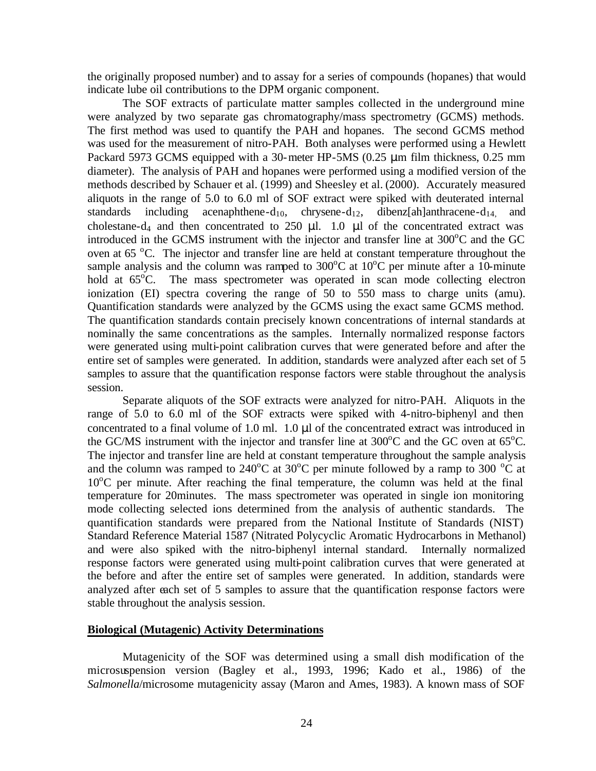the originally proposed number) and to assay for a series of compounds (hopanes) that would indicate lube oil contributions to the DPM organic component.

The SOF extracts of particulate matter samples collected in the underground mine were analyzed by two separate gas chromatography/mass spectrometry (GCMS) methods. The first method was used to quantify the PAH and hopanes. The second GCMS method was used for the measurement of nitro-PAH. Both analyses were performed using a Hewlett Packard 5973 GCMS equipped with a 30-meter HP-5MS (0.25 μm film thickness, 0.25 mm diameter). The analysis of PAH and hopanes were performed using a modified version of the methods described by Schauer et al. (1999) and Sheesley et al. (2000). Accurately measured aliquots in the range of 5.0 to 6.0 ml of SOF extract were spiked with deuterated internal standards including acenaphthene-$d_{10}$, chrysene-$d_{12}$, dibenz[ah]anthracene-$d_{14}$, and cholestane-$d_4$ and then concentrated to 250 μl. 1.0 μl of the concentrated extract was introduced in the GCMS instrument with the injector and transfer line at 300°C and the GC oven at 65 °C. The injector and transfer line are held at constant temperature throughout the sample analysis and the column was ramped to 300°C at 10°C per minute after a 10-minute hold at 65°C. The mass spectrometer was operated in scan mode collecting electron ionization (EI) spectra covering the range of 50 to 550 mass to charge units (amu). Quantification standards were analyzed by the GCMS using the exact same GCMS method. The quantification standards contain precisely known concentrations of internal standards at nominally the same concentrations as the samples. Internally normalized response factors were generated using multi-point calibration curves that were generated before and after the entire set of samples were generated. In addition, standards were analyzed after each set of 5 samples to assure that the quantification response factors were stable throughout the analysis session.

Separate aliquots of the SOF extracts were analyzed for nitro-PAH. Aliquots in the range of 5.0 to 6.0 ml of the SOF extracts were spiked with 4-nitro-biphenyl and then concentrated to a final volume of 1.0 ml. 1.0 μl of the concentrated extract was introduced in the GC/MS instrument with the injector and transfer line at 300°C and the GC oven at 65°C. The injector and transfer line are held at constant temperature throughout the sample analysis and the column was ramped to 240°C at 30°C per minute followed by a ramp to 300 °C at 10°C per minute. After reaching the final temperature, the column was held at the final temperature for 20minutes. The mass spectrometer was operated in single ion monitoring mode collecting selected ions determined from the analysis of authentic standards. The quantification standards were prepared from the National Institute of Standards (NIST) Standard Reference Material 1587 (Nitrated Polycyclic Aromatic Hydrocarbons in Methanol) and were also spiked with the nitro-biphenyl internal standard. Internally normalized response factors were generated using multi-point calibration curves that were generated at the before and after the entire set of samples were generated. In addition, standards were analyzed after each set of 5 samples to assure that the quantification response factors were stable throughout the analysis session.

**Biological (Mutagenic) Activity Determinations**

Mutagenicity of the SOF was determined using a small dish modification of the microsuspension version (Bagley et al., 1993, 1996; Kado et al., 1986) of the *Salmonella*/microsome mutagenicity assay (Maron and Ames, 1983). A known mass of SOF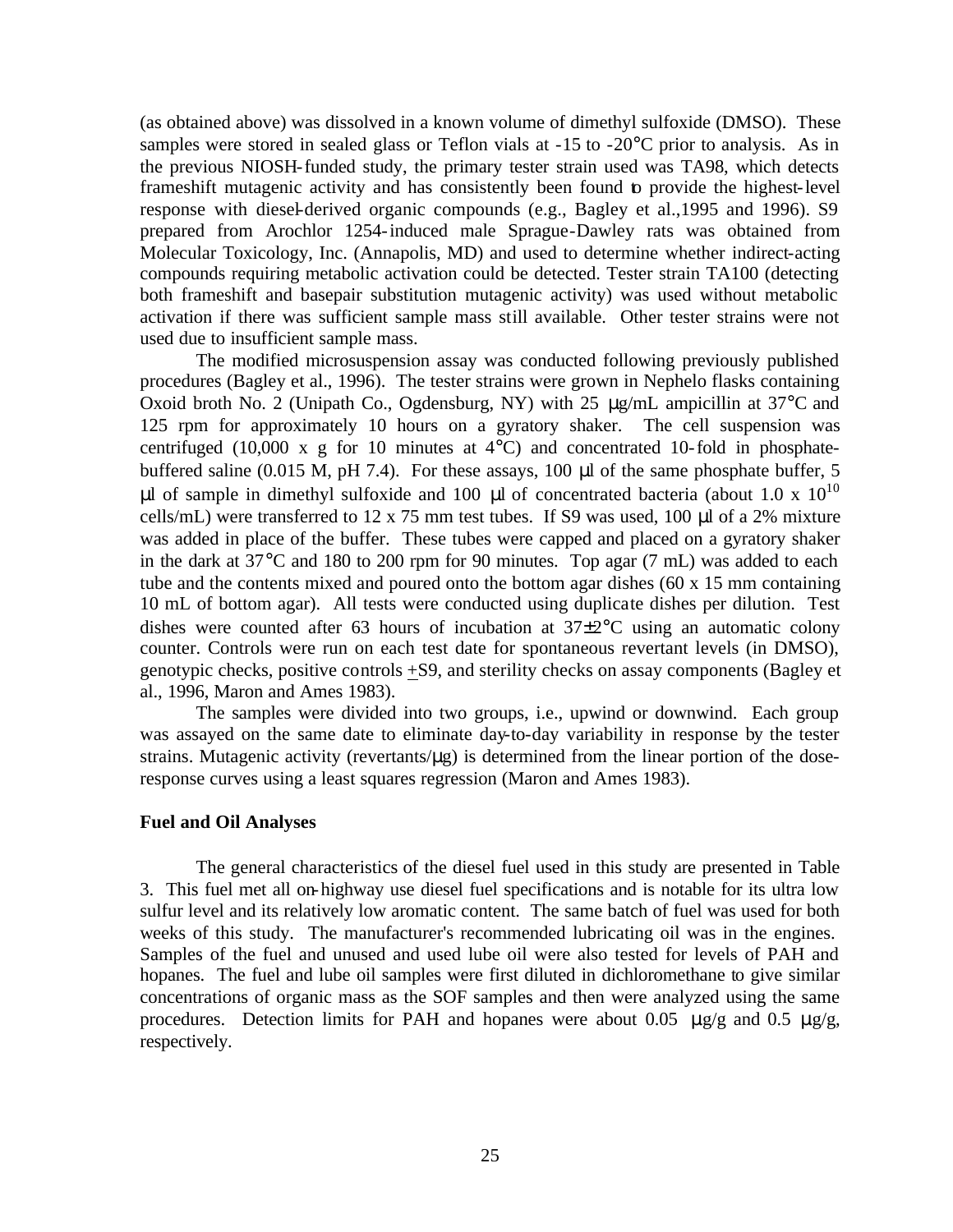(as obtained above) was dissolved in a known volume of dimethyl sulfoxide (DMSO). These samples were stored in sealed glass or Teflon vials at -15 to -20°C prior to analysis. As in the previous NIOSH-funded study, the primary tester strain used was TA98, which detects frameshift mutagenic activity and has consistently been found to provide the highest-level response with diesel-derived organic compounds (e.g., Bagley et al.,1995 and 1996). S9 prepared from Arochlor 1254-induced male Sprague-Dawley rats was obtained from Molecular Toxicology, Inc. (Annapolis, MD) and used to determine whether indirect-acting compounds requiring metabolic activation could be detected. Tester strain TA100 (detecting both frameshift and basepair substitution mutagenic activity) was used without metabolic activation if there was sufficient sample mass still available. Other tester strains were not used due to insufficient sample mass.

The modified microsuspension assay was conducted following previously published procedures (Bagley et al., 1996). The tester strains were grown in Nephelo flasks containing Oxoid broth No. 2 (Unipath Co., Ogdensburg, NY) with 25 μg/mL ampicillin at 37°C and 125 rpm for approximately 10 hours on a gyratory shaker. The cell suspension was centrifuged (10,000 x g for 10 minutes at 4°C) and concentrated 10-fold in phosphate-buffered saline (0.015 M, pH 7.4). For these assays, 100 μl of the same phosphate buffer, 5 μl of sample in dimethyl sulfoxide and 100 μl of concentrated bacteria (about $1.0 \times 10^{10}$ cells/mL) were transferred to 12 x 75 mm test tubes. If S9 was used, 100 μl of a 2% mixture was added in place of the buffer. These tubes were capped and placed on a gyratory shaker in the dark at 37°C and 180 to 200 rpm for 90 minutes. Top agar (7 mL) was added to each tube and the contents mixed and poured onto the bottom agar dishes (60 x 15 mm containing 10 mL of bottom agar). All tests were conducted using duplicate dishes per dilution. Test dishes were counted after 63 hours of incubation at 37±2°C using an automatic colony counter. Controls were run on each test date for spontaneous revertant levels (in DMSO), genotypic checks, positive controls ±S9, and sterility checks on assay components (Bagley et al., 1996, Maron and Ames 1983).

The samples were divided into two groups, i.e., upwind or downwind. Each group was assayed on the same date to eliminate day-to-day variability in response by the tester strains. Mutagenic activity (revertants/μg) is determined from the linear portion of the dose-response curves using a least squares regression (Maron and Ames 1983).

**Fuel and Oil Analyses**

The general characteristics of the diesel fuel used in this study are presented in Table 3. This fuel met all on-highway use diesel fuel specifications and is notable for its ultra low sulfur level and its relatively low aromatic content. The same batch of fuel was used for both weeks of this study. The manufacturer's recommended lubricating oil was in the engines. Samples of the fuel and unused and used lube oil were also tested for levels of PAH and hopanes. The fuel and lube oil samples were first diluted in dichloromethane to give similar concentrations of organic mass as the SOF samples and then were analyzed using the same procedures. Detection limits for PAH and hopanes were about 0.05 μg/g and 0.5 μg/g, respectively.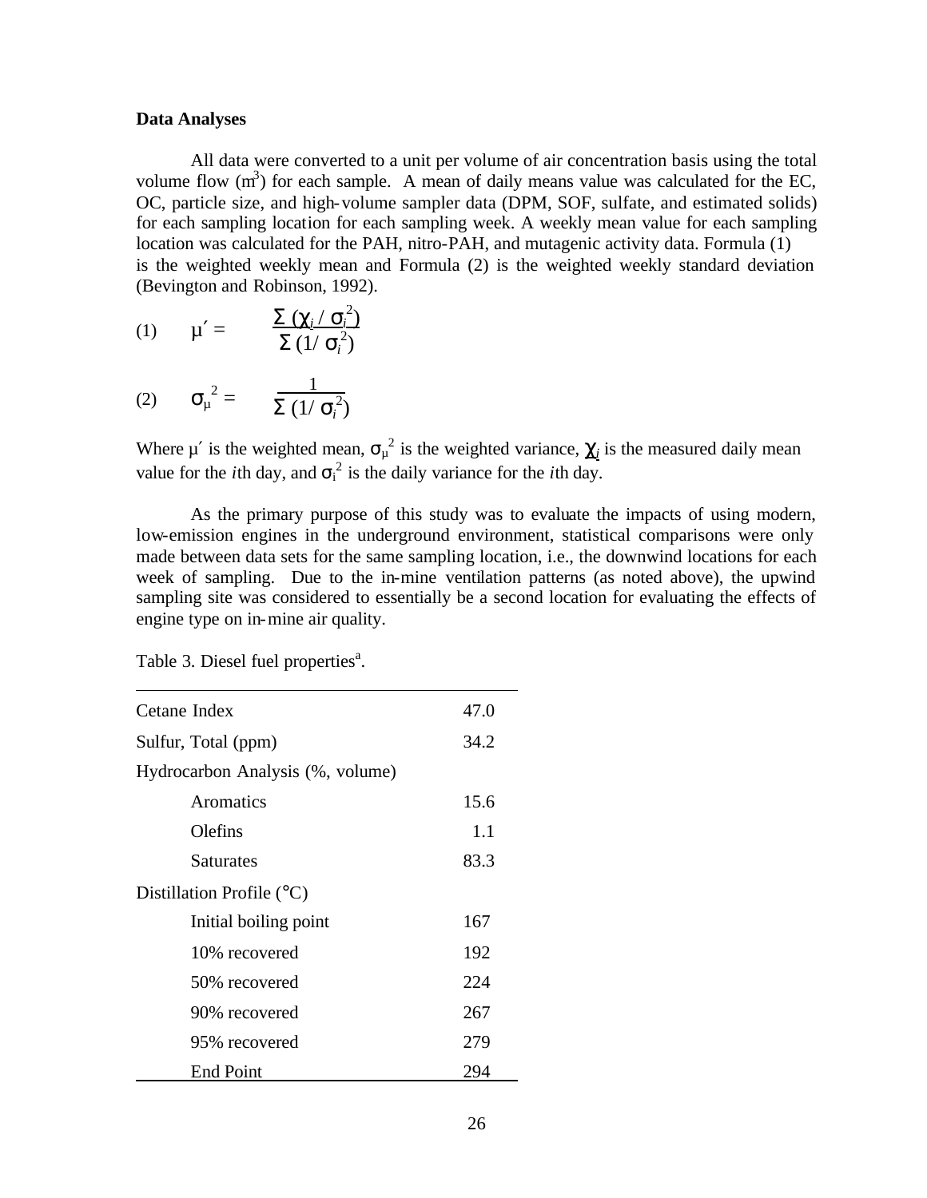**Data Analyses**

All data were converted to a unit per volume of air concentration basis using the total volume flow ($m^3$) for each sample. A mean of daily means value was calculated for the EC, OC, particle size, and high-volume sampler data (DPM, SOF, sulfate, and estimated solids) for each sampling location for each sampling week. A weekly mean value for each sampling location was calculated for the PAH, nitro-PAH, and mutagenic activity data. Formula (1) is the weighted weekly mean and Formula (2) is the weighted weekly standard deviation (Bevington and Robinson, 1992).

$$(1) \qquad \mu' = \frac{\Sigma\,(\chi_i / \sigma_i^2)}{\Sigma\,(1/\sigma_i^2)}$$

$$(2) \qquad \sigma_\mu^{\,2} = \frac{1}{\Sigma\,(1/\sigma_i^2)}$$

Where $\mu'$ is the weighted mean, $\sigma_\mu^{\,2}$ is the weighted variance, $\chi_i$ is the measured daily mean value for the *i*th day, and $\sigma_i^2$ is the daily variance for the *i*th day.

As the primary purpose of this study was to evaluate the impacts of using modern, low-emission engines in the underground environment, statistical comparisons were only made between data sets for the same sampling location, i.e., the downwind locations for each week of sampling. Due to the in-mine ventilation patterns (as noted above), the upwind sampling site was considered to essentially be a second location for evaluating the effects of engine type on in-mine air quality.

Table 3. Diesel fuel properties[a].

| | |
|---|---|
| Cetane Index | 47.0 |
| Sulfur, Total (ppm) | 34.2 |
| Hydrocarbon Analysis (%, volume) | |
| Aromatics | 15.6 |
| Olefins | 1.1 |
| Saturates | 83.3 |
| Distillation Profile (°C) | |
| Initial boiling point | 167 |
| 10% recovered | 192 |
| 50% recovered | 224 |
| 90% recovered | 267 |
| 95% recovered | 279 |
| End Point | 294 |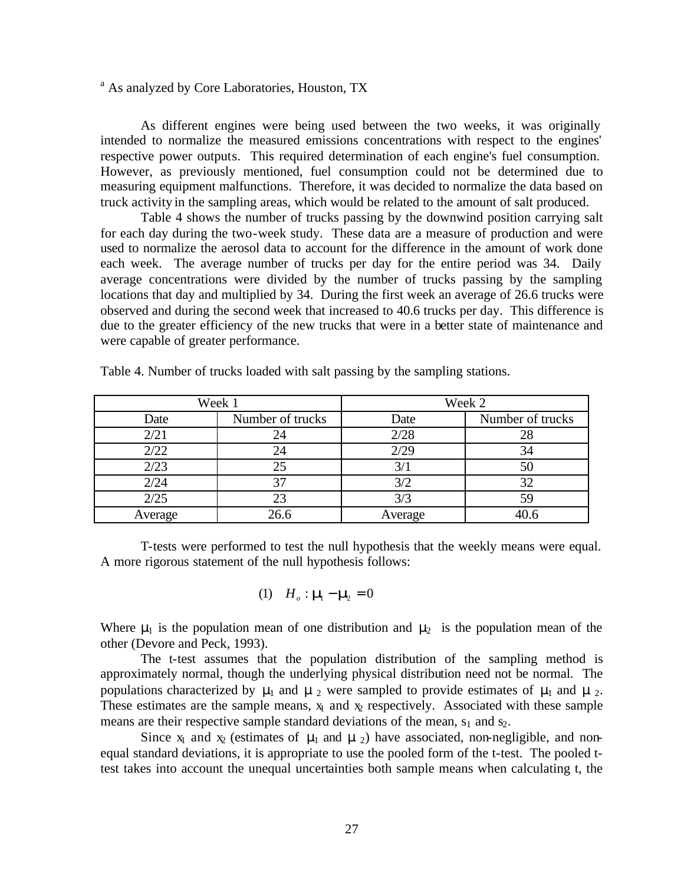[a] As analyzed by Core Laboratories, Houston, TX

As different engines were being used between the two weeks, it was originally intended to normalize the measured emissions concentrations with respect to the engines' respective power outputs. This required determination of each engine's fuel consumption. However, as previously mentioned, fuel consumption could not be determined due to measuring equipment malfunctions. Therefore, it was decided to normalize the data based on truck activity in the sampling areas, which would be related to the amount of salt produced.

Table 4 shows the number of trucks passing by the downwind position carrying salt for each day during the two-week study. These data are a measure of production and were used to normalize the aerosol data to account for the difference in the amount of work done each week. The average number of trucks per day for the entire period was 34. Daily average concentrations were divided by the number of trucks passing by the sampling locations that day and multiplied by 34. During the first week an average of 26.6 trucks were observed and during the second week that increased to 40.6 trucks per day. This difference is due to the greater efficiency of the new trucks that were in a better state of maintenance and were capable of greater performance.

Table 4. Number of trucks loaded with salt passing by the sampling stations.

| Week 1 | | Week 2 | |
|---|---|---|---|
| Date | Number of trucks | Date | Number of trucks |
| 2/21 | 24 | 2/28 | 28 |
| 2/22 | 24 | 2/29 | 34 |
| 2/23 | 25 | 3/1 | 50 |
| 2/24 | 37 | 3/2 | 32 |
| 2/25 | 23 | 3/3 | 59 |
| Average | 26.6 | Average | 40.6 |

T-tests were performed to test the null hypothesis that the weekly means were equal. A more rigorous statement of the null hypothesis follows:

$$(1) \quad H_o : \mu_1 - \mu_2 = 0$$

Where $\mu_1$ is the population mean of one distribution and $\mu_2$ is the population mean of the other (Devore and Peck, 1993).

The t-test assumes that the population distribution of the sampling method is approximately normal, though the underlying physical distribution need not be normal. The populations characterized by $\mu_1$ and $\mu_2$ were sampled to provide estimates of $\mu_1$ and $\mu_2$. These estimates are the sample means, $x_1$ and $x_2$ respectively. Associated with these sample means are their respective sample standard deviations of the mean, $s_1$ and $s_2$.

Since $x_1$ and $x_2$ (estimates of $\mu_1$ and $\mu_2$) have associated, non-negligible, and non-equal standard deviations, it is appropriate to use the pooled form of the t-test. The pooled t-test takes into account the unequal uncertainties both sample means when calculating t, the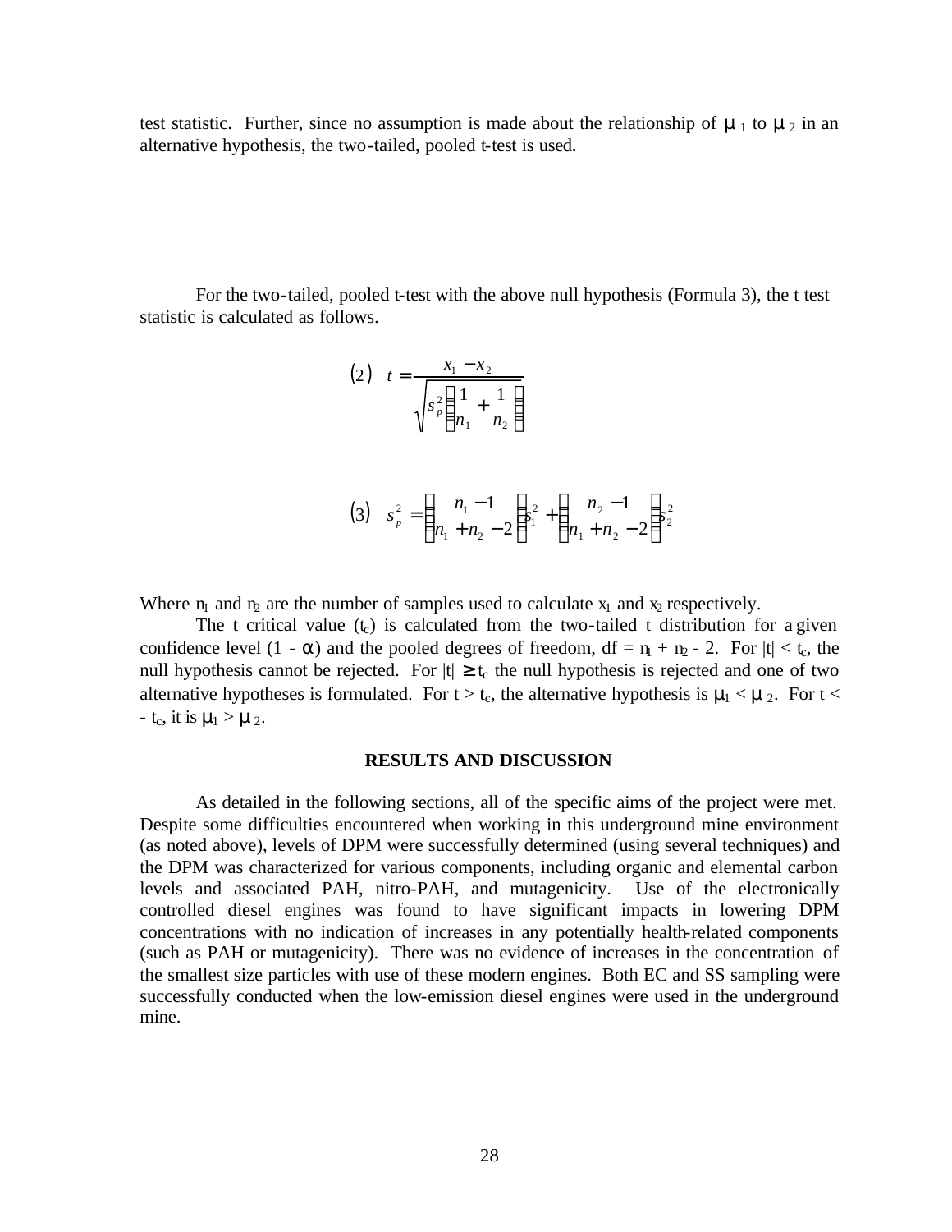test statistic. Further, since no assumption is made about the relationship of $\mu_1$ to $\mu_2$ in an alternative hypothesis, the two-tailed, pooled t-test is used.

For the two-tailed, pooled t-test with the above null hypothesis (Formula 3), the t test statistic is calculated as follows.

$$(2) \quad t = \frac{x_1 - x_2}{\sqrt{s_p^2 \left( \frac{1}{n_1} + \frac{1}{n_2} \right)}}$$

$$(3) \quad s_p^2 = \left( \frac{n_1 - 1}{n_1 + n_2 - 2} \right) s_1^2 + \left( \frac{n_2 - 1}{n_1 + n_2 - 2} \right) s_2^2$$

Where $n_1$ and $n_2$ are the number of samples used to calculate $x_1$ and $x_2$ respectively.

The t critical value ($t_c$) is calculated from the two-tailed t distribution for a given confidence level ($1 - \alpha$) and the pooled degrees of freedom, df = $n_1 + n_2 - 2$. For $|t| < t_c$, the null hypothesis cannot be rejected. For $|t| \geq t_c$ the null hypothesis is rejected and one of two alternative hypotheses is formulated. For $t > t_c$, the alternative hypothesis is $\mu_1 < \mu_2$. For $t < -t_c$, it is $\mu_1 > \mu_2$.

## RESULTS AND DISCUSSION

As detailed in the following sections, all of the specific aims of the project were met. Despite some difficulties encountered when working in this underground mine environment (as noted above), levels of DPM were successfully determined (using several techniques) and the DPM was characterized for various components, including organic and elemental carbon levels and associated PAH, nitro-PAH, and mutagenicity. Use of the electronically controlled diesel engines was found to have significant impacts in lowering DPM concentrations with no indication of increases in any potentially health-related components (such as PAH or mutagenicity). There was no evidence of increases in the concentration of the smallest size particles with use of these modern engines. Both EC and SS sampling were successfully conducted when the low-emission diesel engines were used in the underground mine.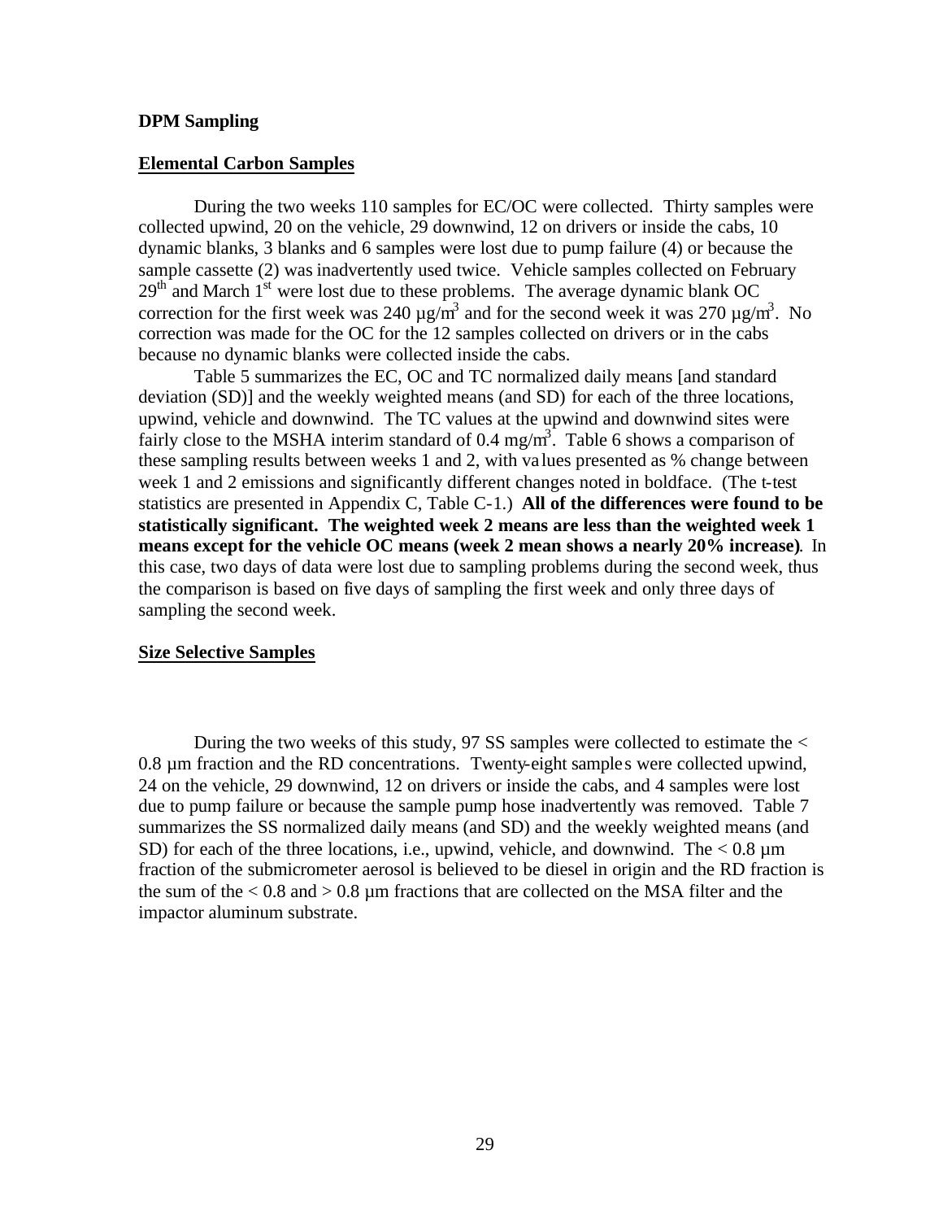**DPM Sampling**

**Elemental Carbon Samples**

During the two weeks 110 samples for EC/OC were collected. Thirty samples were collected upwind, 20 on the vehicle, 29 downwind, 12 on drivers or inside the cabs, 10 dynamic blanks, 3 blanks and 6 samples were lost due to pump failure (4) or because the sample cassette (2) was inadvertently used twice. Vehicle samples collected on February $29^{th}$ and March $1^{st}$ were lost due to these problems. The average dynamic blank OC correction for the first week was 240 $\mu g/m^3$ and for the second week it was 270 $\mu g/m^3$. No correction was made for the OC for the 12 samples collected on drivers or in the cabs because no dynamic blanks were collected inside the cabs.

Table 5 summarizes the EC, OC and TC normalized daily means [and standard deviation (SD)] and the weekly weighted means (and SD) for each of the three locations, upwind, vehicle and downwind. The TC values at the upwind and downwind sites were fairly close to the MSHA interim standard of 0.4 $mg/m^3$. Table 6 shows a comparison of these sampling results between weeks 1 and 2, with values presented as % change between week 1 and 2 emissions and significantly different changes noted in boldface. (The t-test statistics are presented in Appendix C, Table C-1.) **All of the differences were found to be statistically significant. The weighted week 2 means are less than the weighted week 1 means except for the vehicle OC means (week 2 mean shows a nearly 20% increase)**. In this case, two days of data were lost due to sampling problems during the second week, thus the comparison is based on five days of sampling the first week and only three days of sampling the second week.

**Size Selective Samples**

During the two weeks of this study, 97 SS samples were collected to estimate the < 0.8 µm fraction and the RD concentrations. Twenty-eight samples were collected upwind, 24 on the vehicle, 29 downwind, 12 on drivers or inside the cabs, and 4 samples were lost due to pump failure or because the sample pump hose inadvertently was removed. Table 7 summarizes the SS normalized daily means (and SD) and the weekly weighted means (and SD) for each of the three locations, i.e., upwind, vehicle, and downwind. The < 0.8 µm fraction of the submicrometer aerosol is believed to be diesel in origin and the RD fraction is the sum of the < 0.8 and > 0.8 µm fractions that are collected on the MSA filter and the impactor aluminum substrate.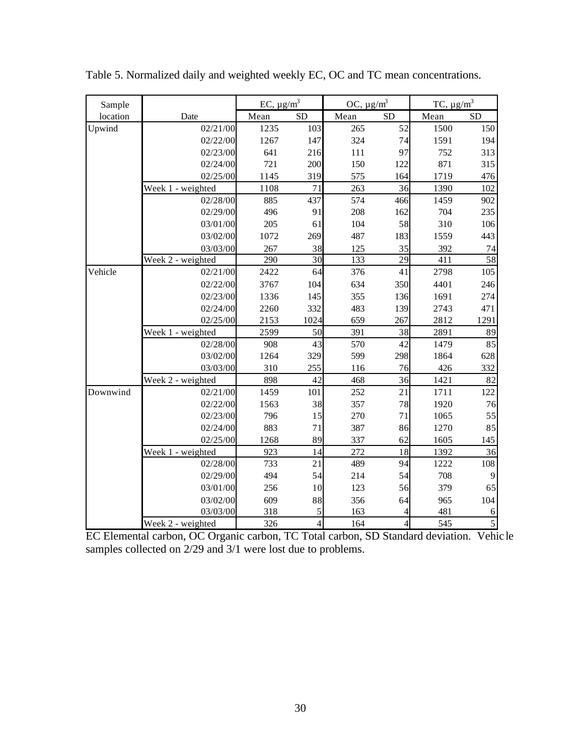Table 5. Normalized daily and weighted weekly EC, OC and TC mean concentrations.

| Sample location | Date | EC, μg/m$^3$ | | OC, μg/m$^3$ | | TC, μg/m$^3$ | |
|---|---|---|---|---|---|---|---|
| | | Mean | SD | Mean | SD | Mean | SD |
| Upwind | 02/21/00 | 1235 | 103 | 265 | 52 | 1500 | 150 |
| | 02/22/00 | 1267 | 147 | 324 | 74 | 1591 | 194 |
| | 02/23/00 | 641 | 216 | 111 | 97 | 752 | 313 |
| | 02/24/00 | 721 | 200 | 150 | 122 | 871 | 315 |
| | 02/25/00 | 1145 | 319 | 575 | 164 | 1719 | 476 |
| | Week 1 - weighted | 1108 | 71 | 263 | 36 | 1390 | 102 |
| | 02/28/00 | 885 | 437 | 574 | 466 | 1459 | 902 |
| | 02/29/00 | 496 | 91 | 208 | 162 | 704 | 235 |
| | 03/01/00 | 205 | 61 | 104 | 58 | 310 | 106 |
| | 03/02/00 | 1072 | 269 | 487 | 183 | 1559 | 443 |
| | 03/03/00 | 267 | 38 | 125 | 35 | 392 | 74 |
| | Week 2 - weighted | 290 | 30 | 133 | 29 | 411 | 58 |
| Vehicle | 02/21/00 | 2422 | 64 | 376 | 41 | 2798 | 105 |
| | 02/22/00 | 3767 | 104 | 634 | 350 | 4401 | 246 |
| | 02/23/00 | 1336 | 145 | 355 | 136 | 1691 | 274 |
| | 02/24/00 | 2260 | 332 | 483 | 139 | 2743 | 471 |
| | 02/25/00 | 2153 | 1024 | 659 | 267 | 2812 | 1291 |
| | Week 1 - weighted | 2599 | 50 | 391 | 38 | 2891 | 89 |
| | 02/28/00 | 908 | 43 | 570 | 42 | 1479 | 85 |
| | 03/02/00 | 1264 | 329 | 599 | 298 | 1864 | 628 |
| | 03/03/00 | 310 | 255 | 116 | 76 | 426 | 332 |
| | Week 2 - weighted | 898 | 42 | 468 | 36 | 1421 | 82 |
| Downwind | 02/21/00 | 1459 | 101 | 252 | 21 | 1711 | 122 |
| | 02/22/00 | 1563 | 38 | 357 | 78 | 1920 | 76 |
| | 02/23/00 | 796 | 15 | 270 | 71 | 1065 | 55 |
| | 02/24/00 | 883 | 71 | 387 | 86 | 1270 | 85 |
| | 02/25/00 | 1268 | 89 | 337 | 62 | 1605 | 145 |
| | Week 1 - weighted | 923 | 14 | 272 | 18 | 1392 | 36 |
| | 02/28/00 | 733 | 21 | 489 | 94 | 1222 | 108 |
| | 02/29/00 | 494 | 54 | 214 | 54 | 708 | 9 |
| | 03/01/00 | 256 | 10 | 123 | 56 | 379 | 65 |
| | 03/02/00 | 609 | 88 | 356 | 64 | 965 | 104 |
| | 03/03/00 | 318 | 5 | 163 | 4 | 481 | 6 |
| | Week 2 - weighted | 326 | 4 | 164 | 4 | 545 | 5 |

EC Elemental carbon, OC Organic carbon, TC Total carbon, SD Standard deviation. Vehicle samples collected on 2/29 and 3/1 were lost due to problems.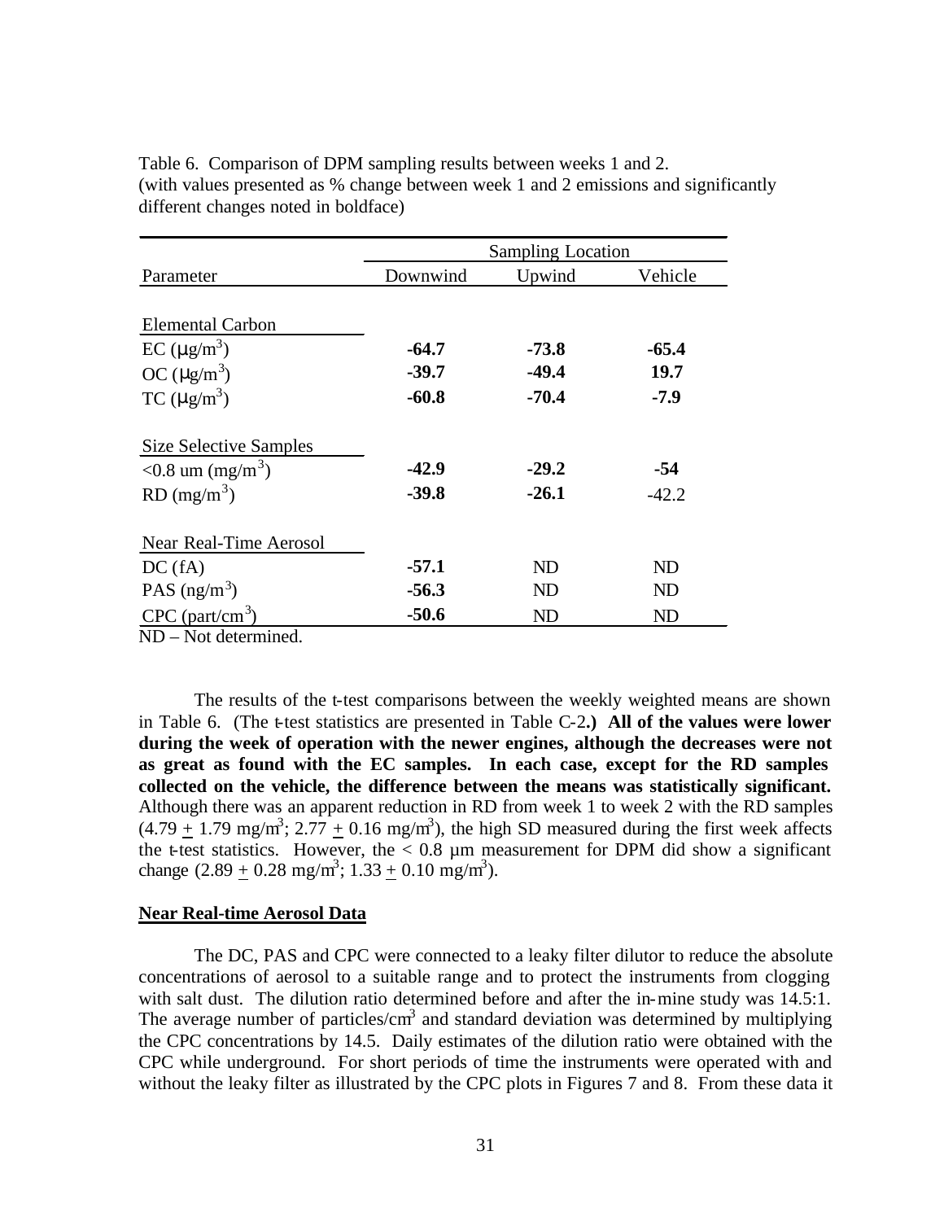Table 6. Comparison of DPM sampling results between weeks 1 and 2. (with values presented as % change between week 1 and 2 emissions and significantly different changes noted in boldface)

| Parameter | Sampling Location | | |
|---|---|---|---|
| | Downwind | Upwind | Vehicle |
| **Elemental Carbon** | | | |
| EC ($\mu g/m^3$) | **-64.7** | **-73.8** | **-65.4** |
| OC ($\mu g/m^3$) | **-39.7** | **-49.4** | **19.7** |
| TC ($\mu g/m^3$) | **-60.8** | **-70.4** | **-7.9** |
| **Size Selective Samples** | | | |
| <0.8 um ($mg/m^3$) | **-42.9** | **-29.2** | **-54** |
| RD ($mg/m^3$) | **-39.8** | **-26.1** | -42.2 |
| **Near Real-Time Aerosol** | | | |
| DC (fA) | **-57.1** | ND | ND |
| PAS ($ng/m^3$) | **-56.3** | ND | ND |
| CPC ($part/cm^3$) | **-50.6** | ND | ND |

ND – Not determined.

The results of the t-test comparisons between the weekly weighted means are shown in Table 6. (The t-test statistics are presented in Table C-2.**) All of the values were lower during the week of operation with the newer engines, although the decreases were not as great as found with the EC samples. In each case, except for the RD samples collected on the vehicle, the difference between the means was statistically significant.** Although there was an apparent reduction in RD from week 1 to week 2 with the RD samples ($4.79 \pm 1.79$ $mg/m^3$; $2.77 \pm 0.16$ $mg/m^3$), the high SD measured during the first week affects the t-test statistics. However, the < 0.8 µm measurement for DPM did show a significant change ($2.89 \pm 0.28$ $mg/m^3$; $1.33 \pm 0.10$ $mg/m^3$).

## Near Real-time Aerosol Data

The DC, PAS and CPC were connected to a leaky filter dilutor to reduce the absolute concentrations of aerosol to a suitable range and to protect the instruments from clogging with salt dust. The dilution ratio determined before and after the in-mine study was 14.5:1. The average number of particles/$cm^3$ and standard deviation was determined by multiplying the CPC concentrations by 14.5. Daily estimates of the dilution ratio were obtained with the CPC while underground. For short periods of time the instruments were operated with and without the leaky filter as illustrated by the CPC plots in Figures 7 and 8. From these data it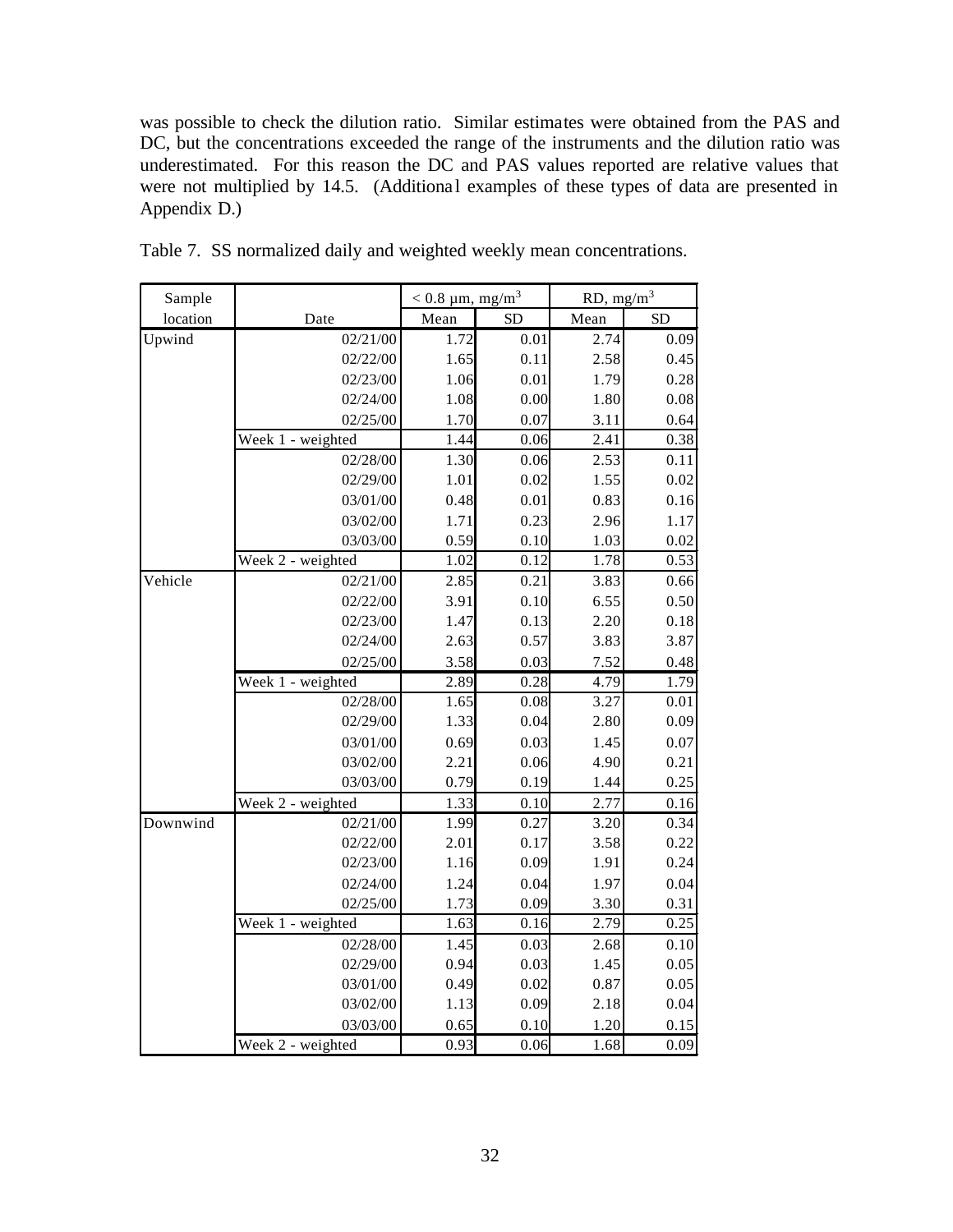was possible to check the dilution ratio. Similar estimates were obtained from the PAS and DC, but the concentrations exceeded the range of the instruments and the dilution ratio was underestimated. For this reason the DC and PAS values reported are relative values that were not multiplied by 14.5. (Additional examples of these types of data are presented in Appendix D.)

Table 7. SS normalized daily and weighted weekly mean concentrations.

| Sample location | Date | < 0.8 µm, mg/m$^3$ | | RD, mg/m$^3$ | |
|---|---|---|---|---|---|
| | | Mean | SD | Mean | SD |
| Upwind | 02/21/00 | 1.72 | 0.01 | 2.74 | 0.09 |
| | 02/22/00 | 1.65 | 0.11 | 2.58 | 0.45 |
| | 02/23/00 | 1.06 | 0.01 | 1.79 | 0.28 |
| | 02/24/00 | 1.08 | 0.00 | 1.80 | 0.08 |
| | 02/25/00 | 1.70 | 0.07 | 3.11 | 0.64 |
| | Week 1 - weighted | 1.44 | 0.06 | 2.41 | 0.38 |
| | 02/28/00 | 1.30 | 0.06 | 2.53 | 0.11 |
| | 02/29/00 | 1.01 | 0.02 | 1.55 | 0.02 |
| | 03/01/00 | 0.48 | 0.01 | 0.83 | 0.16 |
| | 03/02/00 | 1.71 | 0.23 | 2.96 | 1.17 |
| | 03/03/00 | 0.59 | 0.10 | 1.03 | 0.02 |
| | Week 2 - weighted | 1.02 | 0.12 | 1.78 | 0.53 |
| Vehicle | 02/21/00 | 2.85 | 0.21 | 3.83 | 0.66 |
| | 02/22/00 | 3.91 | 0.10 | 6.55 | 0.50 |
| | 02/23/00 | 1.47 | 0.13 | 2.20 | 0.18 |
| | 02/24/00 | 2.63 | 0.57 | 3.83 | 3.87 |
| | 02/25/00 | 3.58 | 0.03 | 7.52 | 0.48 |
| | Week 1 - weighted | 2.89 | 0.28 | 4.79 | 1.79 |
| | 02/28/00 | 1.65 | 0.08 | 3.27 | 0.01 |
| | 02/29/00 | 1.33 | 0.04 | 2.80 | 0.09 |
| | 03/01/00 | 0.69 | 0.03 | 1.45 | 0.07 |
| | 03/02/00 | 2.21 | 0.06 | 4.90 | 0.21 |
| | 03/03/00 | 0.79 | 0.19 | 1.44 | 0.25 |
| | Week 2 - weighted | 1.33 | 0.10 | 2.77 | 0.16 |
| Downwind | 02/21/00 | 1.99 | 0.27 | 3.20 | 0.34 |
| | 02/22/00 | 2.01 | 0.17 | 3.58 | 0.22 |
| | 02/23/00 | 1.16 | 0.09 | 1.91 | 0.24 |
| | 02/24/00 | 1.24 | 0.04 | 1.97 | 0.04 |
| | 02/25/00 | 1.73 | 0.09 | 3.30 | 0.31 |
| | Week 1 - weighted | 1.63 | 0.16 | 2.79 | 0.25 |
| | 02/28/00 | 1.45 | 0.03 | 2.68 | 0.10 |
| | 02/29/00 | 0.94 | 0.03 | 1.45 | 0.05 |
| | 03/01/00 | 0.49 | 0.02 | 0.87 | 0.05 |
| | 03/02/00 | 1.13 | 0.09 | 2.18 | 0.04 |
| | 03/03/00 | 0.65 | 0.10 | 1.20 | 0.15 |
| | Week 2 - weighted | 0.93 | 0.06 | 1.68 | 0.09 |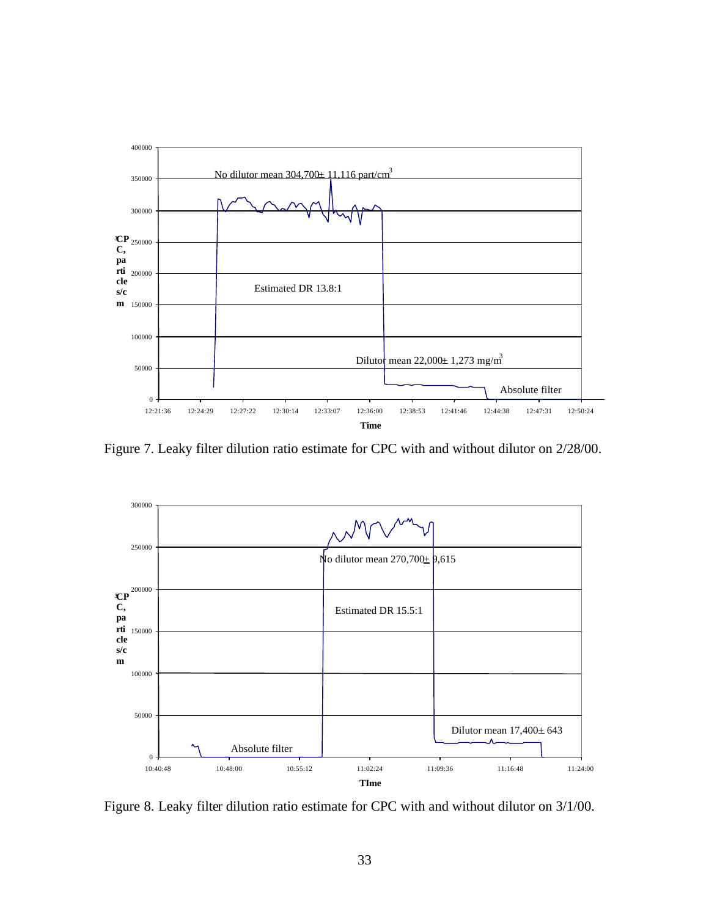Figure 7. Leaky filter dilution ratio estimate for CPC with and without dilutor on 2/28/00.

Figure 8. Leaky filter dilution ratio estimate for CPC with and without dilutor on 3/1/00.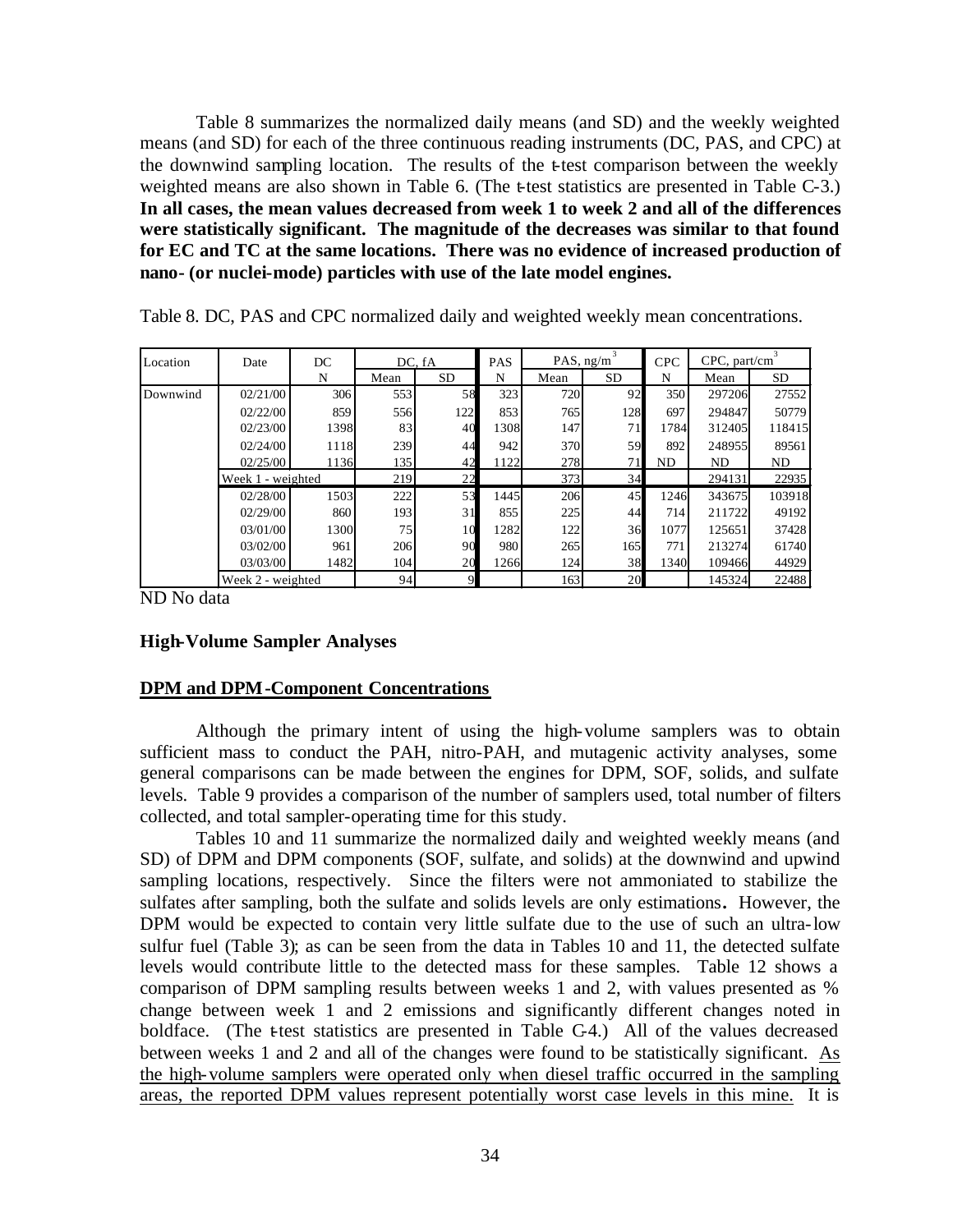Table 8 summarizes the normalized daily means (and SD) and the weekly weighted means (and SD) for each of the three continuous reading instruments (DC, PAS, and CPC) at the downwind sampling location. The results of the t-test comparison between the weekly weighted means are also shown in Table 6. (The t-test statistics are presented in Table C-3.) **In all cases, the mean values decreased from week 1 to week 2 and all of the differences were statistically significant. The magnitude of the decreases was similar to that found for EC and TC at the same locations. There was no evidence of increased production of nano- (or nuclei-mode) particles with use of the late model engines.**

Table 8. DC, PAS and CPC normalized daily and weighted weekly mean concentrations.

| Location | Date | DC | DC, fA | | PAS | PAS, ng/m$^3$ | | CPC | CPC, part/cm$^3$ | |
|---|---|---|---|---|---|---|---|---|---|---|
| | | N | Mean | SD | N | Mean | SD | N | Mean | SD |
| Downwind | 02/21/00 | 306 | 553 | 58 | 323 | 720 | 92 | 350 | 297206 | 27552 |
| | 02/22/00 | 859 | 556 | 122 | 853 | 765 | 128 | 697 | 294847 | 50779 |
| | 02/23/00 | 1398 | 83 | 40 | 1308 | 147 | 71 | 1784 | 312405 | 118415 |
| | 02/24/00 | 1118 | 239 | 44 | 942 | 370 | 59 | 892 | 248955 | 89561 |
| | 02/25/00 | 1136 | 135 | 42 | 1122 | 278 | 71 | ND | ND | ND |
| | Week 1 - weighted | | 219 | 22 | | 373 | 34 | | 294131 | 22935 |
| | 02/28/00 | 1503 | 222 | 53 | 1445 | 206 | 45 | 1246 | 343675 | 103918 |
| | 02/29/00 | 860 | 193 | 31 | 855 | 225 | 44 | 714 | 211722 | 49192 |
| | 03/01/00 | 1300 | 75 | 10 | 1282 | 122 | 36 | 1077 | 125651 | 37428 |
| | 03/02/00 | 961 | 206 | 90 | 980 | 265 | 165 | 771 | 213274 | 61740 |
| | 03/03/00 | 1482 | 104 | 20 | 1266 | 124 | 38 | 1340 | 109466 | 44929 |
| | Week 2 - weighted | | 94 | 9 | | 163 | 20 | | 145324 | 22488 |

ND No data

**High-Volume Sampler Analyses**

**DPM and DPM-Component Concentrations**

Although the primary intent of using the high-volume samplers was to obtain sufficient mass to conduct the PAH, nitro-PAH, and mutagenic activity analyses, some general comparisons can be made between the engines for DPM, SOF, solids, and sulfate levels. Table 9 provides a comparison of the number of samplers used, total number of filters collected, and total sampler-operating time for this study.

Tables 10 and 11 summarize the normalized daily and weighted weekly means (and SD) of DPM and DPM components (SOF, sulfate, and solids) at the downwind and upwind sampling locations, respectively. Since the filters were not ammoniated to stabilize the sulfates after sampling, both the sulfate and solids levels are only estimations**.** However, the DPM would be expected to contain very little sulfate due to the use of such an ultra-low sulfur fuel (Table 3); as can be seen from the data in Tables 10 and 11, the detected sulfate levels would contribute little to the detected mass for these samples. Table 12 shows a comparison of DPM sampling results between weeks 1 and 2, with values presented as % change between week 1 and 2 emissions and significantly different changes noted in boldface. (The t-test statistics are presented in Table C-4.) All of the values decreased between weeks 1 and 2 and all of the changes were found to be statistically significant. As the high-volume samplers were operated only when diesel traffic occurred in the sampling areas, the reported DPM values represent potentially worst case levels in this mine. It is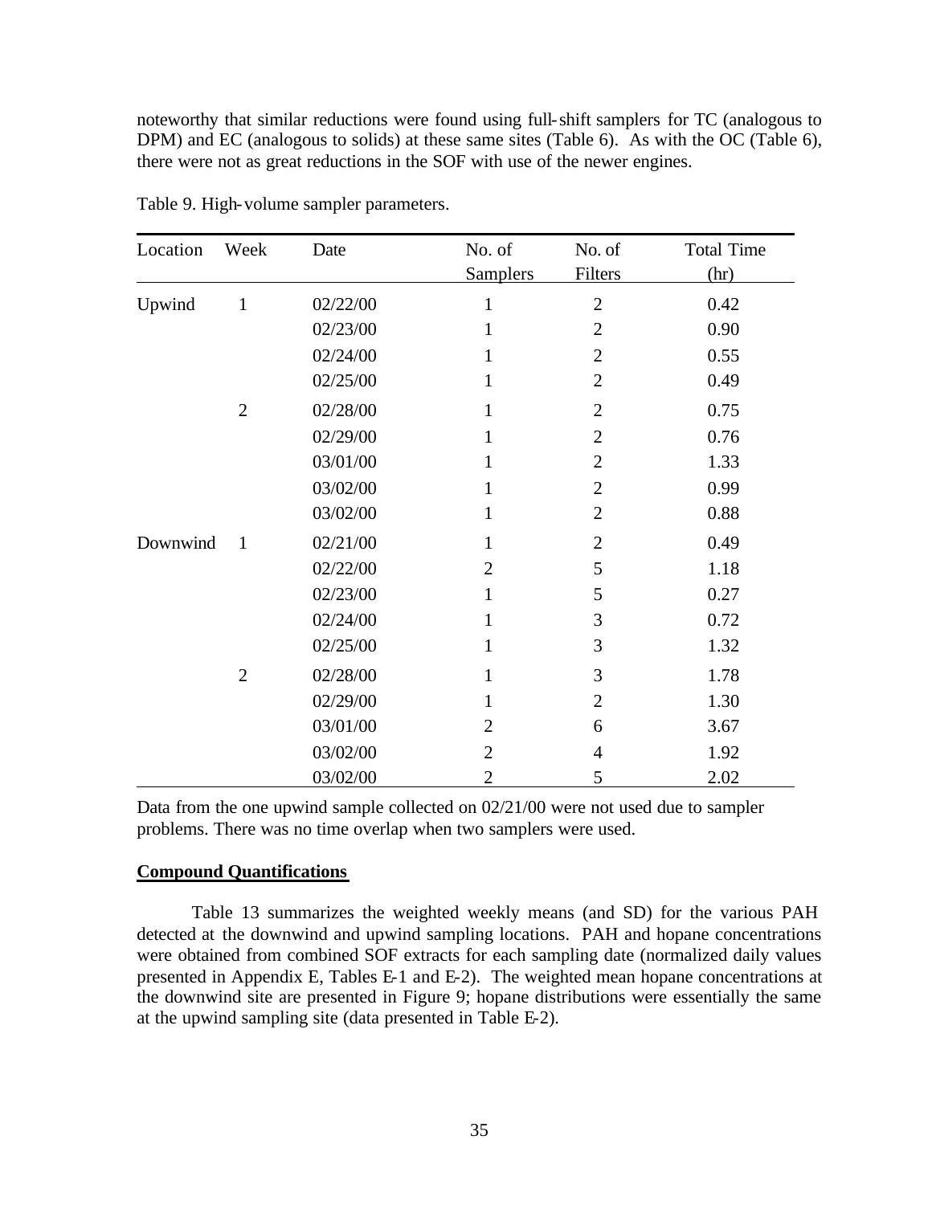noteworthy that similar reductions were found using full-shift samplers for TC (analogous to DPM) and EC (analogous to solids) at these same sites (Table 6). As with the OC (Table 6), there were not as great reductions in the SOF with use of the newer engines.

Table 9. High-volume sampler parameters.

| Location | Week | Date | No. of Samplers | No. of Filters | Total Time (hr) |
|---|---|---|---|---|---|
| Upwind | 1 | 02/22/00 | 1 | 2 | 0.42 |
| | | 02/23/00 | 1 | 2 | 0.90 |
| | | 02/24/00 | 1 | 2 | 0.55 |
| | | 02/25/00 | 1 | 2 | 0.49 |
| | 2 | 02/28/00 | 1 | 2 | 0.75 |
| | | 02/29/00 | 1 | 2 | 0.76 |
| | | 03/01/00 | 1 | 2 | 1.33 |
| | | 03/02/00 | 1 | 2 | 0.99 |
| | | 03/02/00 | 1 | 2 | 0.88 |
| Downwind | 1 | 02/21/00 | 1 | 2 | 0.49 |
| | | 02/22/00 | 2 | 5 | 1.18 |
| | | 02/23/00 | 1 | 5 | 0.27 |
| | | 02/24/00 | 1 | 3 | 0.72 |
| | | 02/25/00 | 1 | 3 | 1.32 |
| | 2 | 02/28/00 | 1 | 3 | 1.78 |
| | | 02/29/00 | 1 | 2 | 1.30 |
| | | 03/01/00 | 2 | 6 | 3.67 |
| | | 03/02/00 | 2 | 4 | 1.92 |
| | | 03/02/00 | 2 | 5 | 2.02 |

Data from the one upwind sample collected on 02/21/00 were not used due to sampler problems. There was no time overlap when two samplers were used.

**Compound Quantifications**

Table 13 summarizes the weighted weekly means (and SD) for the various PAH detected at the downwind and upwind sampling locations. PAH and hopane concentrations were obtained from combined SOF extracts for each sampling date (normalized daily values presented in Appendix E, Tables E-1 and E-2). The weighted mean hopane concentrations at the downwind site are presented in Figure 9; hopane distributions were essentially the same at the upwind sampling site (data presented in Table E-2).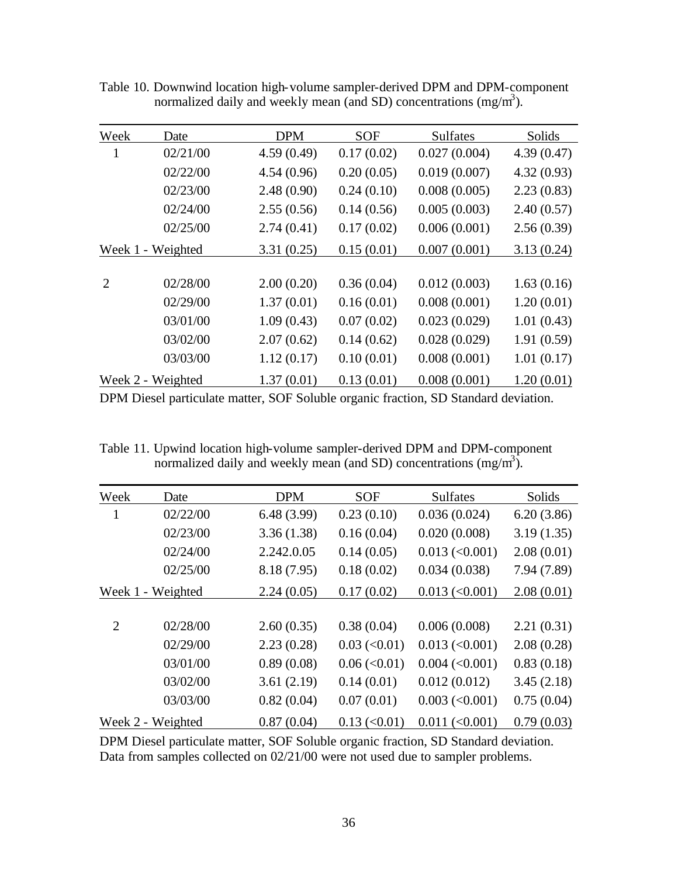Table 10. Downwind location high-volume sampler-derived DPM and DPM-component normalized daily and weekly mean (and SD) concentrations (mg/m$^3$).

| Week | Date | DPM | SOF | Sulfates | Solids |
|---|---|---|---|---|---|
| 1 | 02/21/00 | 4.59 (0.49) | 0.17 (0.02) | 0.027 (0.004) | 4.39 (0.47) |
| | 02/22/00 | 4.54 (0.96) | 0.20 (0.05) | 0.019 (0.007) | 4.32 (0.93) |
| | 02/23/00 | 2.48 (0.90) | 0.24 (0.10) | 0.008 (0.005) | 2.23 (0.83) |
| | 02/24/00 | 2.55 (0.56) | 0.14 (0.56) | 0.005 (0.003) | 2.40 (0.57) |
| | 02/25/00 | 2.74 (0.41) | 0.17 (0.02) | 0.006 (0.001) | 2.56 (0.39) |
| Week 1 - Weighted | | 3.31 (0.25) | 0.15 (0.01) | 0.007 (0.001) | 3.13 (0.24) |
| 2 | 02/28/00 | 2.00 (0.20) | 0.36 (0.04) | 0.012 (0.003) | 1.63 (0.16) |
| | 02/29/00 | 1.37 (0.01) | 0.16 (0.01) | 0.008 (0.001) | 1.20 (0.01) |
| | 03/01/00 | 1.09 (0.43) | 0.07 (0.02) | 0.023 (0.029) | 1.01 (0.43) |
| | 03/02/00 | 2.07 (0.62) | 0.14 (0.62) | 0.028 (0.029) | 1.91 (0.59) |
| | 03/03/00 | 1.12 (0.17) | 0.10 (0.01) | 0.008 (0.001) | 1.01 (0.17) |
| Week 2 - Weighted | | 1.37 (0.01) | 0.13 (0.01) | 0.008 (0.001) | 1.20 (0.01) |

DPM Diesel particulate matter, SOF Soluble organic fraction, SD Standard deviation.

Table 11. Upwind location high-volume sampler-derived DPM and DPM-component normalized daily and weekly mean (and SD) concentrations (mg/m$^3$).

| Week | Date | DPM | SOF | Sulfates | Solids |
|---|---|---|---|---|---|
| 1 | 02/22/00 | 6.48 (3.99) | 0.23 (0.10) | 0.036 (0.024) | 6.20 (3.86) |
| | 02/23/00 | 3.36 (1.38) | 0.16 (0.04) | 0.020 (0.008) | 3.19 (1.35) |
| | 02/24/00 | 2.242.0.05 | 0.14 (0.05) | 0.013 (<0.001) | 2.08 (0.01) |
| | 02/25/00 | 8.18 (7.95) | 0.18 (0.02) | 0.034 (0.038) | 7.94 (7.89) |
| Week 1 - Weighted | | 2.24 (0.05) | 0.17 (0.02) | 0.013 (<0.001) | 2.08 (0.01) |
| 2 | 02/28/00 | 2.60 (0.35) | 0.38 (0.04) | 0.006 (0.008) | 2.21 (0.31) |
| | 02/29/00 | 2.23 (0.28) | 0.03 (<0.01) | 0.013 (<0.001) | 2.08 (0.28) |
| | 03/01/00 | 0.89 (0.08) | 0.06 (<0.01) | 0.004 (<0.001) | 0.83 (0.18) |
| | 03/02/00 | 3.61 (2.19) | 0.14 (0.01) | 0.012 (0.012) | 3.45 (2.18) |
| | 03/03/00 | 0.82 (0.04) | 0.07 (0.01) | 0.003 (<0.001) | 0.75 (0.04) |
| Week 2 - Weighted | | 0.87 (0.04) | 0.13 (<0.01) | 0.011 (<0.001) | 0.79 (0.03) |

DPM Diesel particulate matter, SOF Soluble organic fraction, SD Standard deviation.
Data from samples collected on 02/21/00 were not used due to sampler problems.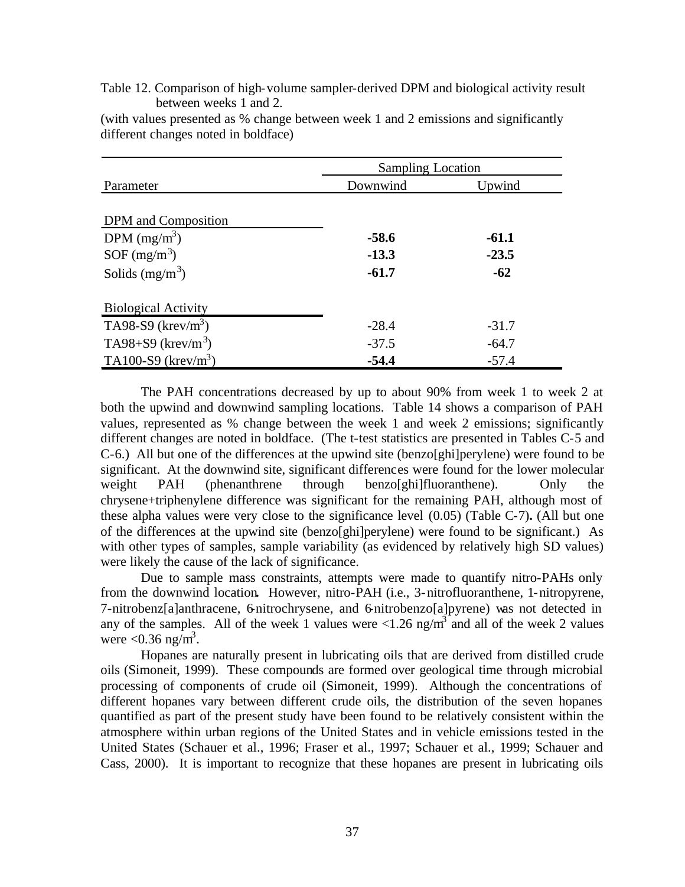Table 12. Comparison of high-volume sampler-derived DPM and biological activity result between weeks 1 and 2.

(with values presented as % change between week 1 and 2 emissions and significantly different changes noted in boldface)

| Parameter | Sampling Location | |
|---|---|---|
| | Downwind | Upwind |
| **DPM and Composition** | | |
| DPM ($mg/m^3$) | **-58.6** | **-61.1** |
| SOF ($mg/m^3$) | **-13.3** | **-23.5** |
| Solids ($mg/m^3$) | **-61.7** | **-62** |
| **Biological Activity** | | |
| TA98-S9 ($krev/m^3$) | -28.4 | -31.7 |
| TA98+S9 ($krev/m^3$) | -37.5 | -64.7 |
| TA100-S9 ($krev/m^3$) | **-54.4** | -57.4 |

The PAH concentrations decreased by up to about 90% from week 1 to week 2 at both the upwind and downwind sampling locations. Table 14 shows a comparison of PAH values, represented as % change between the week 1 and week 2 emissions; significantly different changes are noted in boldface. (The t-test statistics are presented in Tables C-5 and C-6.) All but one of the differences at the upwind site (benzo[ghi]perylene) were found to be significant. At the downwind site, significant differences were found for the lower molecular weight PAH (phenanthrene through benzo[ghi]fluoranthene). Only the chrysene+triphenylene difference was significant for the remaining PAH, although most of these alpha values were very close to the significance level (0.05) (Table C-7)**.** (All but one of the differences at the upwind site (benzo[ghi]perylene) were found to be significant.) As with other types of samples, sample variability (as evidenced by relatively high SD values) were likely the cause of the lack of significance.

Due to sample mass constraints, attempts were made to quantify nitro-PAHs only from the downwind location**.** However, nitro-PAH (i.e., 3-nitrofluoranthene, 1-nitropyrene, 7-nitrobenz[a]anthracene, 6-nitrochrysene, and 6-nitrobenzo[a]pyrene) was not detected in any of the samples. All of the week 1 values were <1.26 $ng/m^3$ and all of the week 2 values were <0.36 $ng/m^3$.

Hopanes are naturally present in lubricating oils that are derived from distilled crude oils (Simoneit, 1999). These compounds are formed over geological time through microbial processing of components of crude oil (Simoneit, 1999). Although the concentrations of different hopanes vary between different crude oils, the distribution of the seven hopanes quantified as part of the present study have been found to be relatively consistent within the atmosphere within urban regions of the United States and in vehicle emissions tested in the United States (Schauer et al., 1996; Fraser et al., 1997; Schauer et al., 1999; Schauer and Cass, 2000). It is important to recognize that these hopanes are present in lubricating oils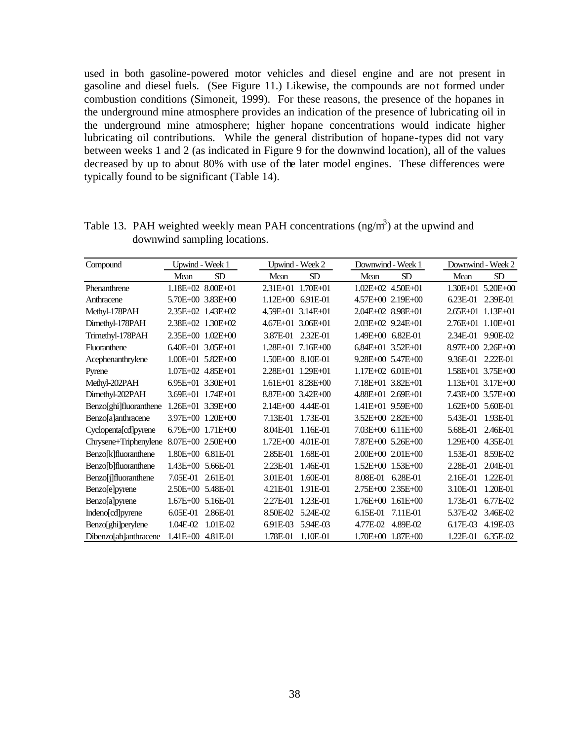used in both gasoline-powered motor vehicles and diesel engine and are not present in gasoline and diesel fuels. (See Figure 11.) Likewise, the compounds are not formed under combustion conditions (Simoneit, 1999). For these reasons, the presence of the hopanes in the underground mine atmosphere provides an indication of the presence of lubricating oil in the underground mine atmosphere; higher hopane concentrations would indicate higher lubricating oil contributions. While the general distribution of hopane-types did not vary between weeks 1 and 2 (as indicated in Figure 9 for the downwind location), all of the values decreased by up to about 80% with use of the later model engines. These differences were typically found to be significant (Table 14).

Table 13. PAH weighted weekly mean PAH concentrations (ng/m$^3$) at the upwind and downwind sampling locations.

| Compound | Upwind - Week 1 | | Upwind - Week 2 | | Downwind - Week 1 | | Downwind - Week 2 | |
|---|---|---|---|---|---|---|---|---|
| | Mean | SD | Mean | SD | Mean | SD | Mean | SD |
| Phenanthrene | 1.18E+02 | 8.00E+01 | 2.31E+01 | 1.70E+01 | 1.02E+02 | 4.50E+01 | 1.30E+01 | 5.20E+00 |
| Anthracene | 5.70E+00 | 3.83E+00 | 1.12E+00 | 6.91E-01 | 4.57E+00 | 2.19E+00 | 6.23E-01 | 2.39E-01 |
| Methyl-178PAH | 2.35E+02 | 1.43E+02 | 4.59E+01 | 3.14E+01 | 2.04E+02 | 8.98E+01 | 2.65E+01 | 1.13E+01 |
| Dimethyl-178PAH | 2.38E+02 | 1.30E+02 | 4.67E+01 | 3.06E+01 | 2.03E+02 | 9.24E+01 | 2.76E+01 | 1.10E+01 |
| Trimethyl-178PAH | 2.35E+00 | 1.02E+00 | 3.87E-01 | 2.32E-01 | 1.49E+00 | 6.82E-01 | 2.34E-01 | 9.90E-02 |
| Fluoranthene | 6.40E+01 | 3.05E+01 | 1.28E+01 | 7.16E+00 | 6.84E+01 | 3.52E+01 | 8.97E+00 | 2.26E+00 |
| Acephenanthrylene | 1.00E+01 | 5.82E+00 | 1.50E+00 | 8.10E-01 | 9.28E+00 | 5.47E+00 | 9.36E-01 | 2.22E-01 |
| Pyrene | 1.07E+02 | 4.85E+01 | 2.28E+01 | 1.29E+01 | 1.17E+02 | 6.01E+01 | 1.58E+01 | 3.75E+00 |
| Methyl-202PAH | 6.95E+01 | 3.30E+01 | 1.61E+01 | 8.28E+00 | 7.18E+01 | 3.82E+01 | 1.13E+01 | 3.17E+00 |
| Dimethyl-202PAH | 3.69E+01 | 1.74E+01 | 8.87E+00 | 3.42E+00 | 4.88E+01 | 2.69E+01 | 7.43E+00 | 3.57E+00 |
| Benzo[ghi]fluoranthene | 1.26E+01 | 3.39E+00 | 2.14E+00 | 4.44E-01 | 1.41E+01 | 9.59E+00 | 1.62E+00 | 5.60E-01 |
| Benzo[a]anthracene | 3.97E+00 | 1.20E+00 | 7.13E-01 | 1.73E-01 | 3.52E+00 | 2.82E+00 | 5.43E-01 | 1.93E-01 |
| Cyclopenta[cd]pyrene | 6.79E+00 | 1.71E+00 | 8.04E-01 | 1.16E-01 | 7.03E+00 | 6.11E+00 | 5.68E-01 | 2.46E-01 |
| Chrysene+Triphenylene | 8.07E+00 | 2.50E+00 | 1.72E+00 | 4.01E-01 | 7.87E+00 | 5.26E+00 | 1.29E+00 | 4.35E-01 |
| Benzo[k]fluoranthene | 1.80E+00 | 6.81E-01 | 2.85E-01 | 1.68E-01 | 2.00E+00 | 2.01E+00 | 1.53E-01 | 8.59E-02 |
| Benzo[b]fluoranthene | 1.43E+00 | 5.66E-01 | 2.23E-01 | 1.46E-01 | 1.52E+00 | 1.53E+00 | 2.28E-01 | 2.04E-01 |
| Benzo[j]fluoranthene | 7.05E-01 | 2.61E-01 | 3.01E-01 | 1.60E-01 | 8.08E-01 | 6.28E-01 | 2.16E-01 | 1.22E-01 |
| Benzo[e]pyrene | 2.50E+00 | 5.48E-01 | 4.21E-01 | 1.91E-01 | 2.75E+00 | 2.35E+00 | 3.10E-01 | 1.20E-01 |
| Benzo[a]pyrene | 1.67E+00 | 5.16E-01 | 2.27E-01 | 1.23E-01 | 1.76E+00 | 1.61E+00 | 1.73E-01 | 6.77E-02 |
| Indeno[cd]pyrene | 6.05E-01 | 2.86E-01 | 8.50E-02 | 5.24E-02 | 6.15E-01 | 7.11E-01 | 5.37E-02 | 3.46E-02 |
| Benzo[ghi]perylene | 1.04E-02 | 1.01E-02 | 6.91E-03 | 5.94E-03 | 4.77E-02 | 4.89E-02 | 6.17E-03 | 4.19E-03 |
| Dibenzo[ah]anthracene | 1.41E+00 | 4.81E-01 | 1.78E-01 | 1.10E-01 | 1.70E+00 | 1.87E+00 | 1.22E-01 | 6.35E-02 |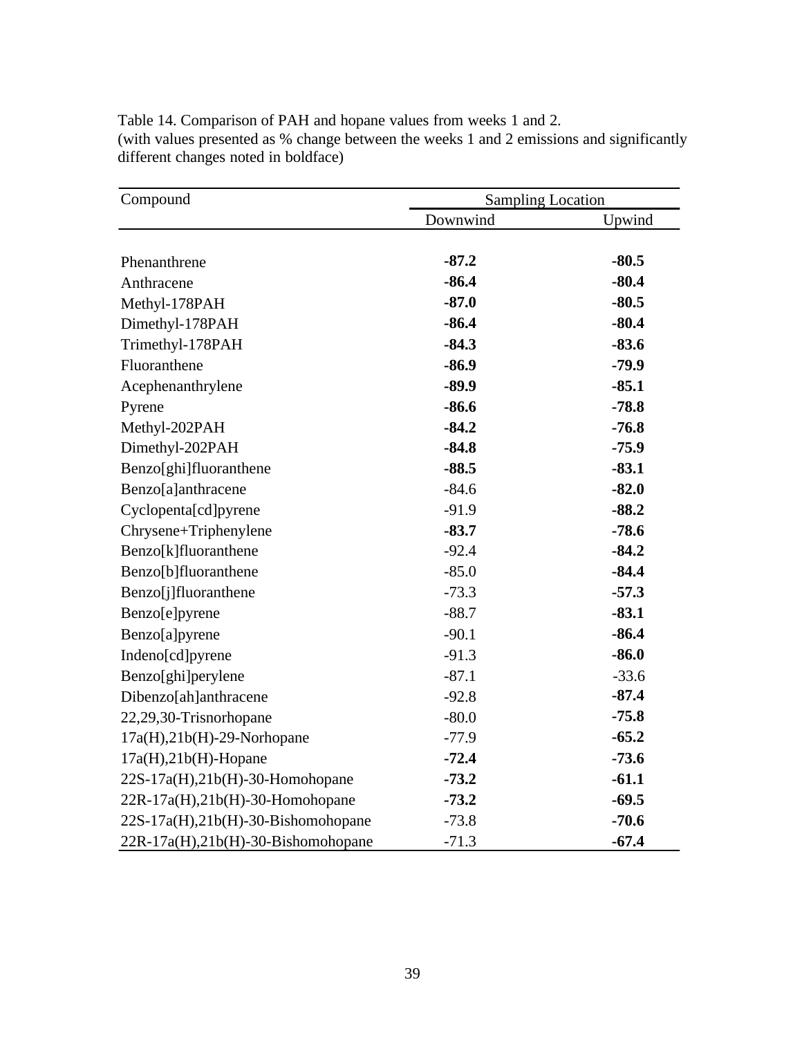Table 14. Comparison of PAH and hopane values from weeks 1 and 2.
(with values presented as % change between the weeks 1 and 2 emissions and significantly different changes noted in boldface)

| Compound | Sampling Location | |
|---|---|---|
| | Downwind | Upwind |
| Phenanthrene | **-87.2** | **-80.5** |
| Anthracene | **-86.4** | **-80.4** |
| Methyl-178PAH | **-87.0** | **-80.5** |
| Dimethyl-178PAH | **-86.4** | **-80.4** |
| Trimethyl-178PAH | **-84.3** | **-83.6** |
| Fluoranthene | **-86.9** | **-79.9** |
| Acephenanthrylene | **-89.9** | **-85.1** |
| Pyrene | **-86.6** | **-78.8** |
| Methyl-202PAH | **-84.2** | **-76.8** |
| Dimethyl-202PAH | **-84.8** | **-75.9** |
| Benzo[ghi]fluoranthene | **-88.5** | **-83.1** |
| Benzo[a]anthracene | -84.6 | **-82.0** |
| Cyclopenta[cd]pyrene | -91.9 | **-88.2** |
| Chrysene+Triphenylene | **-83.7** | **-78.6** |
| Benzo[k]fluoranthene | -92.4 | **-84.2** |
| Benzo[b]fluoranthene | -85.0 | **-84.4** |
| Benzo[j]fluoranthene | -73.3 | **-57.3** |
| Benzo[e]pyrene | -88.7 | **-83.1** |
| Benzo[a]pyrene | -90.1 | **-86.4** |
| Indeno[cd]pyrene | -91.3 | **-86.0** |
| Benzo[ghi]perylene | -87.1 | -33.6 |
| Dibenzo[ah]anthracene | -92.8 | **-87.4** |
| 22,29,30-Trisnorhopane | -80.0 | **-75.8** |
| 17a(H),21b(H)-29-Norhopane | -77.9 | **-65.2** |
| 17a(H),21b(H)-Hopane | **-72.4** | **-73.6** |
| 22S-17a(H),21b(H)-30-Homohopane | **-73.2** | **-61.1** |
| 22R-17a(H),21b(H)-30-Homohopane | **-73.2** | **-69.5** |
| 22S-17a(H),21b(H)-30-Bishomohopane | -73.8 | **-70.6** |
| 22R-17a(H),21b(H)-30-Bishomohopane | -71.3 | **-67.4** |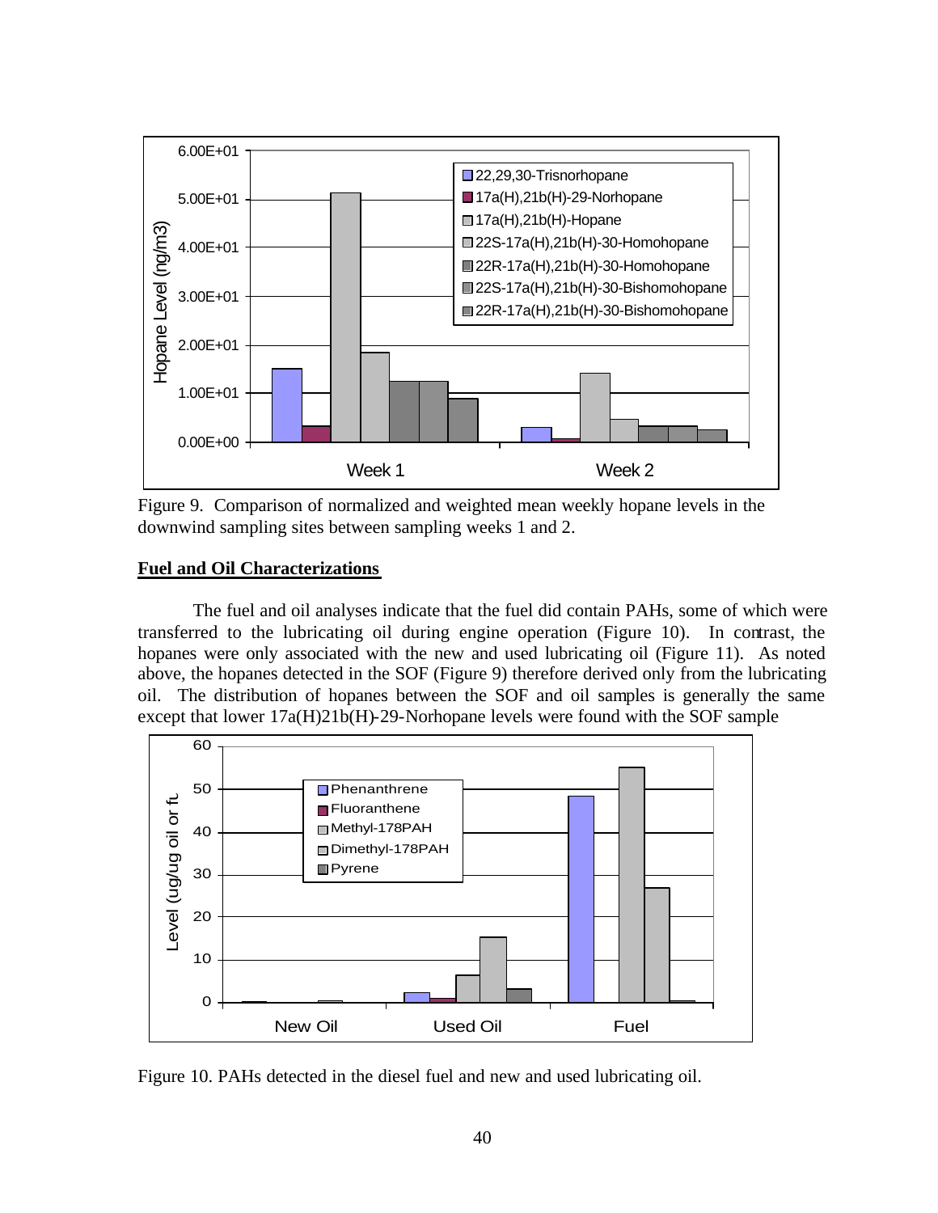Figure 9. Comparison of normalized and weighted mean weekly hopane levels in the downwind sampling sites between sampling weeks 1 and 2.

**Fuel and Oil Characterizations**

The fuel and oil analyses indicate that the fuel did contain PAHs, some of which were transferred to the lubricating oil during engine operation (Figure 10). In contrast, the hopanes were only associated with the new and used lubricating oil (Figure 11). As noted above, the hopanes detected in the SOF (Figure 9) therefore derived only from the lubricating oil. The distribution of hopanes between the SOF and oil samples is generally the same except that lower 17a(H)21b(H)-29-Norhopane levels were found with the SOF sample

Figure 10. PAHs detected in the diesel fuel and new and used lubricating oil.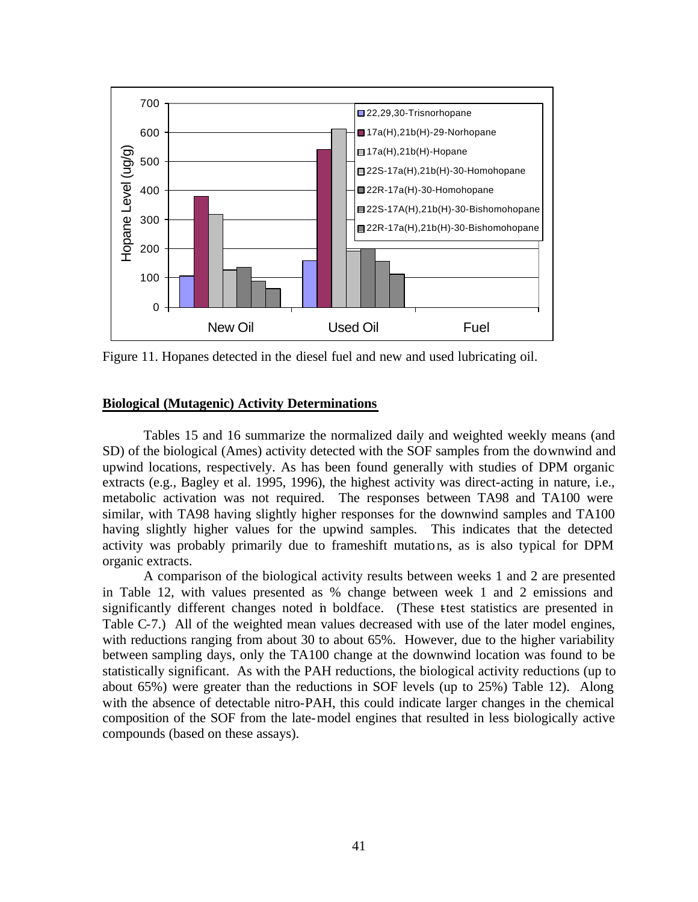Figure 11. Hopanes detected in the diesel fuel and new and used lubricating oil.

## Biological (Mutagenic) Activity Determinations

Tables 15 and 16 summarize the normalized daily and weighted weekly means (and SD) of the biological (Ames) activity detected with the SOF samples from the downwind and upwind locations, respectively. As has been found generally with studies of DPM organic extracts (e.g., Bagley et al. 1995, 1996), the highest activity was direct-acting in nature, i.e., metabolic activation was not required. The responses between TA98 and TA100 were similar, with TA98 having slightly higher responses for the downwind samples and TA100 having slightly higher values for the upwind samples. This indicates that the detected activity was probably primarily due to frameshift mutations, as is also typical for DPM organic extracts.

A comparison of the biological activity results between weeks 1 and 2 are presented in Table 12, with values presented as % change between week 1 and 2 emissions and significantly different changes noted in boldface. (These t-test statistics are presented in Table C-7.) All of the weighted mean values decreased with use of the later model engines, with reductions ranging from about 30 to about 65%. However, due to the higher variability between sampling days, only the TA100 change at the downwind location was found to be statistically significant. As with the PAH reductions, the biological activity reductions (up to about 65%) were greater than the reductions in SOF levels (up to 25%) Table 12). Along with the absence of detectable nitro-PAH, this could indicate larger changes in the chemical composition of the SOF from the late-model engines that resulted in less biologically active compounds (based on these assays).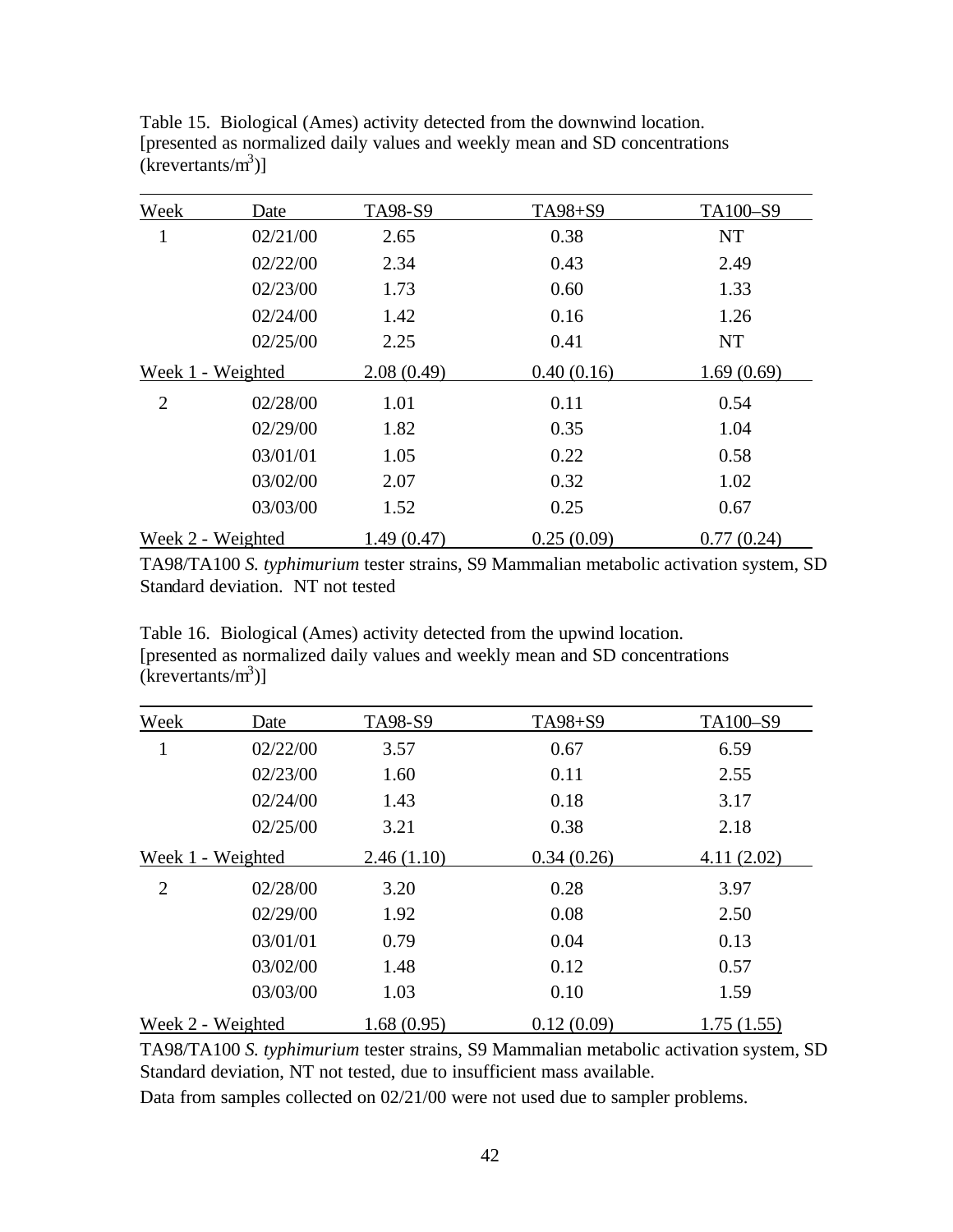Table 15. Biological (Ames) activity detected from the downwind location. [presented as normalized daily values and weekly mean and SD concentrations (krevertants/$m^3$)]

| Week | Date | TA98-S9 | TA98+S9 | TA100–S9 |
|---|---|---|---|---|
| 1 | 02/21/00 | 2.65 | 0.38 | NT |
| | 02/22/00 | 2.34 | 0.43 | 2.49 |
| | 02/23/00 | 1.73 | 0.60 | 1.33 |
| | 02/24/00 | 1.42 | 0.16 | 1.26 |
| | 02/25/00 | 2.25 | 0.41 | NT |
| Week 1 - Weighted | | 2.08 (0.49) | 0.40 (0.16) | 1.69 (0.69) |
| 2 | 02/28/00 | 1.01 | 0.11 | 0.54 |
| | 02/29/00 | 1.82 | 0.35 | 1.04 |
| | 03/01/01 | 1.05 | 0.22 | 0.58 |
| | 03/02/00 | 2.07 | 0.32 | 1.02 |
| | 03/03/00 | 1.52 | 0.25 | 0.67 |
| Week 2 - Weighted | | 1.49 (0.47) | 0.25 (0.09) | 0.77 (0.24) |

TA98/TA100 *S. typhimurium* tester strains, S9 Mammalian metabolic activation system, SD Standard deviation. NT not tested

Table 16. Biological (Ames) activity detected from the upwind location. [presented as normalized daily values and weekly mean and SD concentrations (krevertants/$m^3$)]

| Week | Date | TA98-S9 | TA98+S9 | TA100–S9 |
|---|---|---|---|---|
| 1 | 02/22/00 | 3.57 | 0.67 | 6.59 |
| | 02/23/00 | 1.60 | 0.11 | 2.55 |
| | 02/24/00 | 1.43 | 0.18 | 3.17 |
| | 02/25/00 | 3.21 | 0.38 | 2.18 |
| Week 1 - Weighted | | 2.46 (1.10) | 0.34 (0.26) | 4.11 (2.02) |
| 2 | 02/28/00 | 3.20 | 0.28 | 3.97 |
| | 02/29/00 | 1.92 | 0.08 | 2.50 |
| | 03/01/01 | 0.79 | 0.04 | 0.13 |
| | 03/02/00 | 1.48 | 0.12 | 0.57 |
| | 03/03/00 | 1.03 | 0.10 | 1.59 |
| Week 2 - Weighted | | 1.68 (0.95) | 0.12 (0.09) | 1.75 (1.55) |

TA98/TA100 *S. typhimurium* tester strains, S9 Mammalian metabolic activation system, SD Standard deviation, NT not tested, due to insufficient mass available.

Data from samples collected on 02/21/00 were not used due to sampler problems.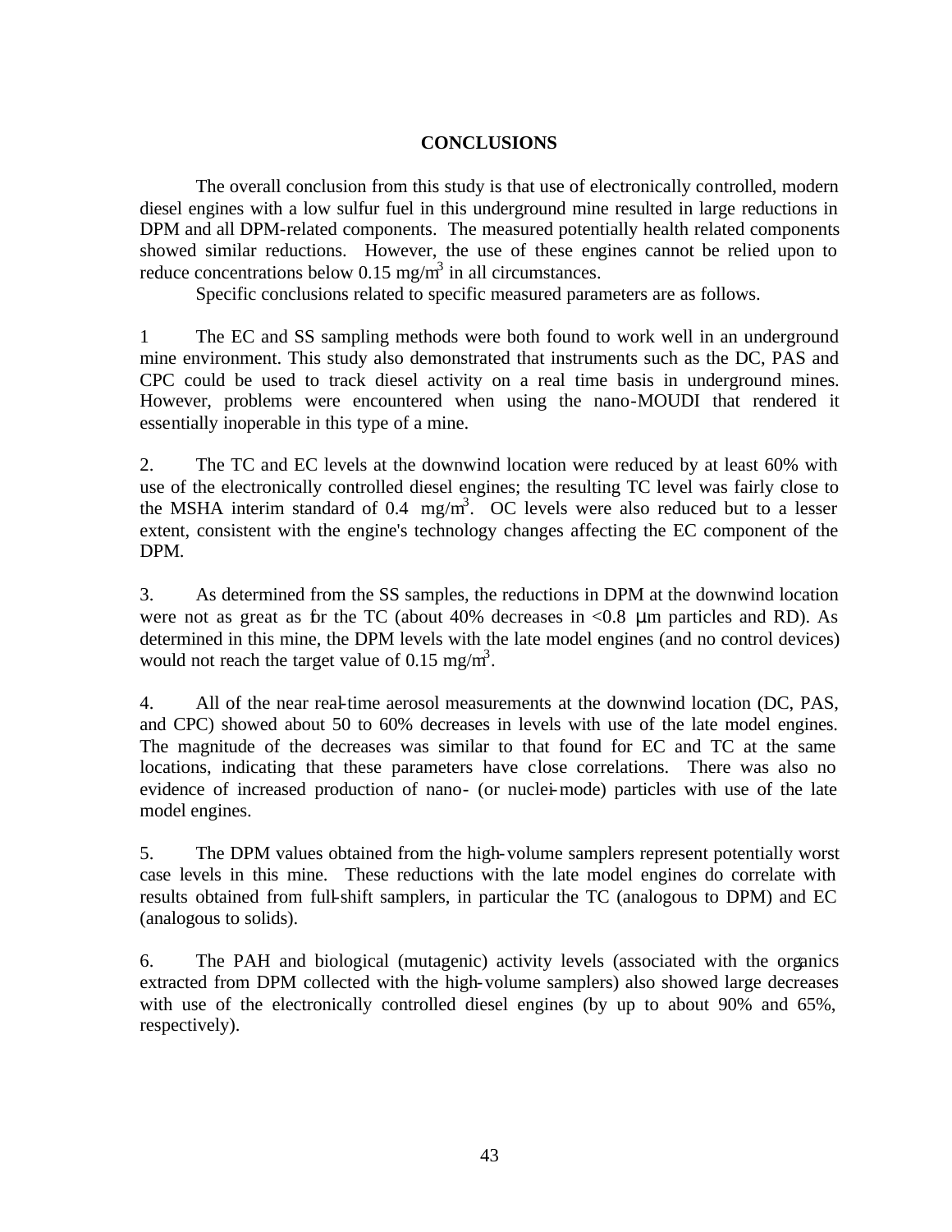## CONCLUSIONS

The overall conclusion from this study is that use of electronically controlled, modern diesel engines with a low sulfur fuel in this underground mine resulted in large reductions in DPM and all DPM-related components. The measured potentially health related components showed similar reductions. However, the use of these engines cannot be relied upon to reduce concentrations below 0.15 mg/m$^3$ in all circumstances.

Specific conclusions related to specific measured parameters are as follows.

1 The EC and SS sampling methods were both found to work well in an underground mine environment. This study also demonstrated that instruments such as the DC, PAS and CPC could be used to track diesel activity on a real time basis in underground mines. However, problems were encountered when using the nano-MOUDI that rendered it essentially inoperable in this type of a mine.

2. The TC and EC levels at the downwind location were reduced by at least 60% with use of the electronically controlled diesel engines; the resulting TC level was fairly close to the MSHA interim standard of 0.4 mg/m$^3$. OC levels were also reduced but to a lesser extent, consistent with the engine's technology changes affecting the EC component of the DPM.

3. As determined from the SS samples, the reductions in DPM at the downwind location were not as great as for the TC (about 40% decreases in <0.8 μm particles and RD). As determined in this mine, the DPM levels with the late model engines (and no control devices) would not reach the target value of 0.15 mg/m$^3$.

4. All of the near real-time aerosol measurements at the downwind location (DC, PAS, and CPC) showed about 50 to 60% decreases in levels with use of the late model engines. The magnitude of the decreases was similar to that found for EC and TC at the same locations, indicating that these parameters have close correlations. There was also no evidence of increased production of nano- (or nuclei-mode) particles with use of the late model engines.

5. The DPM values obtained from the high-volume samplers represent potentially worst case levels in this mine. These reductions with the late model engines do correlate with results obtained from full-shift samplers, in particular the TC (analogous to DPM) and EC (analogous to solids).

6. The PAH and biological (mutagenic) activity levels (associated with the organics extracted from DPM collected with the high-volume samplers) also showed large decreases with use of the electronically controlled diesel engines (by up to about 90% and 65%, respectively).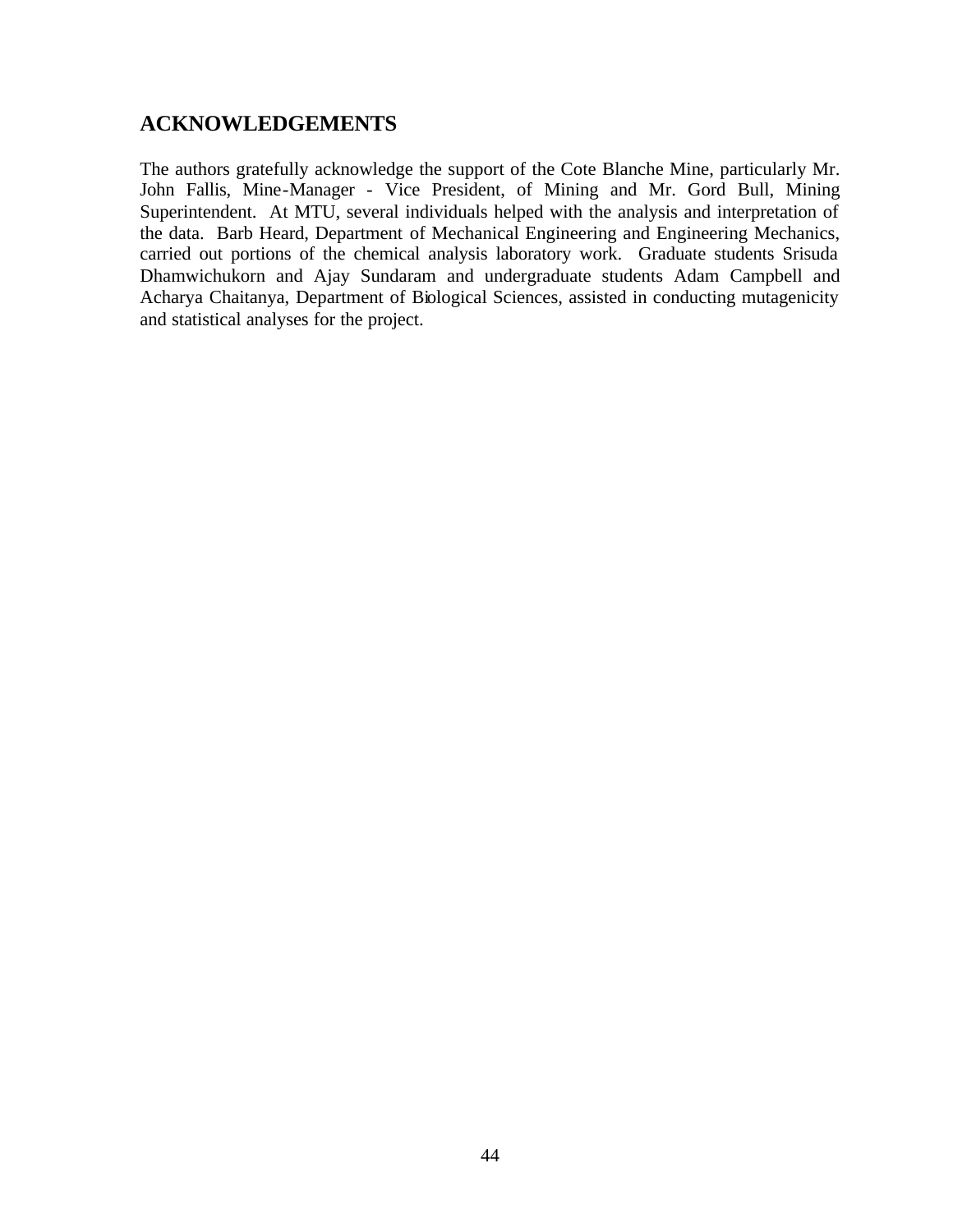## ACKNOWLEDGEMENTS

The authors gratefully acknowledge the support of the Cote Blanche Mine, particularly Mr. John Fallis, Mine-Manager - Vice President, of Mining and Mr. Gord Bull, Mining Superintendent. At MTU, several individuals helped with the analysis and interpretation of the data. Barb Heard, Department of Mechanical Engineering and Engineering Mechanics, carried out portions of the chemical analysis laboratory work. Graduate students Srisuda Dhamwichukorn and Ajay Sundaram and undergraduate students Adam Campbell and Acharya Chaitanya, Department of Biological Sciences, assisted in conducting mutagenicity and statistical analyses for the project.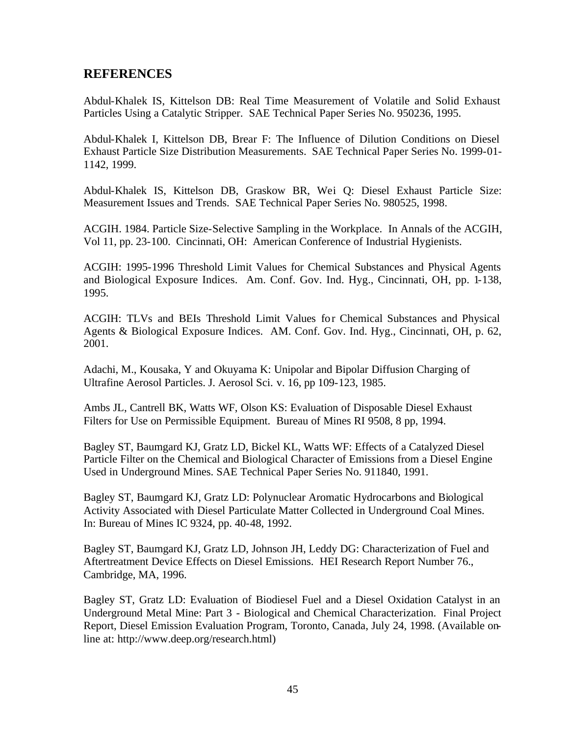## REFERENCES

Abdul-Khalek IS, Kittelson DB: Real Time Measurement of Volatile and Solid Exhaust Particles Using a Catalytic Stripper. SAE Technical Paper Series No. 950236, 1995.

Abdul-Khalek I, Kittelson DB, Brear F: The Influence of Dilution Conditions on Diesel Exhaust Particle Size Distribution Measurements. SAE Technical Paper Series No. 1999-01-1142, 1999.

Abdul-Khalek IS, Kittelson DB, Graskow BR, Wei Q: Diesel Exhaust Particle Size: Measurement Issues and Trends. SAE Technical Paper Series No. 980525, 1998.

ACGIH. 1984. Particle Size-Selective Sampling in the Workplace. In Annals of the ACGIH, Vol 11, pp. 23-100. Cincinnati, OH: American Conference of Industrial Hygienists.

ACGIH: 1995-1996 Threshold Limit Values for Chemical Substances and Physical Agents and Biological Exposure Indices. Am. Conf. Gov. Ind. Hyg., Cincinnati, OH, pp. 1-138, 1995.

ACGIH: TLVs and BEIs Threshold Limit Values for Chemical Substances and Physical Agents & Biological Exposure Indices. AM. Conf. Gov. Ind. Hyg., Cincinnati, OH, p. 62, 2001.

Adachi, M., Kousaka, Y and Okuyama K: Unipolar and Bipolar Diffusion Charging of Ultrafine Aerosol Particles. J. Aerosol Sci. v. 16, pp 109-123, 1985.

Ambs JL, Cantrell BK, Watts WF, Olson KS: Evaluation of Disposable Diesel Exhaust Filters for Use on Permissible Equipment. Bureau of Mines RI 9508, 8 pp, 1994.

Bagley ST, Baumgard KJ, Gratz LD, Bickel KL, Watts WF: Effects of a Catalyzed Diesel Particle Filter on the Chemical and Biological Character of Emissions from a Diesel Engine Used in Underground Mines. SAE Technical Paper Series No. 911840, 1991.

Bagley ST, Baumgard KJ, Gratz LD: Polynuclear Aromatic Hydrocarbons and Biological Activity Associated with Diesel Particulate Matter Collected in Underground Coal Mines. In: Bureau of Mines IC 9324, pp. 40-48, 1992.

Bagley ST, Baumgard KJ, Gratz LD, Johnson JH, Leddy DG: Characterization of Fuel and Aftertreatment Device Effects on Diesel Emissions. HEI Research Report Number 76., Cambridge, MA, 1996.

Bagley ST, Gratz LD: Evaluation of Biodiesel Fuel and a Diesel Oxidation Catalyst in an Underground Metal Mine: Part 3 - Biological and Chemical Characterization. Final Project Report, Diesel Emission Evaluation Program, Toronto, Canada, July 24, 1998. (Available online at: http://www.deep.org/research.html)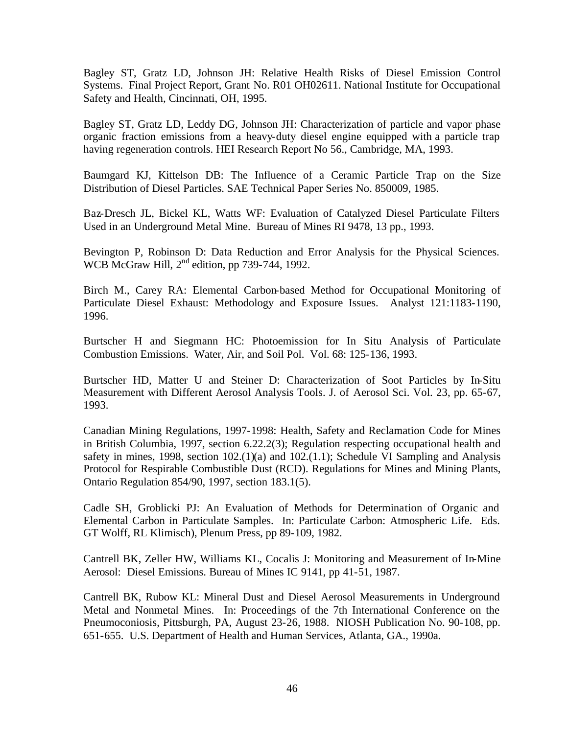Bagley ST, Gratz LD, Johnson JH: Relative Health Risks of Diesel Emission Control Systems. Final Project Report, Grant No. R01 OH02611. National Institute for Occupational Safety and Health, Cincinnati, OH, 1995.

Bagley ST, Gratz LD, Leddy DG, Johnson JH: Characterization of particle and vapor phase organic fraction emissions from a heavy-duty diesel engine equipped with a particle trap having regeneration controls. HEI Research Report No 56., Cambridge, MA, 1993.

Baumgard KJ, Kittelson DB: The Influence of a Ceramic Particle Trap on the Size Distribution of Diesel Particles. SAE Technical Paper Series No. 850009, 1985.

Baz-Dresch JL, Bickel KL, Watts WF: Evaluation of Catalyzed Diesel Particulate Filters Used in an Underground Metal Mine. Bureau of Mines RI 9478, 13 pp., 1993.

Bevington P, Robinson D: Data Reduction and Error Analysis for the Physical Sciences. WCB McGraw Hill, 2nd edition, pp 739-744, 1992.

Birch M., Carey RA: Elemental Carbon-based Method for Occupational Monitoring of Particulate Diesel Exhaust: Methodology and Exposure Issues. Analyst 121:1183-1190, 1996.

Burtscher H and Siegmann HC: Photoemission for In Situ Analysis of Particulate Combustion Emissions. Water, Air, and Soil Pol. Vol. 68: 125-136, 1993.

Burtscher HD, Matter U and Steiner D: Characterization of Soot Particles by In-Situ Measurement with Different Aerosol Analysis Tools. J. of Aerosol Sci. Vol. 23, pp. 65-67, 1993.

Canadian Mining Regulations, 1997-1998: Health, Safety and Reclamation Code for Mines in British Columbia, 1997, section 6.22.2(3); Regulation respecting occupational health and safety in mines, 1998, section 102.(1)(a) and 102.(1.1); Schedule VI Sampling and Analysis Protocol for Respirable Combustible Dust (RCD). Regulations for Mines and Mining Plants, Ontario Regulation 854/90, 1997, section 183.1(5).

Cadle SH, Groblicki PJ: An Evaluation of Methods for Determination of Organic and Elemental Carbon in Particulate Samples. In: Particulate Carbon: Atmospheric Life. Eds. GT Wolff, RL Klimisch), Plenum Press, pp 89-109, 1982.

Cantrell BK, Zeller HW, Williams KL, Cocalis J: Monitoring and Measurement of In-Mine Aerosol: Diesel Emissions. Bureau of Mines IC 9141, pp 41-51, 1987.

Cantrell BK, Rubow KL: Mineral Dust and Diesel Aerosol Measurements in Underground Metal and Nonmetal Mines. In: Proceedings of the 7th International Conference on the Pneumoconiosis, Pittsburgh, PA, August 23-26, 1988. NIOSH Publication No. 90-108, pp. 651-655. U.S. Department of Health and Human Services, Atlanta, GA., 1990a.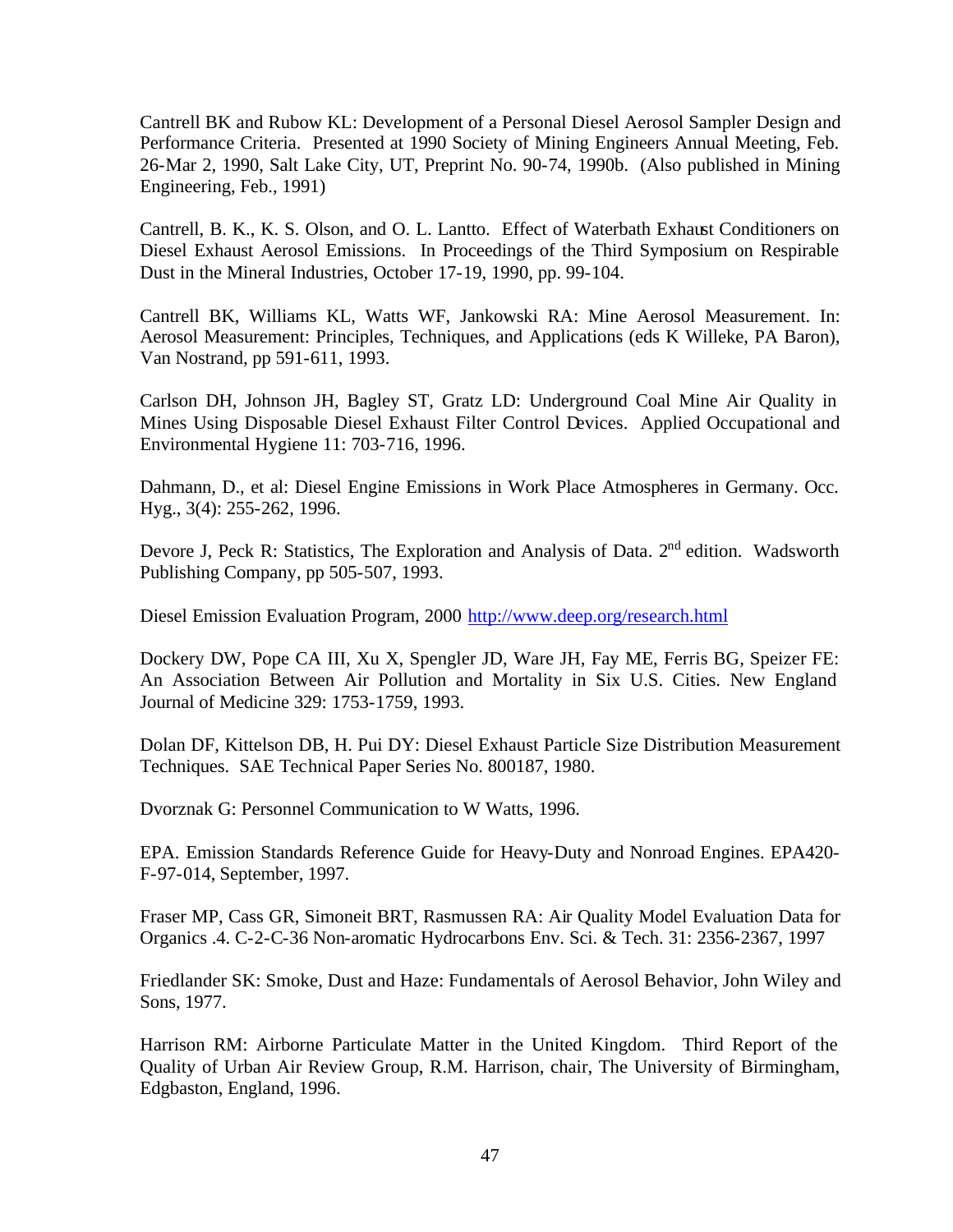Cantrell BK and Rubow KL: Development of a Personal Diesel Aerosol Sampler Design and Performance Criteria. Presented at 1990 Society of Mining Engineers Annual Meeting, Feb. 26-Mar 2, 1990, Salt Lake City, UT, Preprint No. 90-74, 1990b. (Also published in Mining Engineering, Feb., 1991)

Cantrell, B. K., K. S. Olson, and O. L. Lantto. Effect of Waterbath Exhaust Conditioners on Diesel Exhaust Aerosol Emissions. In Proceedings of the Third Symposium on Respirable Dust in the Mineral Industries, October 17-19, 1990, pp. 99-104.

Cantrell BK, Williams KL, Watts WF, Jankowski RA: Mine Aerosol Measurement. In: Aerosol Measurement: Principles, Techniques, and Applications (eds K Willeke, PA Baron), Van Nostrand, pp 591-611, 1993.

Carlson DH, Johnson JH, Bagley ST, Gratz LD: Underground Coal Mine Air Quality in Mines Using Disposable Diesel Exhaust Filter Control Devices. Applied Occupational and Environmental Hygiene 11: 703-716, 1996.

Dahmann, D., et al: Diesel Engine Emissions in Work Place Atmospheres in Germany. Occ. Hyg., 3(4): 255-262, 1996.

Devore J, Peck R: Statistics, The Exploration and Analysis of Data. 2nd edition. Wadsworth Publishing Company, pp 505-507, 1993.

Diesel Emission Evaluation Program, 2000 http://www.deep.org/research.html

Dockery DW, Pope CA III, Xu X, Spengler JD, Ware JH, Fay ME, Ferris BG, Speizer FE: An Association Between Air Pollution and Mortality in Six U.S. Cities. New England Journal of Medicine 329: 1753-1759, 1993.

Dolan DF, Kittelson DB, H. Pui DY: Diesel Exhaust Particle Size Distribution Measurement Techniques. SAE Technical Paper Series No. 800187, 1980.

Dvorznak G: Personnel Communication to W Watts, 1996.

EPA. Emission Standards Reference Guide for Heavy-Duty and Nonroad Engines. EPA420-F-97-014, September, 1997.

Fraser MP, Cass GR, Simoneit BRT, Rasmussen RA: Air Quality Model Evaluation Data for Organics .4. C-2-C-36 Non-aromatic Hydrocarbons Env. Sci. & Tech. 31: 2356-2367, 1997

Friedlander SK: Smoke, Dust and Haze: Fundamentals of Aerosol Behavior, John Wiley and Sons, 1977.

Harrison RM: Airborne Particulate Matter in the United Kingdom. Third Report of the Quality of Urban Air Review Group, R.M. Harrison, chair, The University of Birmingham, Edgbaston, England, 1996.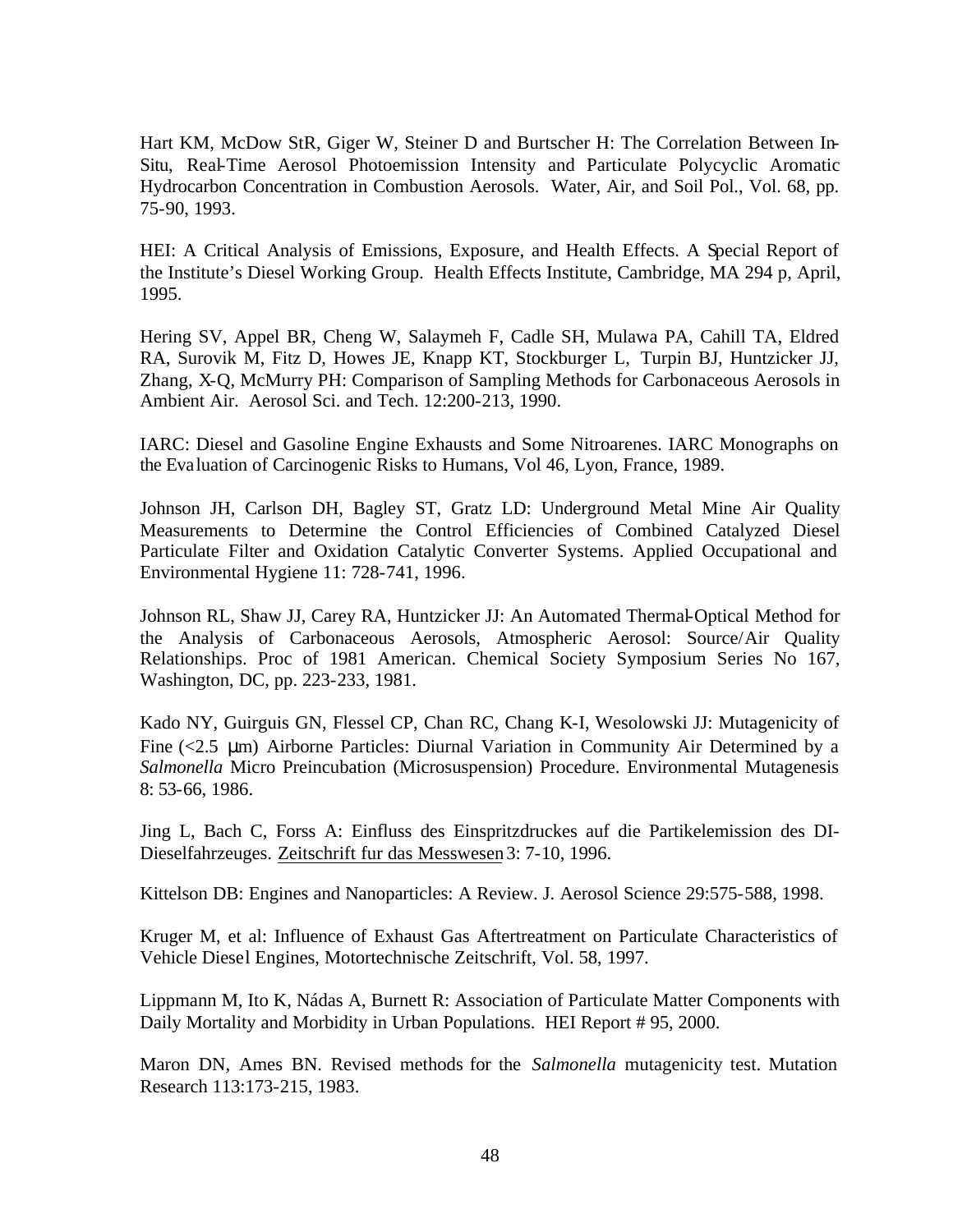Hart KM, McDow StR, Giger W, Steiner D and Burtscher H: The Correlation Between In-Situ, Real-Time Aerosol Photoemission Intensity and Particulate Polycyclic Aromatic Hydrocarbon Concentration in Combustion Aerosols. Water, Air, and Soil Pol., Vol. 68, pp. 75-90, 1993.

HEI: A Critical Analysis of Emissions, Exposure, and Health Effects. A Special Report of the Institute's Diesel Working Group. Health Effects Institute, Cambridge, MA 294 p, April, 1995.

Hering SV, Appel BR, Cheng W, Salaymeh F, Cadle SH, Mulawa PA, Cahill TA, Eldred RA, Surovik M, Fitz D, Howes JE, Knapp KT, Stockburger L, Turpin BJ, Huntzicker JJ, Zhang, X-Q, McMurry PH: Comparison of Sampling Methods for Carbonaceous Aerosols in Ambient Air. Aerosol Sci. and Tech. 12:200-213, 1990.

IARC: Diesel and Gasoline Engine Exhausts and Some Nitroarenes. IARC Monographs on the Evaluation of Carcinogenic Risks to Humans, Vol 46, Lyon, France, 1989.

Johnson JH, Carlson DH, Bagley ST, Gratz LD: Underground Metal Mine Air Quality Measurements to Determine the Control Efficiencies of Combined Catalyzed Diesel Particulate Filter and Oxidation Catalytic Converter Systems. Applied Occupational and Environmental Hygiene 11: 728-741, 1996.

Johnson RL, Shaw JJ, Carey RA, Huntzicker JJ: An Automated Thermal-Optical Method for the Analysis of Carbonaceous Aerosols, Atmospheric Aerosol: Source/Air Quality Relationships. Proc of 1981 American. Chemical Society Symposium Series No 167, Washington, DC, pp. 223-233, 1981.

Kado NY, Guirguis GN, Flessel CP, Chan RC, Chang K-I, Wesolowski JJ: Mutagenicity of Fine (<2.5 μm) Airborne Particles: Diurnal Variation in Community Air Determined by a *Salmonella* Micro Preincubation (Microsuspension) Procedure. Environmental Mutagenesis 8: 53-66, 1986.

Jing L, Bach C, Forss A: Einfluss des Einspritzdruckes auf die Partikelemission des DI-Dieselfahrzeuges. Zeitschrift fur das Messwesen 3: 7-10, 1996.

Kittelson DB: Engines and Nanoparticles: A Review. J. Aerosol Science 29:575-588, 1998.

Kruger M, et al: Influence of Exhaust Gas Aftertreatment on Particulate Characteristics of Vehicle Diesel Engines, Motortechnische Zeitschrift, Vol. 58, 1997.

Lippmann M, Ito K, Nádas A, Burnett R: Association of Particulate Matter Components with Daily Mortality and Morbidity in Urban Populations. HEI Report # 95, 2000.

Maron DN, Ames BN. Revised methods for the *Salmonella* mutagenicity test. Mutation Research 113:173-215, 1983.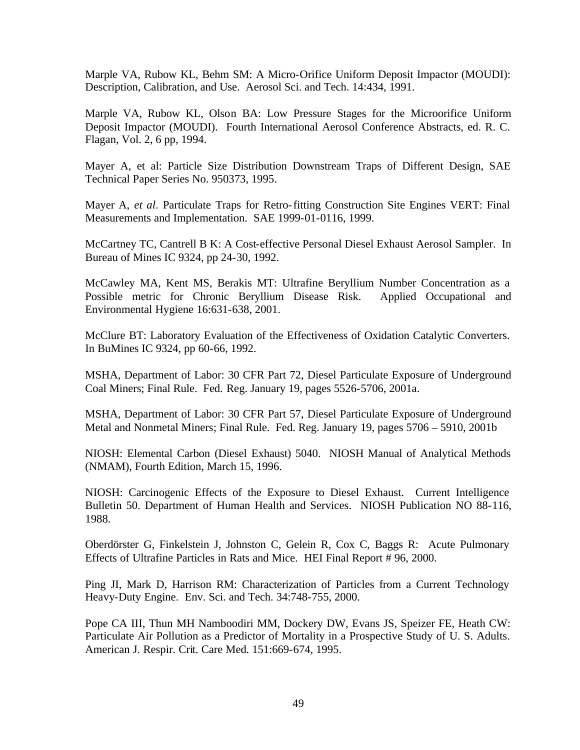Marple VA, Rubow KL, Behm SM: A Micro-Orifice Uniform Deposit Impactor (MOUDI): Description, Calibration, and Use. Aerosol Sci. and Tech. 14:434, 1991.

Marple VA, Rubow KL, Olson BA: Low Pressure Stages for the Microorifice Uniform Deposit Impactor (MOUDI). Fourth International Aerosol Conference Abstracts, ed. R. C. Flagan, Vol. 2, 6 pp, 1994.

Mayer A, et al: Particle Size Distribution Downstream Traps of Different Design, SAE Technical Paper Series No. 950373, 1995.

Mayer A, *et al*. Particulate Traps for Retro-fitting Construction Site Engines VERT: Final Measurements and Implementation. SAE 1999-01-0116, 1999.

McCartney TC, Cantrell B K: A Cost-effective Personal Diesel Exhaust Aerosol Sampler. In Bureau of Mines IC 9324, pp 24-30, 1992.

McCawley MA, Kent MS, Berakis MT: Ultrafine Beryllium Number Concentration as a Possible metric for Chronic Beryllium Disease Risk. Applied Occupational and Environmental Hygiene 16:631-638, 2001.

McClure BT: Laboratory Evaluation of the Effectiveness of Oxidation Catalytic Converters. In BuMines IC 9324, pp 60-66, 1992.

MSHA, Department of Labor: 30 CFR Part 72, Diesel Particulate Exposure of Underground Coal Miners; Final Rule. Fed. Reg. January 19, pages 5526-5706, 2001a.

MSHA, Department of Labor: 30 CFR Part 57, Diesel Particulate Exposure of Underground Metal and Nonmetal Miners; Final Rule. Fed. Reg. January 19, pages 5706 – 5910, 2001b

NIOSH: Elemental Carbon (Diesel Exhaust) 5040. NIOSH Manual of Analytical Methods (NMAM), Fourth Edition, March 15, 1996.

NIOSH: Carcinogenic Effects of the Exposure to Diesel Exhaust. Current Intelligence Bulletin 50. Department of Human Health and Services. NIOSH Publication NO 88-116, 1988.

Oberdörster G, Finkelstein J, Johnston C, Gelein R, Cox C, Baggs R: Acute Pulmonary Effects of Ultrafine Particles in Rats and Mice. HEI Final Report # 96, 2000.

Ping JI, Mark D, Harrison RM: Characterization of Particles from a Current Technology Heavy-Duty Engine. Env. Sci. and Tech. 34:748-755, 2000.

Pope CA III, Thun MH Namboodiri MM, Dockery DW, Evans JS, Speizer FE, Heath CW: Particulate Air Pollution as a Predictor of Mortality in a Prospective Study of U. S. Adults. American J. Respir. Crit. Care Med. 151:669-674, 1995.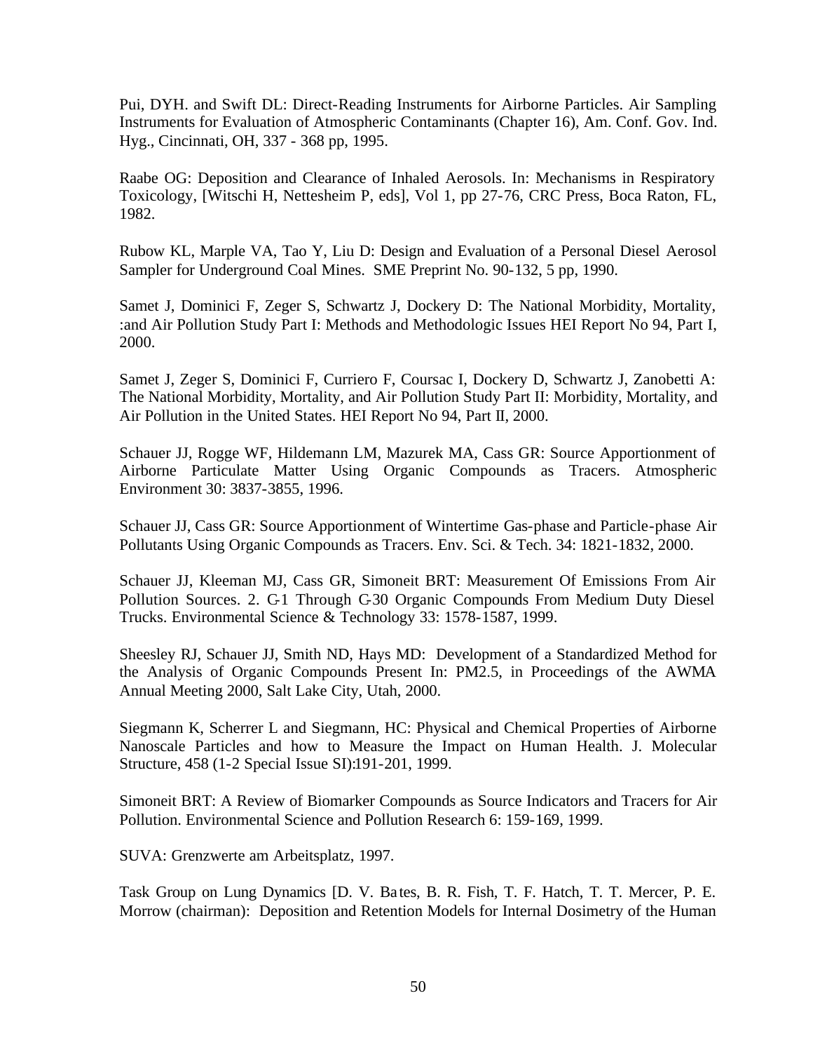Pui, DYH. and Swift DL: Direct-Reading Instruments for Airborne Particles. Air Sampling Instruments for Evaluation of Atmospheric Contaminants (Chapter 16), Am. Conf. Gov. Ind. Hyg., Cincinnati, OH, 337 - 368 pp, 1995.

Raabe OG: Deposition and Clearance of Inhaled Aerosols. In: Mechanisms in Respiratory Toxicology, [Witschi H, Nettesheim P, eds], Vol 1, pp 27-76, CRC Press, Boca Raton, FL, 1982.

Rubow KL, Marple VA, Tao Y, Liu D: Design and Evaluation of a Personal Diesel Aerosol Sampler for Underground Coal Mines. SME Preprint No. 90-132, 5 pp, 1990.

Samet J, Dominici F, Zeger S, Schwartz J, Dockery D: The National Morbidity, Mortality, :and Air Pollution Study Part I: Methods and Methodologic Issues HEI Report No 94, Part I, 2000.

Samet J, Zeger S, Dominici F, Curriero F, Coursac I, Dockery D, Schwartz J, Zanobetti A: The National Morbidity, Mortality, and Air Pollution Study Part II: Morbidity, Mortality, and Air Pollution in the United States. HEI Report No 94, Part II, 2000.

Schauer JJ, Rogge WF, Hildemann LM, Mazurek MA, Cass GR: Source Apportionment of Airborne Particulate Matter Using Organic Compounds as Tracers. Atmospheric Environment 30: 3837-3855, 1996.

Schauer JJ, Cass GR: Source Apportionment of Wintertime Gas-phase and Particle-phase Air Pollutants Using Organic Compounds as Tracers. Env. Sci. & Tech. 34: 1821-1832, 2000.

Schauer JJ, Kleeman MJ, Cass GR, Simoneit BRT: Measurement Of Emissions From Air Pollution Sources. 2. C-1 Through C-30 Organic Compounds From Medium Duty Diesel Trucks. Environmental Science & Technology 33: 1578-1587, 1999.

Sheesley RJ, Schauer JJ, Smith ND, Hays MD: Development of a Standardized Method for the Analysis of Organic Compounds Present In: PM2.5, in Proceedings of the AWMA Annual Meeting 2000, Salt Lake City, Utah, 2000.

Siegmann K, Scherrer L and Siegmann, HC: Physical and Chemical Properties of Airborne Nanoscale Particles and how to Measure the Impact on Human Health. J. Molecular Structure, 458 (1-2 Special Issue SI):191-201, 1999.

Simoneit BRT: A Review of Biomarker Compounds as Source Indicators and Tracers for Air Pollution. Environmental Science and Pollution Research 6: 159-169, 1999.

SUVA: Grenzwerte am Arbeitsplatz, 1997.

Task Group on Lung Dynamics [D. V. Bates, B. R. Fish, T. F. Hatch, T. T. Mercer, P. E. Morrow (chairman): Deposition and Retention Models for Internal Dosimetry of the Human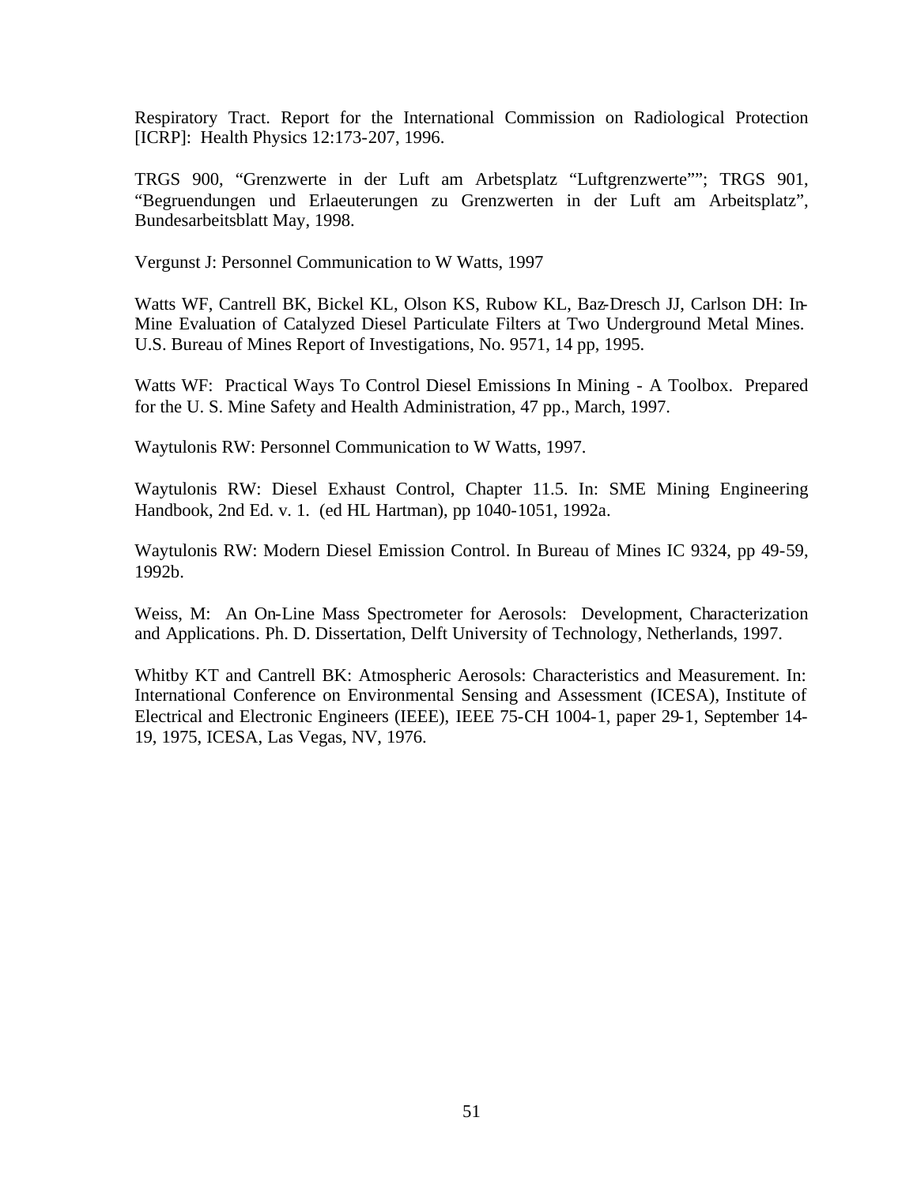Respiratory Tract. Report for the International Commission on Radiological Protection [ICRP]: Health Physics 12:173-207, 1996.

TRGS 900, "Grenzwerte in der Luft am Arbetsplatz "Luftgrenzwerte""; TRGS 901, "Begruendungen und Erlaeuterungen zu Grenzwerten in der Luft am Arbeitsplatz", Bundesarbeitsblatt May, 1998.

Vergunst J: Personnel Communication to W Watts, 1997

Watts WF, Cantrell BK, Bickel KL, Olson KS, Rubow KL, Baz-Dresch JJ, Carlson DH: In-Mine Evaluation of Catalyzed Diesel Particulate Filters at Two Underground Metal Mines. U.S. Bureau of Mines Report of Investigations, No. 9571, 14 pp, 1995.

Watts WF: Practical Ways To Control Diesel Emissions In Mining - A Toolbox. Prepared for the U. S. Mine Safety and Health Administration, 47 pp., March, 1997.

Waytulonis RW: Personnel Communication to W Watts, 1997.

Waytulonis RW: Diesel Exhaust Control, Chapter 11.5. In: SME Mining Engineering Handbook, 2nd Ed. v. 1. (ed HL Hartman), pp 1040-1051, 1992a.

Waytulonis RW: Modern Diesel Emission Control. In Bureau of Mines IC 9324, pp 49-59, 1992b.

Weiss, M: An On-Line Mass Spectrometer for Aerosols: Development, Characterization and Applications. Ph. D. Dissertation, Delft University of Technology, Netherlands, 1997.

Whitby KT and Cantrell BK: Atmospheric Aerosols: Characteristics and Measurement. In: International Conference on Environmental Sensing and Assessment (ICESA), Institute of Electrical and Electronic Engineers (IEEE), IEEE 75-CH 1004-1, paper 29-1, September 14-19, 1975, ICESA, Las Vegas, NV, 1976.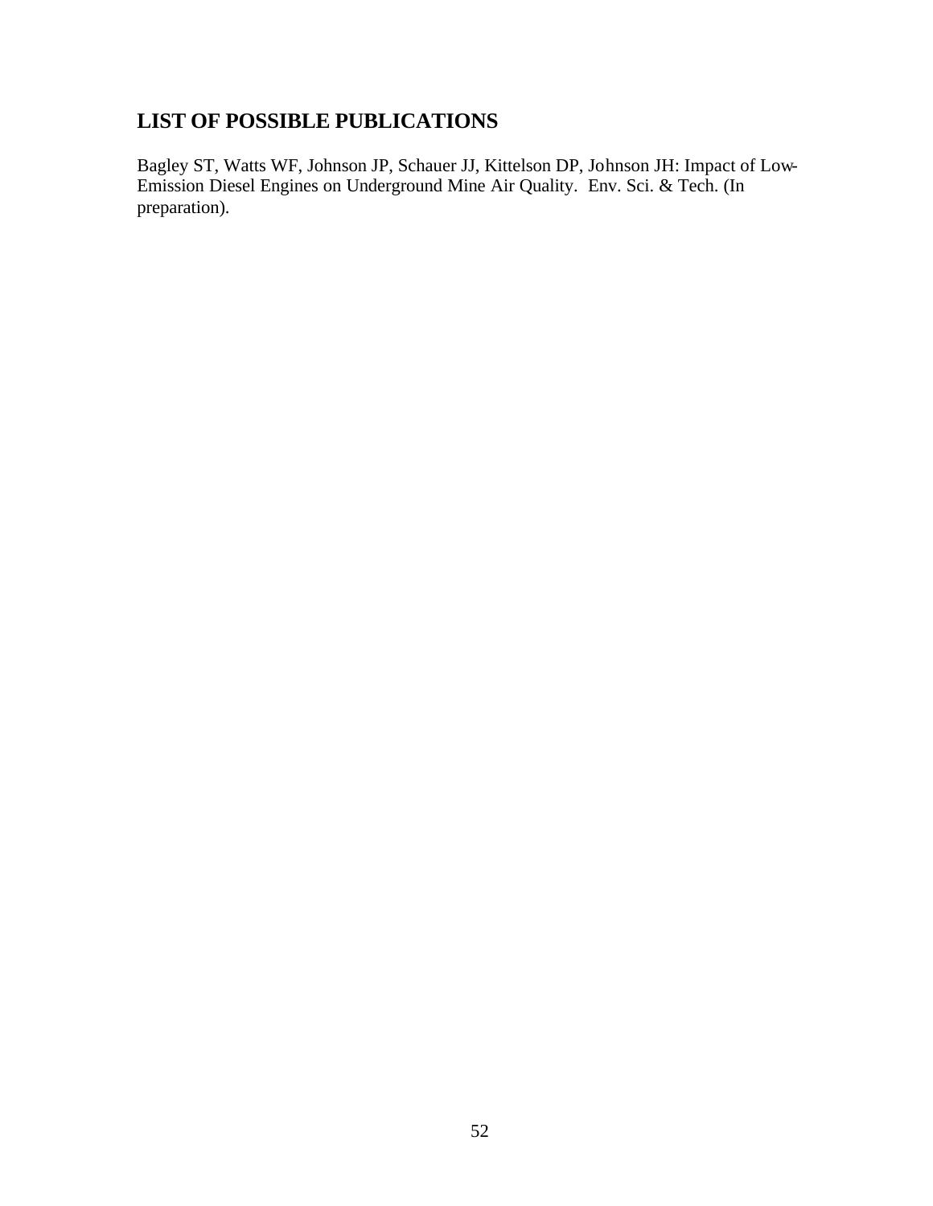## LIST OF POSSIBLE PUBLICATIONS

Bagley ST, Watts WF, Johnson JP, Schauer JJ, Kittelson DP, Johnson JH: Impact of Low-Emission Diesel Engines on Underground Mine Air Quality. Env. Sci. & Tech. (In preparation).